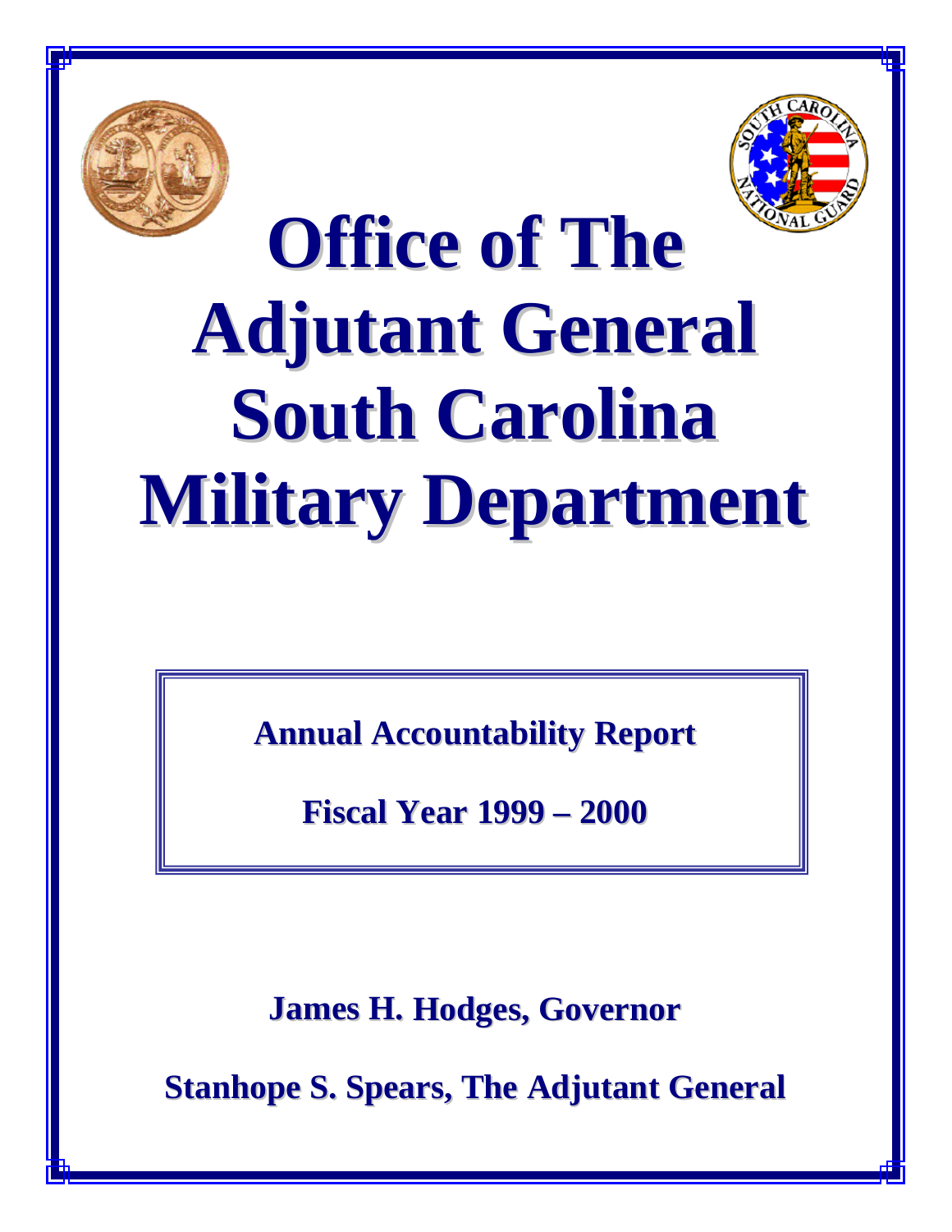# Office of The Adjutant General South Carolina Military Department

**Annual Accountability Report**

**Fiscal Year 1999 – 2000**

**James H. Hodges, Governor**

**Stanhope S. Spears, The Adjutant General**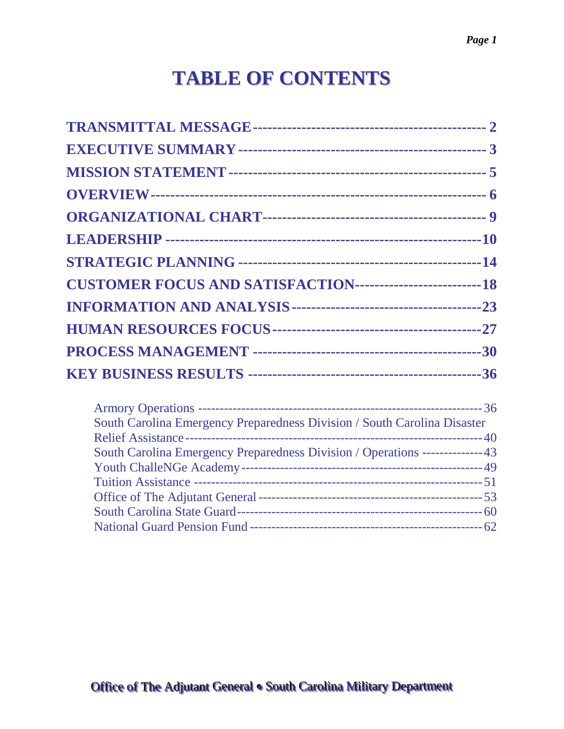# TABLE OF CONTENTS

**TRANSMITTAL MESSAGE** ---------- 2
**EXECUTIVE SUMMARY** ---------- 3
**MISSION STATEMENT** ---------- 5
**OVERVIEW** ---------- 6
**ORGANIZATIONAL CHART** ---------- 9
**LEADERSHIP** ---------- 10
**STRATEGIC PLANNING** ---------- 14
**CUSTOMER FOCUS AND SATISFACTION** ---------- 18
**INFORMATION AND ANALYSIS** ---------- 23
**HUMAN RESOURCES FOCUS** ---------- 27
**PROCESS MANAGEMENT** ---------- 30
**KEY BUSINESS RESULTS** ---------- 36

- Armory Operations ---------- 36
- South Carolina Emergency Preparedness Division / South Carolina Disaster Relief Assistance ---------- 40
- South Carolina Emergency Preparedness Division / Operations ---------- 43
- Youth ChalleNGe Academy ---------- 49
- Tuition Assistance ---------- 51
- Office of The Adjutant General ---------- 53
- South Carolina State Guard ---------- 60
- National Guard Pension Fund ---------- 62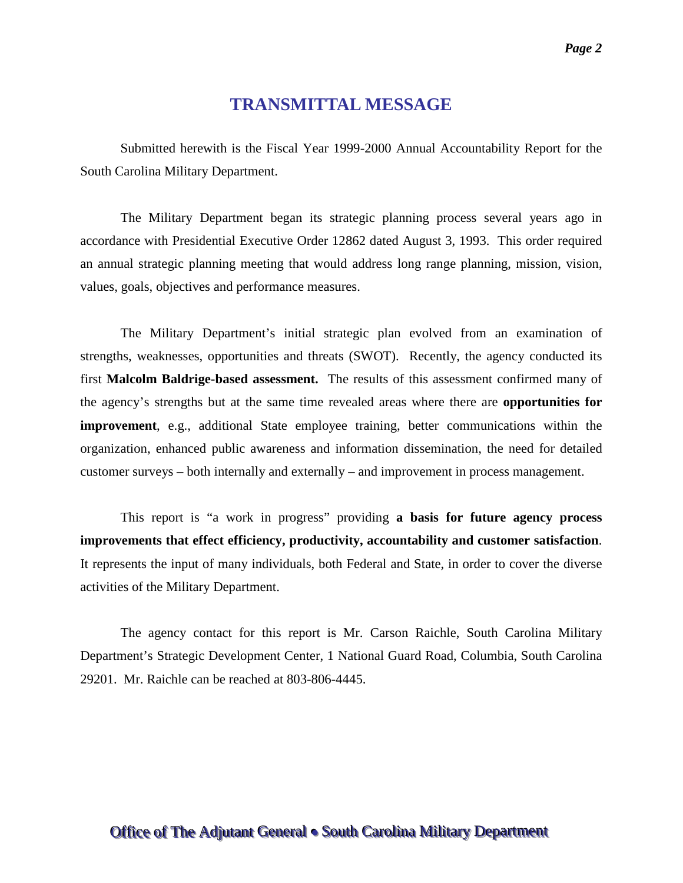# TRANSMITTAL MESSAGE

Submitted herewith is the Fiscal Year 1999-2000 Annual Accountability Report for the South Carolina Military Department.

The Military Department began its strategic planning process several years ago in accordance with Presidential Executive Order 12862 dated August 3, 1993. This order required an annual strategic planning meeting that would address long range planning, mission, vision, values, goals, objectives and performance measures.

The Military Department's initial strategic plan evolved from an examination of strengths, weaknesses, opportunities and threats (SWOT). Recently, the agency conducted its first **Malcolm Baldrige-based assessment.** The results of this assessment confirmed many of the agency's strengths but at the same time revealed areas where there are **opportunities for improvement**, e.g., additional State employee training, better communications within the organization, enhanced public awareness and information dissemination, the need for detailed customer surveys – both internally and externally – and improvement in process management.

This report is "a work in progress" providing **a basis for future agency process improvements that effect efficiency, productivity, accountability and customer satisfaction**. It represents the input of many individuals, both Federal and State, in order to cover the diverse activities of the Military Department.

The agency contact for this report is Mr. Carson Raichle, South Carolina Military Department's Strategic Development Center, 1 National Guard Road, Columbia, South Carolina 29201. Mr. Raichle can be reached at 803-806-4445.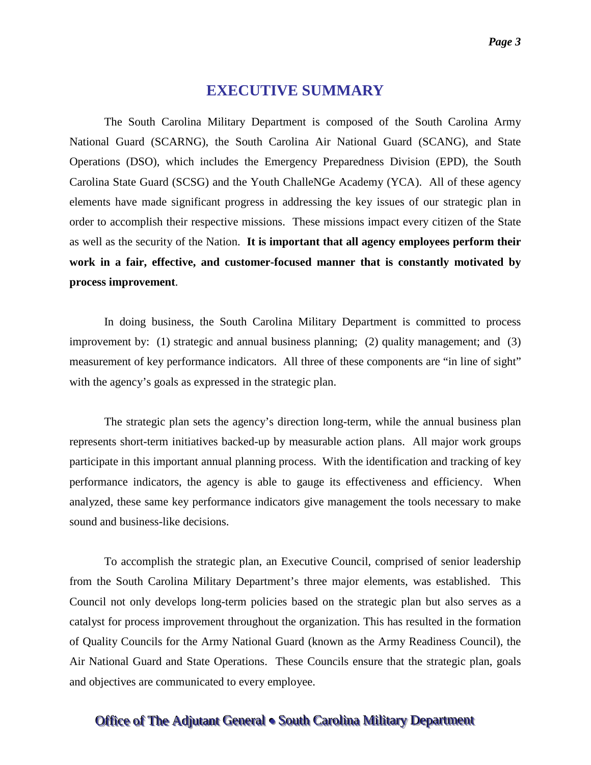# EXECUTIVE SUMMARY

The South Carolina Military Department is composed of the South Carolina Army National Guard (SCARNG), the South Carolina Air National Guard (SCANG), and State Operations (DSO), which includes the Emergency Preparedness Division (EPD), the South Carolina State Guard (SCSG) and the Youth ChalleNGe Academy (YCA). All of these agency elements have made significant progress in addressing the key issues of our strategic plan in order to accomplish their respective missions. These missions impact every citizen of the State as well as the security of the Nation. **It is important that all agency employees perform their work in a fair, effective, and customer-focused manner that is constantly motivated by process improvement**.

In doing business, the South Carolina Military Department is committed to process improvement by: (1) strategic and annual business planning; (2) quality management; and (3) measurement of key performance indicators. All three of these components are "in line of sight" with the agency's goals as expressed in the strategic plan.

The strategic plan sets the agency's direction long-term, while the annual business plan represents short-term initiatives backed-up by measurable action plans. All major work groups participate in this important annual planning process. With the identification and tracking of key performance indicators, the agency is able to gauge its effectiveness and efficiency. When analyzed, these same key performance indicators give management the tools necessary to make sound and business-like decisions.

To accomplish the strategic plan, an Executive Council, comprised of senior leadership from the South Carolina Military Department's three major elements, was established. This Council not only develops long-term policies based on the strategic plan but also serves as a catalyst for process improvement throughout the organization. This has resulted in the formation of Quality Councils for the Army National Guard (known as the Army Readiness Council), the Air National Guard and State Operations. These Councils ensure that the strategic plan, goals and objectives are communicated to every employee.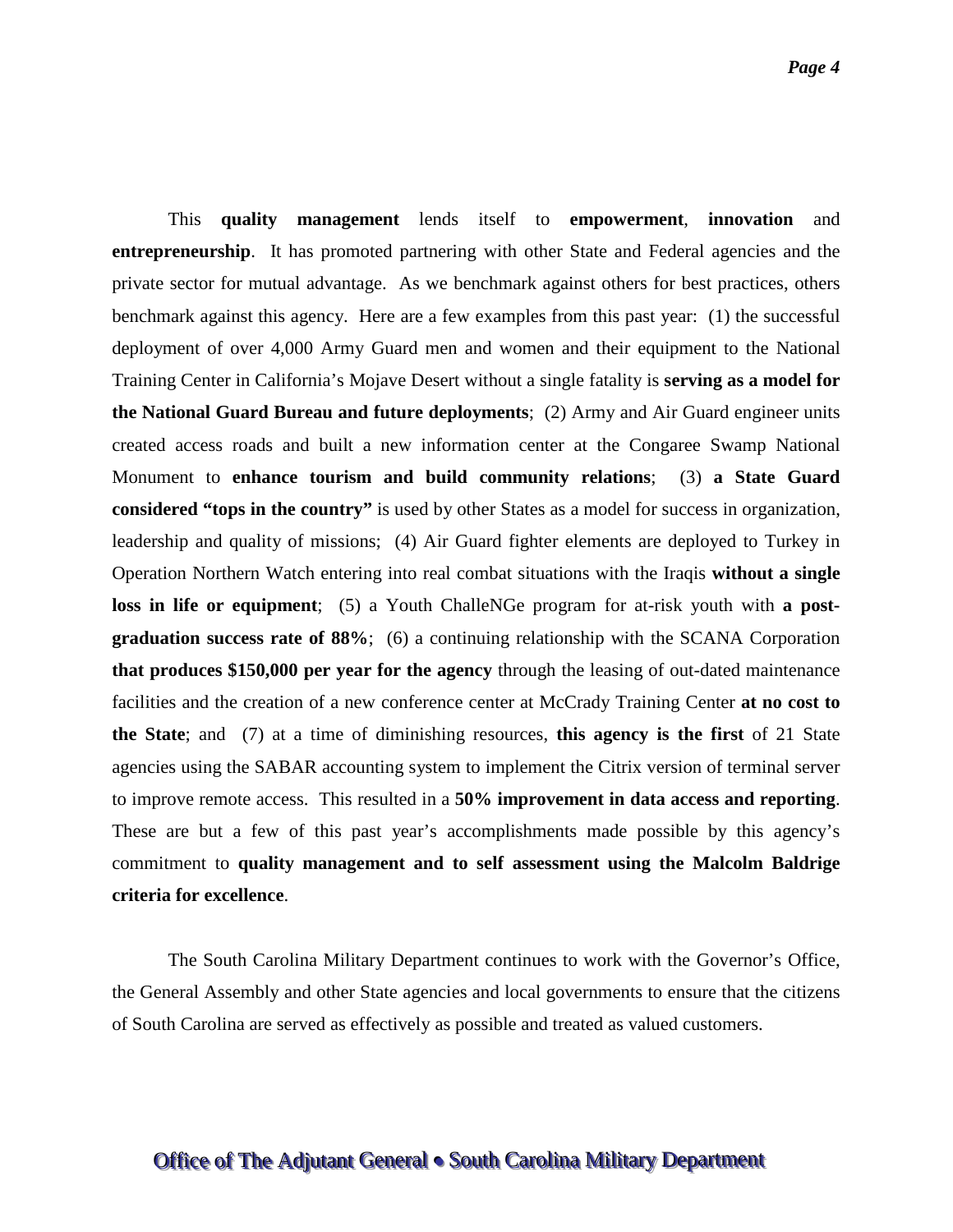This **quality management** lends itself to **empowerment**, **innovation** and **entrepreneurship**. It has promoted partnering with other State and Federal agencies and the private sector for mutual advantage. As we benchmark against others for best practices, others benchmark against this agency. Here are a few examples from this past year: (1) the successful deployment of over 4,000 Army Guard men and women and their equipment to the National Training Center in California's Mojave Desert without a single fatality is **serving as a model for the National Guard Bureau and future deployments**; (2) Army and Air Guard engineer units created access roads and built a new information center at the Congaree Swamp National Monument to **enhance tourism and build community relations**; (3) **a State Guard considered "tops in the country"** is used by other States as a model for success in organization, leadership and quality of missions; (4) Air Guard fighter elements are deployed to Turkey in Operation Northern Watch entering into real combat situations with the Iraqis **without a single loss in life or equipment**; (5) a Youth ChalleNGe program for at-risk youth with **a post-graduation success rate of 88%**; (6) a continuing relationship with the SCANA Corporation **that produces $150,000 per year for the agency** through the leasing of out-dated maintenance facilities and the creation of a new conference center at McCrady Training Center **at no cost to the State**; and (7) at a time of diminishing resources, **this agency is the first** of 21 State agencies using the SABAR accounting system to implement the Citrix version of terminal server to improve remote access. This resulted in a **50% improvement in data access and reporting**. These are but a few of this past year's accomplishments made possible by this agency's commitment to **quality management and to self assessment using the Malcolm Baldrige criteria for excellence**.

The South Carolina Military Department continues to work with the Governor's Office, the General Assembly and other State agencies and local governments to ensure that the citizens of South Carolina are served as effectively as possible and treated as valued customers.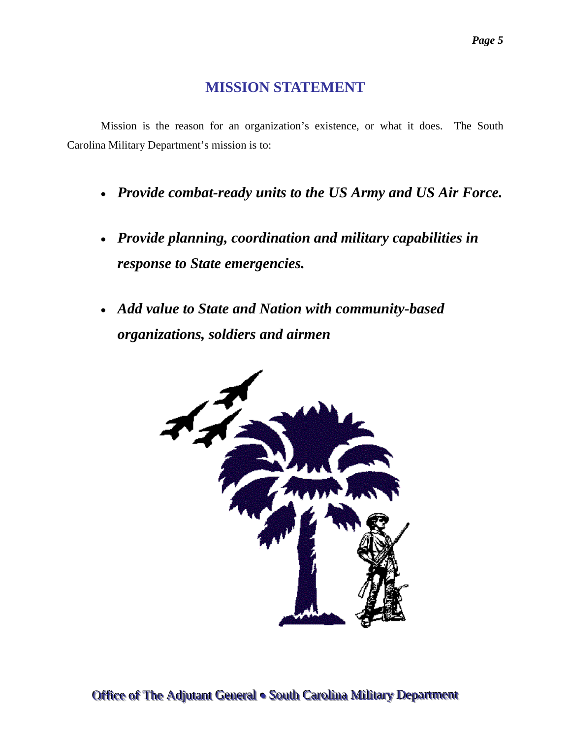# MISSION STATEMENT

Mission is the reason for an organization's existence, or what it does. The South Carolina Military Department's mission is to:

- ***Provide combat-ready units to the US Army and US Air Force.***
- ***Provide planning, coordination and military capabilities in response to State emergencies.***
- ***Add value to State and Nation with community-based organizations, soldiers and airmen***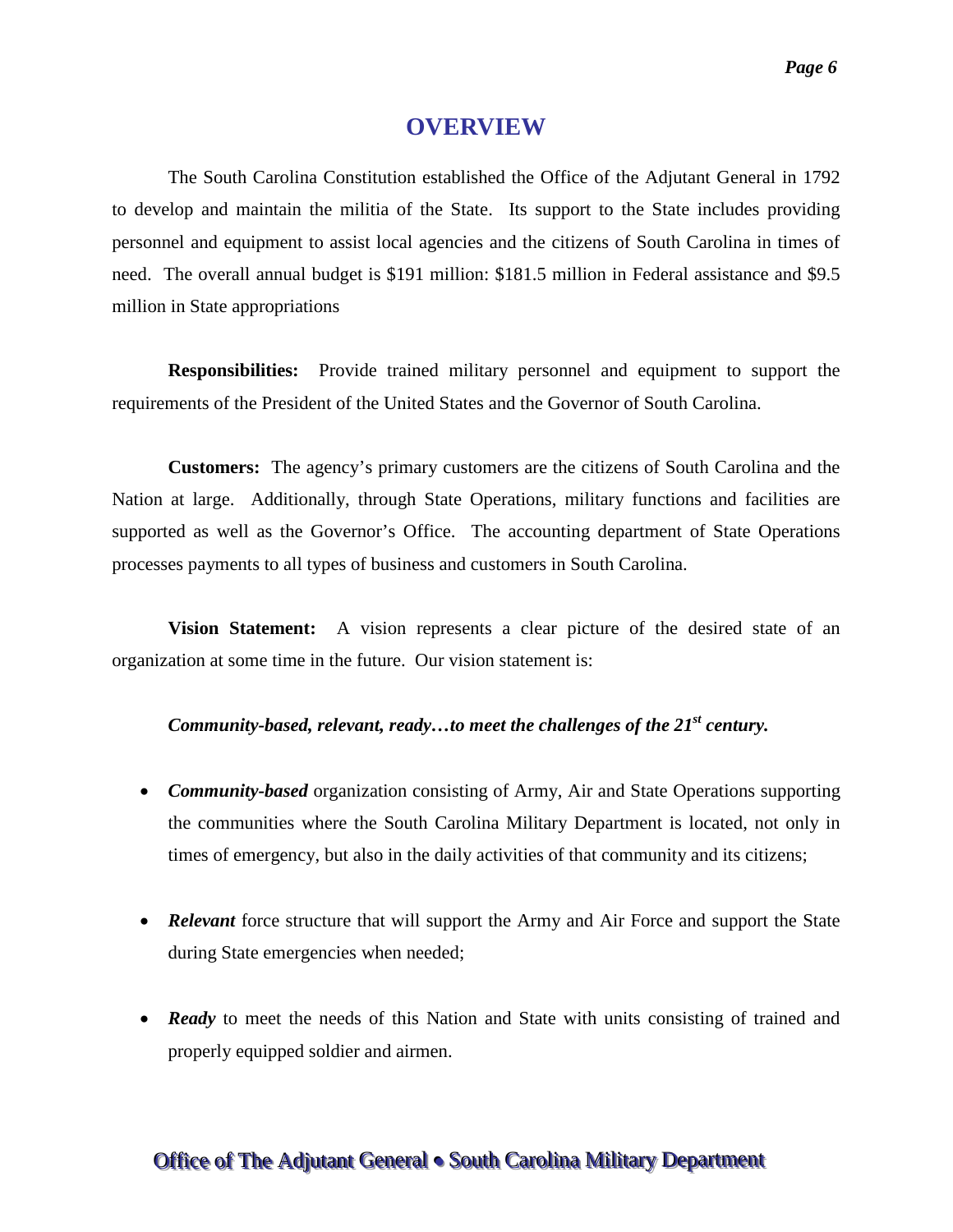# OVERVIEW

The South Carolina Constitution established the Office of the Adjutant General in 1792 to develop and maintain the militia of the State. Its support to the State includes providing personnel and equipment to assist local agencies and the citizens of South Carolina in times of need. The overall annual budget is $191 million: $181.5 million in Federal assistance and $9.5 million in State appropriations

**Responsibilities:** Provide trained military personnel and equipment to support the requirements of the President of the United States and the Governor of South Carolina.

**Customers:** The agency's primary customers are the citizens of South Carolina and the Nation at large. Additionally, through State Operations, military functions and facilities are supported as well as the Governor's Office. The accounting department of State Operations processes payments to all types of business and customers in South Carolina.

**Vision Statement:** A vision represents a clear picture of the desired state of an organization at some time in the future. Our vision statement is:

***Community-based, relevant, ready…to meet the challenges of the 21st century.***

- ***Community-based*** organization consisting of Army, Air and State Operations supporting the communities where the South Carolina Military Department is located, not only in times of emergency, but also in the daily activities of that community and its citizens;

- ***Relevant*** force structure that will support the Army and Air Force and support the State during State emergencies when needed;

- ***Ready*** to meet the needs of this Nation and State with units consisting of trained and properly equipped soldier and airmen.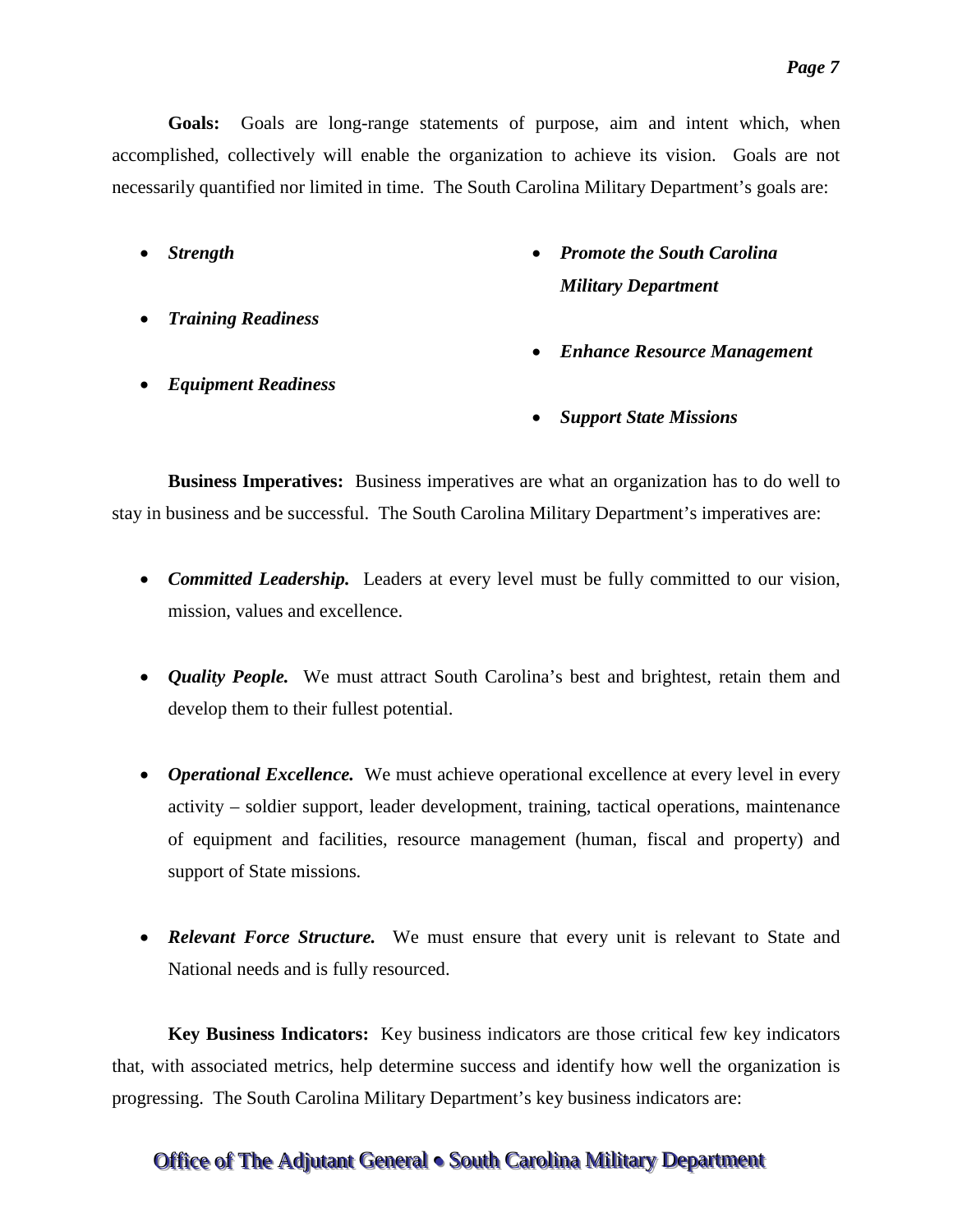**Goals:** Goals are long-range statements of purpose, aim and intent which, when accomplished, collectively will enable the organization to achieve its vision. Goals are not necessarily quantified nor limited in time. The South Carolina Military Department's goals are:

- ***Strength***
- ***Training Readiness***
- ***Equipment Readiness***
- ***Promote the South Carolina Military Department***
- ***Enhance Resource Management***
- ***Support State Missions***

**Business Imperatives:** Business imperatives are what an organization has to do well to stay in business and be successful. The South Carolina Military Department's imperatives are:

- ***Committed Leadership.*** Leaders at every level must be fully committed to our vision, mission, values and excellence.
- ***Quality People.*** We must attract South Carolina's best and brightest, retain them and develop them to their fullest potential.
- ***Operational Excellence.*** We must achieve operational excellence at every level in every activity – soldier support, leader development, training, tactical operations, maintenance of equipment and facilities, resource management (human, fiscal and property) and support of State missions.
- ***Relevant Force Structure.*** We must ensure that every unit is relevant to State and National needs and is fully resourced.

**Key Business Indicators:** Key business indicators are those critical few key indicators that, with associated metrics, help determine success and identify how well the organization is progressing. The South Carolina Military Department's key business indicators are: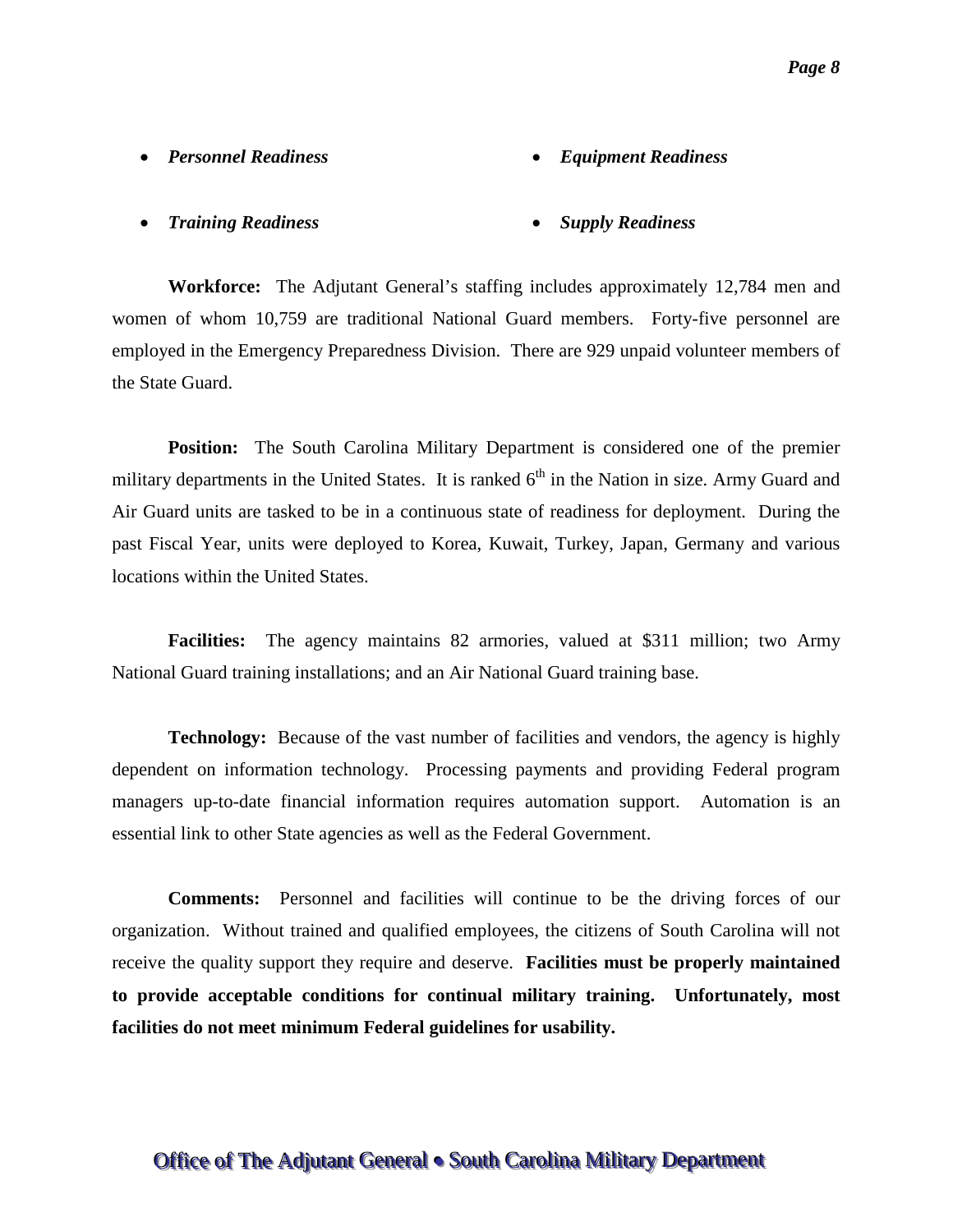- ***Personnel Readiness***
- ***Equipment Readiness***
- ***Training Readiness***
- ***Supply Readiness***

**Workforce:** The Adjutant General's staffing includes approximately 12,784 men and women of whom 10,759 are traditional National Guard members. Forty-five personnel are employed in the Emergency Preparedness Division. There are 929 unpaid volunteer members of the State Guard.

**Position:** The South Carolina Military Department is considered one of the premier military departments in the United States. It is ranked 6th in the Nation in size. Army Guard and Air Guard units are tasked to be in a continuous state of readiness for deployment. During the past Fiscal Year, units were deployed to Korea, Kuwait, Turkey, Japan, Germany and various locations within the United States.

**Facilities:** The agency maintains 82 armories, valued at $311 million; two Army National Guard training installations; and an Air National Guard training base.

**Technology:** Because of the vast number of facilities and vendors, the agency is highly dependent on information technology. Processing payments and providing Federal program managers up-to-date financial information requires automation support. Automation is an essential link to other State agencies as well as the Federal Government.

**Comments:** Personnel and facilities will continue to be the driving forces of our organization. Without trained and qualified employees, the citizens of South Carolina will not receive the quality support they require and deserve. **Facilities must be properly maintained to provide acceptable conditions for continual military training. Unfortunately, most facilities do not meet minimum Federal guidelines for usability.**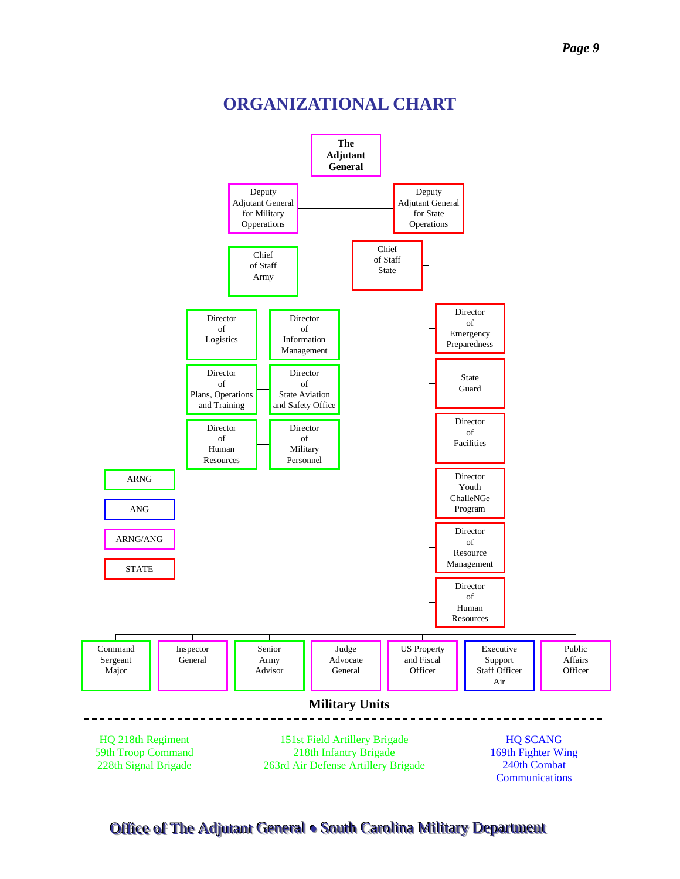# ORGANIZATIONAL CHART

**The Adjutant General**

- Deputy Adjutant General for Military Opperations
  - Chief of Staff Army
    - Director of Logistics
    - Director of Information Management
    - Director of Plans, Operations and Training
    - Director of State Aviation and Safety Office
    - Director of Human Resources
    - Director of Military Personnel
- Deputy Adjutant General for State Operations
  - Chief of Staff State
  - Director of Emergency Preparedness
  - State Guard
  - Director of Facilities
  - Director Youth ChalleNGe Program
  - Director of Resource Management
  - Director of Human Resources
- Command Sergeant Major
- Inspector General
- Senior Army Advisor
- Judge Advocate General
- US Property and Fiscal Officer
- Executive Support Staff Officer Air
- Public Affairs Officer

Legend:

- ARNG
- ANG
- ARNG/ANG
- STATE

## Military Units

| | | |
|---|---|---|
| HQ 218th Regiment | 151st Field Artillery Brigade | HQ SCANG |
| 59th Troop Command | 218th Infantry Brigade | 169th Fighter Wing |
| 228th Signal Brigade | 263rd Air Defense Artillery Brigade | 240th Combat Communications |

Office of The Adjutant General • South Carolina Military Department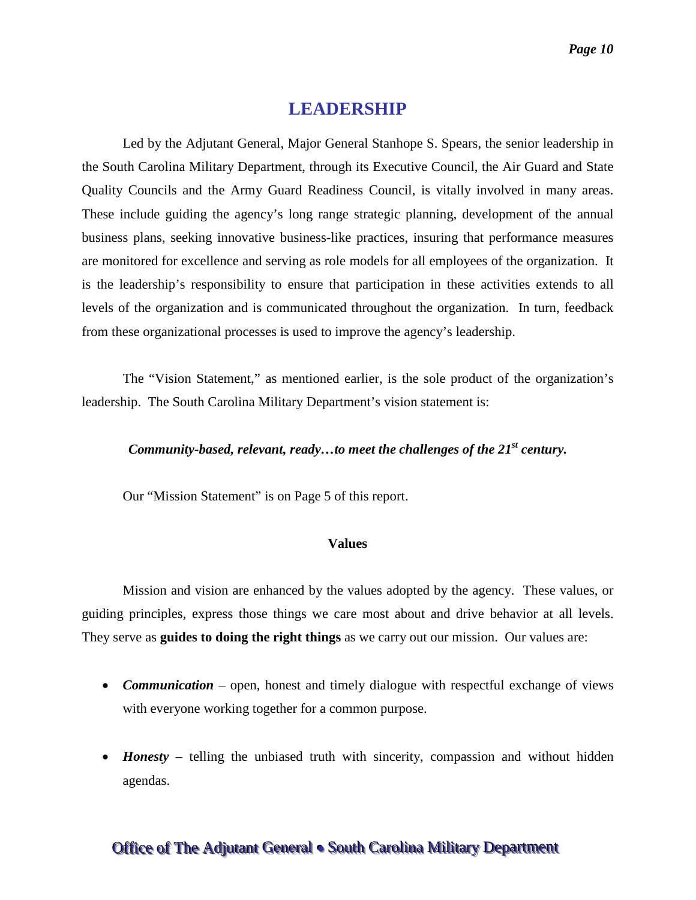# LEADERSHIP

Led by the Adjutant General, Major General Stanhope S. Spears, the senior leadership in the South Carolina Military Department, through its Executive Council, the Air Guard and State Quality Councils and the Army Guard Readiness Council, is vitally involved in many areas. These include guiding the agency's long range strategic planning, development of the annual business plans, seeking innovative business-like practices, insuring that performance measures are monitored for excellence and serving as role models for all employees of the organization. It is the leadership's responsibility to ensure that participation in these activities extends to all levels of the organization and is communicated throughout the organization. In turn, feedback from these organizational processes is used to improve the agency's leadership.

The "Vision Statement," as mentioned earlier, is the sole product of the organization's leadership. The South Carolina Military Department's vision statement is:

***Community-based, relevant, ready…to meet the challenges of the 21st century.***

Our "Mission Statement" is on Page 5 of this report.

### Values

Mission and vision are enhanced by the values adopted by the agency. These values, or guiding principles, express those things we care most about and drive behavior at all levels. They serve as **guides to doing the right things** as we carry out our mission. Our values are:

- ***Communication*** – open, honest and timely dialogue with respectful exchange of views with everyone working together for a common purpose.
- ***Honesty*** – telling the unbiased truth with sincerity, compassion and without hidden agendas.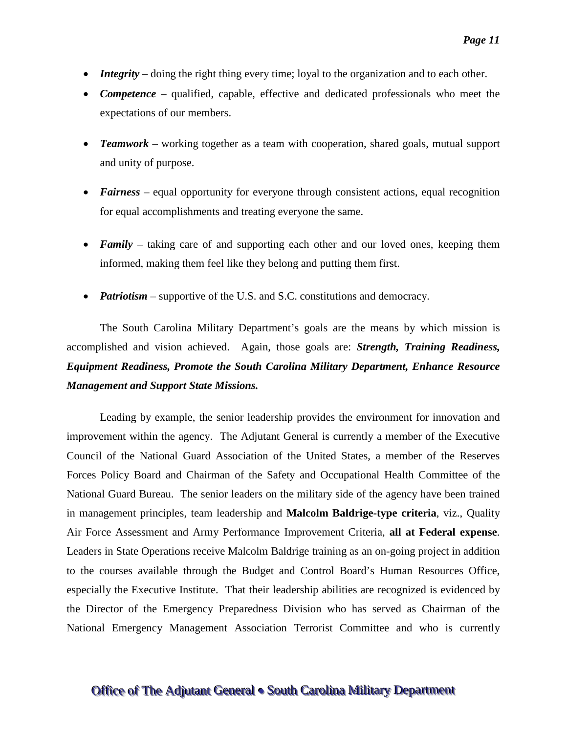- ***Integrity*** – doing the right thing every time; loyal to the organization and to each other.
- ***Competence*** – qualified, capable, effective and dedicated professionals who meet the expectations of our members.
- ***Teamwork*** – working together as a team with cooperation, shared goals, mutual support and unity of purpose.
- ***Fairness*** – equal opportunity for everyone through consistent actions, equal recognition for equal accomplishments and treating everyone the same.
- ***Family*** – taking care of and supporting each other and our loved ones, keeping them informed, making them feel like they belong and putting them first.
- ***Patriotism*** – supportive of the U.S. and S.C. constitutions and democracy.

The South Carolina Military Department's goals are the means by which mission is accomplished and vision achieved. Again, those goals are: ***Strength, Training Readiness, Equipment Readiness, Promote the South Carolina Military Department, Enhance Resource Management and Support State Missions.***

Leading by example, the senior leadership provides the environment for innovation and improvement within the agency. The Adjutant General is currently a member of the Executive Council of the National Guard Association of the United States, a member of the Reserves Forces Policy Board and Chairman of the Safety and Occupational Health Committee of the National Guard Bureau. The senior leaders on the military side of the agency have been trained in management principles, team leadership and **Malcolm Baldrige-type criteria**, viz., Quality Air Force Assessment and Army Performance Improvement Criteria, **all at Federal expense**. Leaders in State Operations receive Malcolm Baldrige training as an on-going project in addition to the courses available through the Budget and Control Board's Human Resources Office, especially the Executive Institute. That their leadership abilities are recognized is evidenced by the Director of the Emergency Preparedness Division who has served as Chairman of the National Emergency Management Association Terrorist Committee and who is currently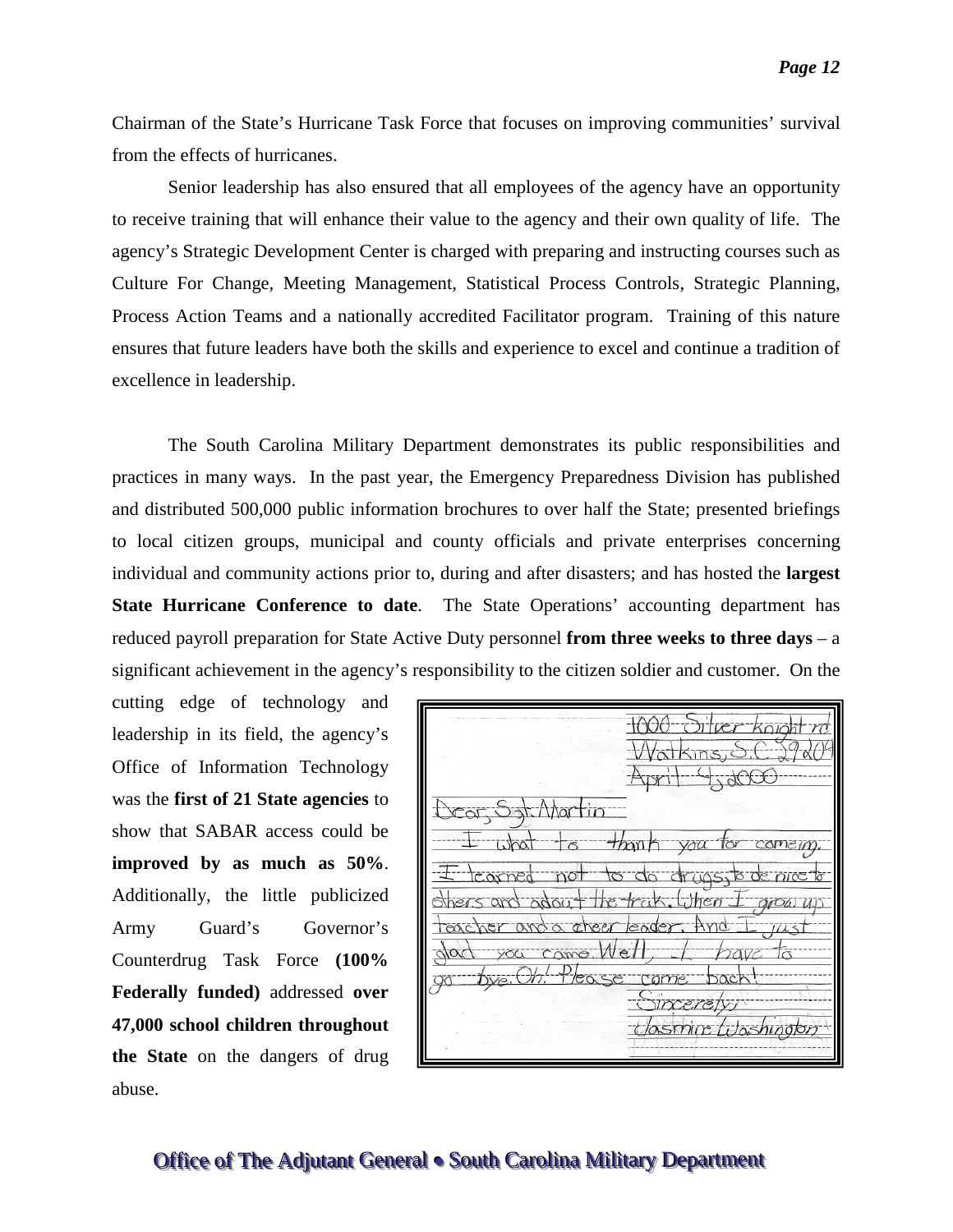Chairman of the State's Hurricane Task Force that focuses on improving communities' survival from the effects of hurricanes.

Senior leadership has also ensured that all employees of the agency have an opportunity to receive training that will enhance their value to the agency and their own quality of life. The agency's Strategic Development Center is charged with preparing and instructing courses such as Culture For Change, Meeting Management, Statistical Process Controls, Strategic Planning, Process Action Teams and a nationally accredited Facilitator program. Training of this nature ensures that future leaders have both the skills and experience to excel and continue a tradition of excellence in leadership.

The South Carolina Military Department demonstrates its public responsibilities and practices in many ways. In the past year, the Emergency Preparedness Division has published and distributed 500,000 public information brochures to over half the State; presented briefings to local citizen groups, municipal and county officials and private enterprises concerning individual and community actions prior to, during and after disasters; and has hosted the **largest State Hurricane Conference to date**. The State Operations' accounting department has reduced payroll preparation for State Active Duty personnel **from three weeks to three days** – a significant achievement in the agency's responsibility to the citizen soldier and customer. On the cutting edge of technology and leadership in its field, the agency's Office of Information Technology was the **first of 21 State agencies** to show that SABAR access could be **improved by as much as 50%**. Additionally, the little publicized Army Guard's Governor's Counterdrug Task Force **(100% Federally funded)** addressed **over 47,000 school children throughout the State** on the dangers of drug abuse.

1000 Silver Knight rd
Watkins, S.C. 29209
April 4, 2000

Dear, Sgt Martin

I what to thank you for comeing. I learned not to do drugs, to be nice to others and about the track. When I grow up teacher and a cheer leader. And I just glad you came. Well, I have to go bye. Oh! Please come back!

Sincerely,
Jasmine Washington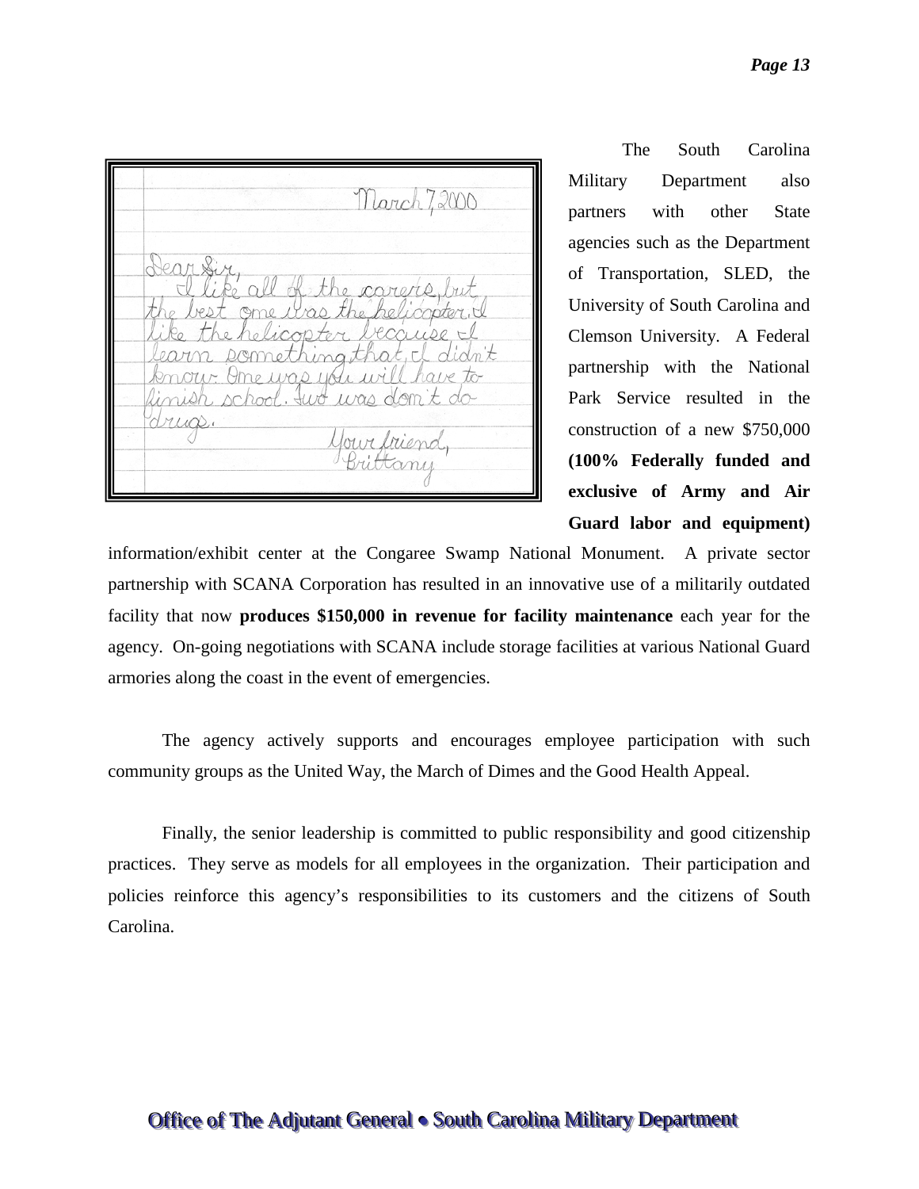> March 7, 2000
>
> Dear Sir,
>
> I like all of the carers, but the best one was the helicopter. I like the helicopter because I learn something that I didn't know. One was you will have to finish school. Two was don't do drugs.
>
> Your friend,
> Brittany

The South Carolina Military Department also partners with other State agencies such as the Department of Transportation, SLED, the University of South Carolina and Clemson University. A Federal partnership with the National Park Service resulted in the construction of a new $750,000 **(100% Federally funded and exclusive of Army and Air Guard labor and equipment)** information/exhibit center at the Congaree Swamp National Monument. A private sector partnership with SCANA Corporation has resulted in an innovative use of a militarily outdated facility that now **produces $150,000 in revenue for facility maintenance** each year for the agency. On-going negotiations with SCANA include storage facilities at various National Guard armories along the coast in the event of emergencies.

The agency actively supports and encourages employee participation with such community groups as the United Way, the March of Dimes and the Good Health Appeal.

Finally, the senior leadership is committed to public responsibility and good citizenship practices. They serve as models for all employees in the organization. Their participation and policies reinforce this agency's responsibilities to its customers and the citizens of South Carolina.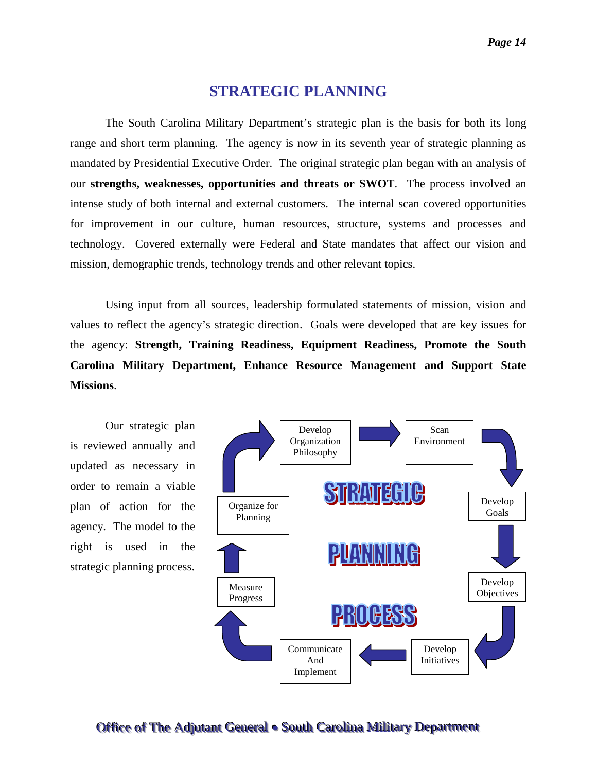# STRATEGIC PLANNING

The South Carolina Military Department's strategic plan is the basis for both its long range and short term planning. The agency is now in its seventh year of strategic planning as mandated by Presidential Executive Order. The original strategic plan began with an analysis of our **strengths, weaknesses, opportunities and threats or SWOT**. The process involved an intense study of both internal and external customers. The internal scan covered opportunities for improvement in our culture, human resources, structure, systems and processes and technology. Covered externally were Federal and State mandates that affect our vision and mission, demographic trends, technology trends and other relevant topics.

Using input from all sources, leadership formulated statements of mission, vision and values to reflect the agency's strategic direction. Goals were developed that are key issues for the agency: **Strength, Training Readiness, Equipment Readiness, Promote the South Carolina Military Department, Enhance Resource Management and Support State Missions**.

Our strategic plan is reviewed annually and updated as necessary in order to remain a viable plan of action for the agency. The model to the right is used in the strategic planning process.

STRATEGIC PLANNING PROCESS

Develop Organization Philosophy → Scan Environment → Develop Goals → Develop Objectives → Develop Initiatives → Communicate And Implement → Measure Progress → Organize for Planning → Develop Organization Philosophy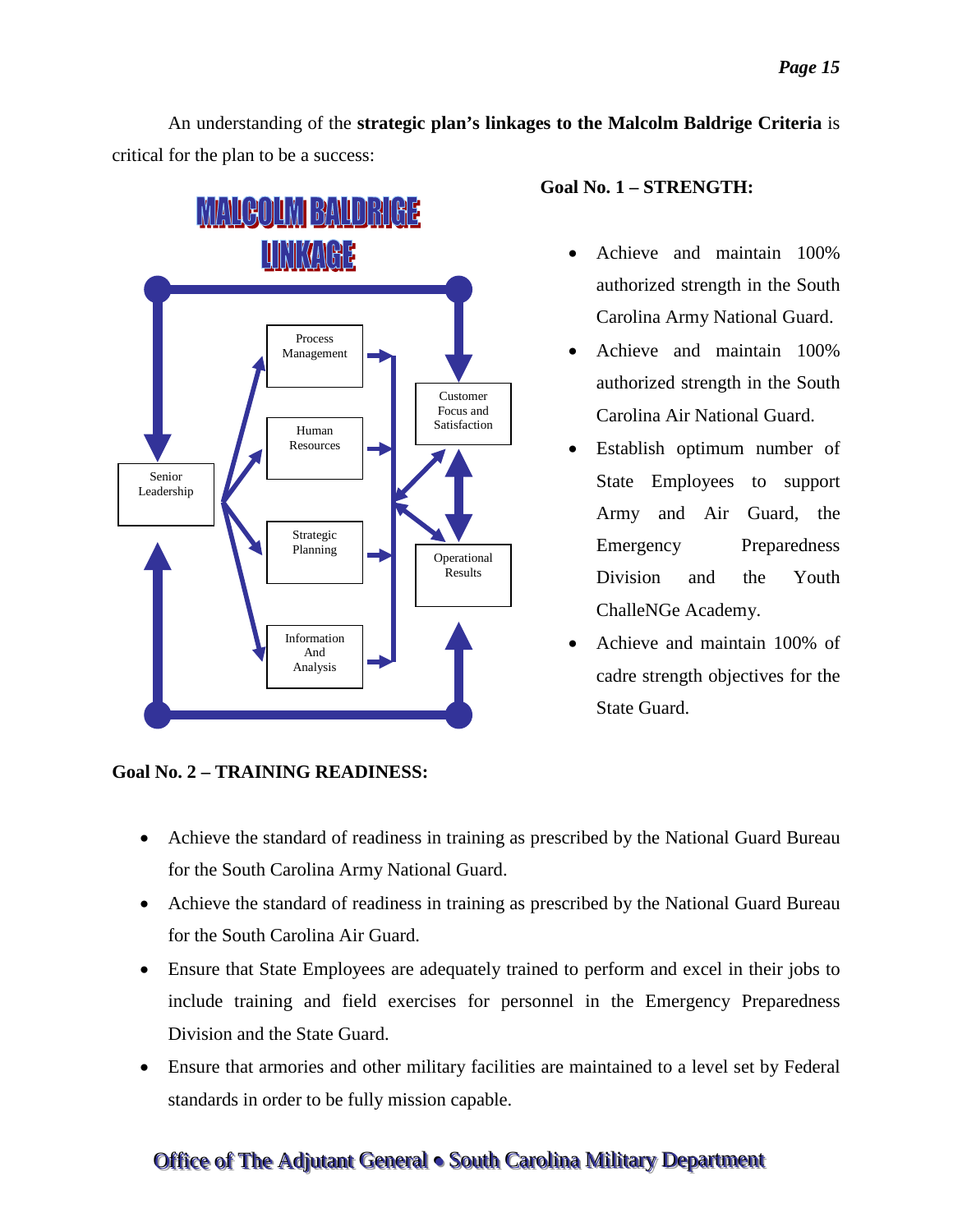An understanding of the **strategic plan's linkages to the Malcolm Baldrige Criteria** is critical for the plan to be a success:

MALCOLM BALDRIGE LINKAGE

Senior Leadership

Process Management

Human Resources

Strategic Planning

Information And Analysis

Customer Focus and Satisfaction

Operational Results

**Goal No. 1 – STRENGTH:**

- Achieve and maintain 100% authorized strength in the South Carolina Army National Guard.
- Achieve and maintain 100% authorized strength in the South Carolina Air National Guard.
- Establish optimum number of State Employees to support Army and Air Guard, the Emergency Preparedness Division and the Youth ChalleNGe Academy.
- Achieve and maintain 100% of cadre strength objectives for the State Guard.

**Goal No. 2 – TRAINING READINESS:**

- Achieve the standard of readiness in training as prescribed by the National Guard Bureau for the South Carolina Army National Guard.
- Achieve the standard of readiness in training as prescribed by the National Guard Bureau for the South Carolina Air Guard.
- Ensure that State Employees are adequately trained to perform and excel in their jobs to include training and field exercises for personnel in the Emergency Preparedness Division and the State Guard.
- Ensure that armories and other military facilities are maintained to a level set by Federal standards in order to be fully mission capable.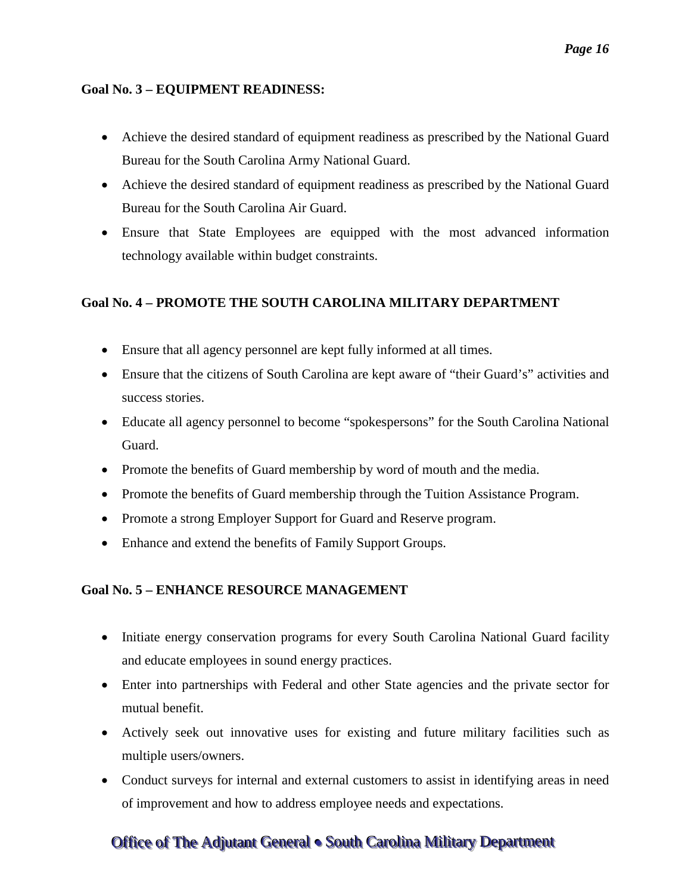**Goal No. 3 – EQUIPMENT READINESS:**

- Achieve the desired standard of equipment readiness as prescribed by the National Guard Bureau for the South Carolina Army National Guard.
- Achieve the desired standard of equipment readiness as prescribed by the National Guard Bureau for the South Carolina Air Guard.
- Ensure that State Employees are equipped with the most advanced information technology available within budget constraints.

**Goal No. 4 – PROMOTE THE SOUTH CAROLINA MILITARY DEPARTMENT**

- Ensure that all agency personnel are kept fully informed at all times.
- Ensure that the citizens of South Carolina are kept aware of "their Guard's" activities and success stories.
- Educate all agency personnel to become "spokespersons" for the South Carolina National Guard.
- Promote the benefits of Guard membership by word of mouth and the media.
- Promote the benefits of Guard membership through the Tuition Assistance Program.
- Promote a strong Employer Support for Guard and Reserve program.
- Enhance and extend the benefits of Family Support Groups.

**Goal No. 5 – ENHANCE RESOURCE MANAGEMENT**

- Initiate energy conservation programs for every South Carolina National Guard facility and educate employees in sound energy practices.
- Enter into partnerships with Federal and other State agencies and the private sector for mutual benefit.
- Actively seek out innovative uses for existing and future military facilities such as multiple users/owners.
- Conduct surveys for internal and external customers to assist in identifying areas in need of improvement and how to address employee needs and expectations.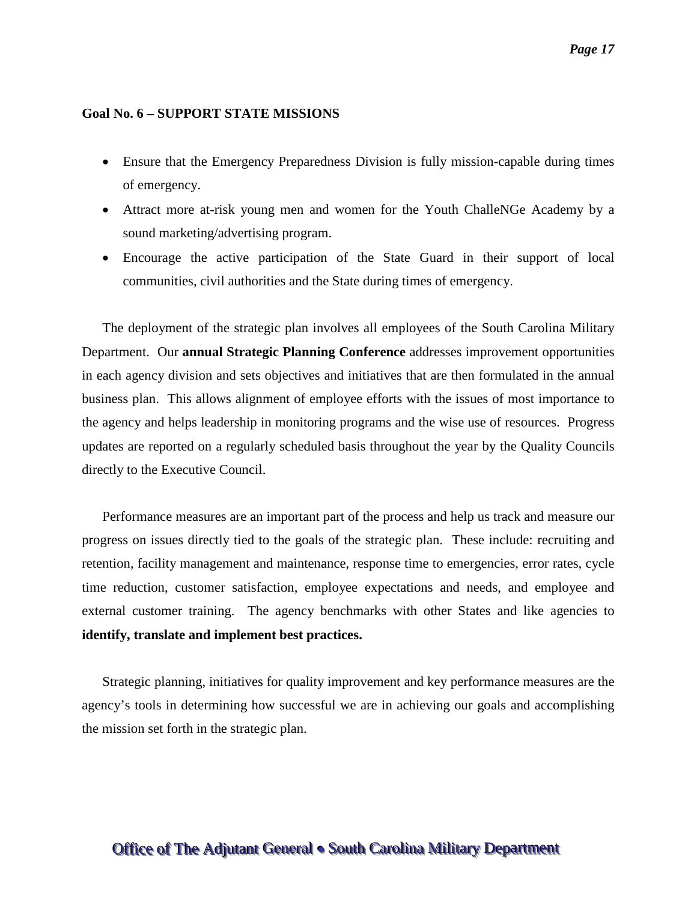**Goal No. 6 – SUPPORT STATE MISSIONS**

- Ensure that the Emergency Preparedness Division is fully mission-capable during times of emergency.
- Attract more at-risk young men and women for the Youth ChalleNGe Academy by a sound marketing/advertising program.
- Encourage the active participation of the State Guard in their support of local communities, civil authorities and the State during times of emergency.

The deployment of the strategic plan involves all employees of the South Carolina Military Department. Our **annual Strategic Planning Conference** addresses improvement opportunities in each agency division and sets objectives and initiatives that are then formulated in the annual business plan. This allows alignment of employee efforts with the issues of most importance to the agency and helps leadership in monitoring programs and the wise use of resources. Progress updates are reported on a regularly scheduled basis throughout the year by the Quality Councils directly to the Executive Council.

Performance measures are an important part of the process and help us track and measure our progress on issues directly tied to the goals of the strategic plan. These include: recruiting and retention, facility management and maintenance, response time to emergencies, error rates, cycle time reduction, customer satisfaction, employee expectations and needs, and employee and external customer training. The agency benchmarks with other States and like agencies to **identify, translate and implement best practices.**

Strategic planning, initiatives for quality improvement and key performance measures are the agency's tools in determining how successful we are in achieving our goals and accomplishing the mission set forth in the strategic plan.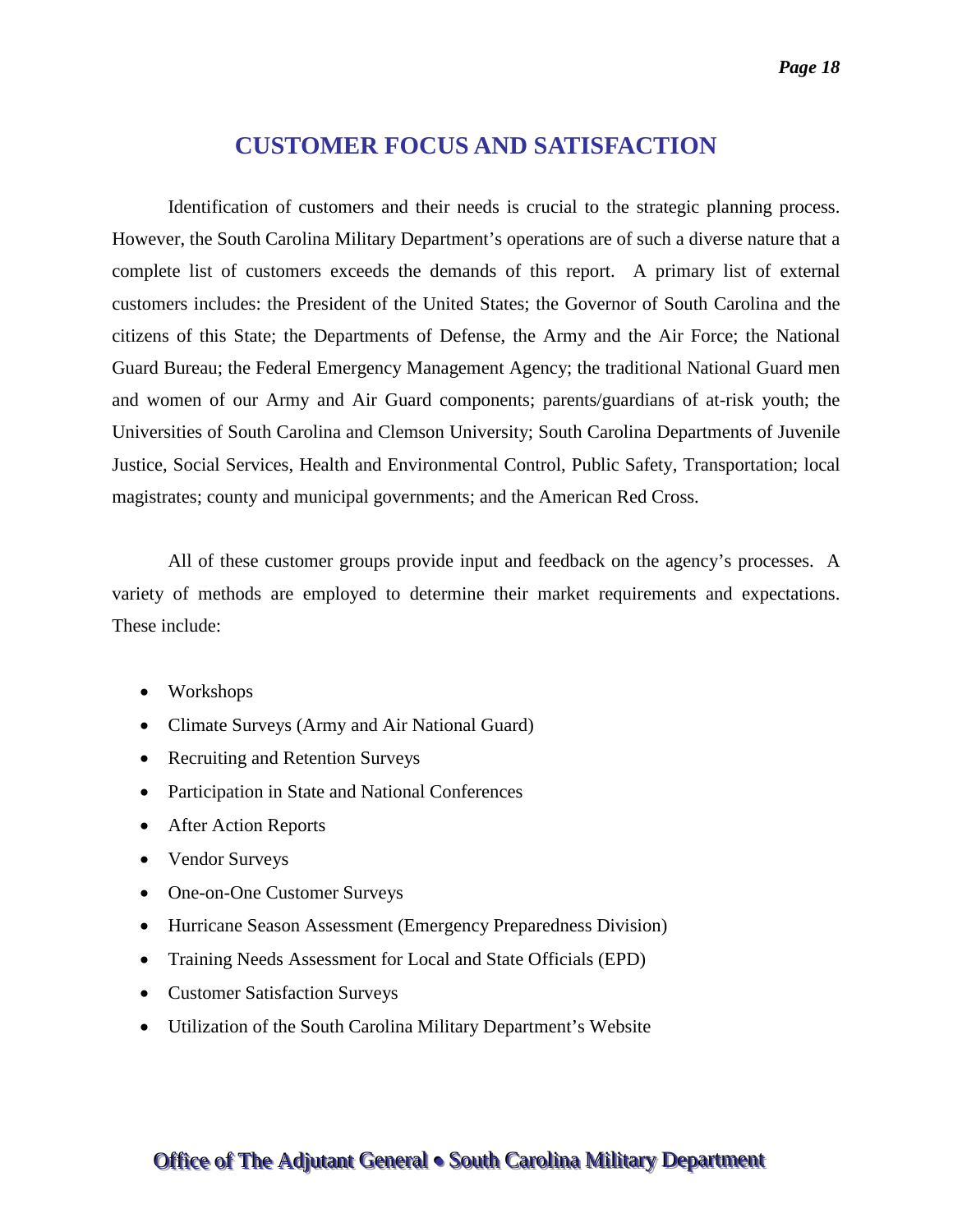# CUSTOMER FOCUS AND SATISFACTION

Identification of customers and their needs is crucial to the strategic planning process. However, the South Carolina Military Department's operations are of such a diverse nature that a complete list of customers exceeds the demands of this report. A primary list of external customers includes: the President of the United States; the Governor of South Carolina and the citizens of this State; the Departments of Defense, the Army and the Air Force; the National Guard Bureau; the Federal Emergency Management Agency; the traditional National Guard men and women of our Army and Air Guard components; parents/guardians of at-risk youth; the Universities of South Carolina and Clemson University; South Carolina Departments of Juvenile Justice, Social Services, Health and Environmental Control, Public Safety, Transportation; local magistrates; county and municipal governments; and the American Red Cross.

All of these customer groups provide input and feedback on the agency's processes. A variety of methods are employed to determine their market requirements and expectations. These include:

- Workshops
- Climate Surveys (Army and Air National Guard)
- Recruiting and Retention Surveys
- Participation in State and National Conferences
- After Action Reports
- Vendor Surveys
- One-on-One Customer Surveys
- Hurricane Season Assessment (Emergency Preparedness Division)
- Training Needs Assessment for Local and State Officials (EPD)
- Customer Satisfaction Surveys
- Utilization of the South Carolina Military Department's Website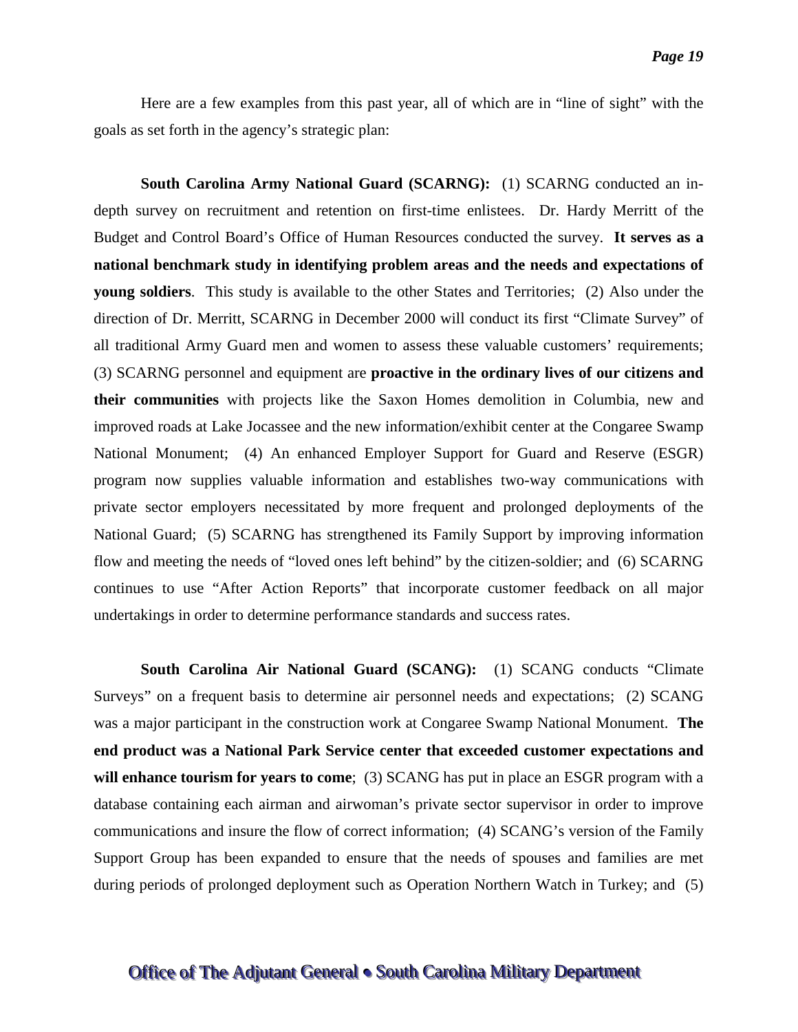Here are a few examples from this past year, all of which are in "line of sight" with the goals as set forth in the agency's strategic plan:

**South Carolina Army National Guard (SCARNG):** (1) SCARNG conducted an in-depth survey on recruitment and retention on first-time enlistees. Dr. Hardy Merritt of the Budget and Control Board's Office of Human Resources conducted the survey. **It serves as a national benchmark study in identifying problem areas and the needs and expectations of young soldiers**. This study is available to the other States and Territories; (2) Also under the direction of Dr. Merritt, SCARNG in December 2000 will conduct its first "Climate Survey" of all traditional Army Guard men and women to assess these valuable customers' requirements; (3) SCARNG personnel and equipment are **proactive in the ordinary lives of our citizens and their communities** with projects like the Saxon Homes demolition in Columbia, new and improved roads at Lake Jocassee and the new information/exhibit center at the Congaree Swamp National Monument; (4) An enhanced Employer Support for Guard and Reserve (ESGR) program now supplies valuable information and establishes two-way communications with private sector employers necessitated by more frequent and prolonged deployments of the National Guard; (5) SCARNG has strengthened its Family Support by improving information flow and meeting the needs of "loved ones left behind" by the citizen-soldier; and (6) SCARNG continues to use "After Action Reports" that incorporate customer feedback on all major undertakings in order to determine performance standards and success rates.

**South Carolina Air National Guard (SCANG):** (1) SCANG conducts "Climate Surveys" on a frequent basis to determine air personnel needs and expectations; (2) SCANG was a major participant in the construction work at Congaree Swamp National Monument. **The end product was a National Park Service center that exceeded customer expectations and will enhance tourism for years to come**; (3) SCANG has put in place an ESGR program with a database containing each airman and airwoman's private sector supervisor in order to improve communications and insure the flow of correct information; (4) SCANG's version of the Family Support Group has been expanded to ensure that the needs of spouses and families are met during periods of prolonged deployment such as Operation Northern Watch in Turkey; and (5)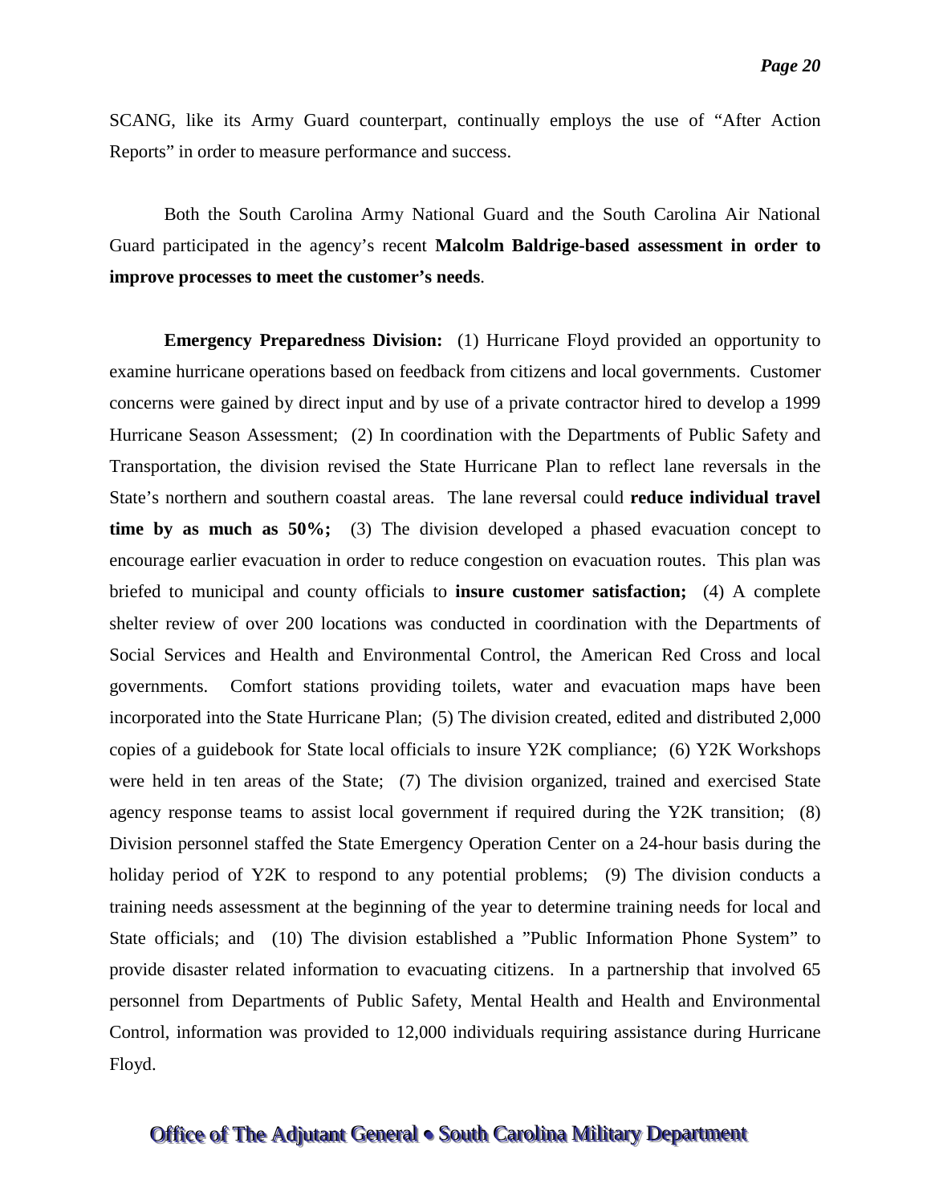SCANG, like its Army Guard counterpart, continually employs the use of "After Action Reports" in order to measure performance and success.

Both the South Carolina Army National Guard and the South Carolina Air National Guard participated in the agency's recent **Malcolm Baldrige-based assessment in order to improve processes to meet the customer's needs**.

**Emergency Preparedness Division:** (1) Hurricane Floyd provided an opportunity to examine hurricane operations based on feedback from citizens and local governments. Customer concerns were gained by direct input and by use of a private contractor hired to develop a 1999 Hurricane Season Assessment; (2) In coordination with the Departments of Public Safety and Transportation, the division revised the State Hurricane Plan to reflect lane reversals in the State's northern and southern coastal areas. The lane reversal could **reduce individual travel time by as much as 50%;** (3) The division developed a phased evacuation concept to encourage earlier evacuation in order to reduce congestion on evacuation routes. This plan was briefed to municipal and county officials to **insure customer satisfaction;** (4) A complete shelter review of over 200 locations was conducted in coordination with the Departments of Social Services and Health and Environmental Control, the American Red Cross and local governments. Comfort stations providing toilets, water and evacuation maps have been incorporated into the State Hurricane Plan; (5) The division created, edited and distributed 2,000 copies of a guidebook for State local officials to insure Y2K compliance; (6) Y2K Workshops were held in ten areas of the State; (7) The division organized, trained and exercised State agency response teams to assist local government if required during the Y2K transition; (8) Division personnel staffed the State Emergency Operation Center on a 24-hour basis during the holiday period of Y2K to respond to any potential problems; (9) The division conducts a training needs assessment at the beginning of the year to determine training needs for local and State officials; and (10) The division established a "Public Information Phone System" to provide disaster related information to evacuating citizens. In a partnership that involved 65 personnel from Departments of Public Safety, Mental Health and Health and Environmental Control, information was provided to 12,000 individuals requiring assistance during Hurricane Floyd.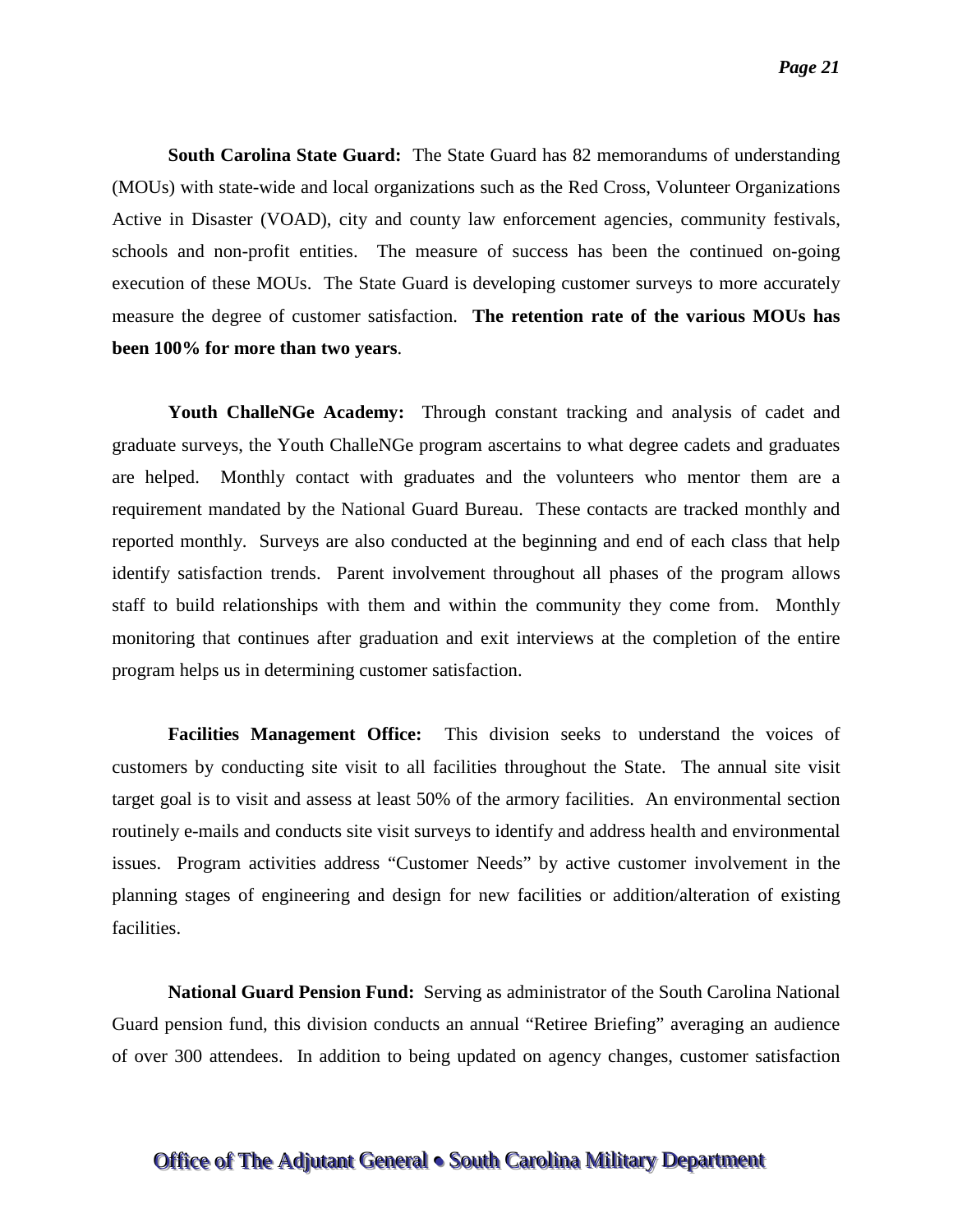**South Carolina State Guard:** The State Guard has 82 memorandums of understanding (MOUs) with state-wide and local organizations such as the Red Cross, Volunteer Organizations Active in Disaster (VOAD), city and county law enforcement agencies, community festivals, schools and non-profit entities. The measure of success has been the continued on-going execution of these MOUs. The State Guard is developing customer surveys to more accurately measure the degree of customer satisfaction. **The retention rate of the various MOUs has been 100% for more than two years**.

**Youth ChalleNGe Academy:** Through constant tracking and analysis of cadet and graduate surveys, the Youth ChalleNGe program ascertains to what degree cadets and graduates are helped. Monthly contact with graduates and the volunteers who mentor them are a requirement mandated by the National Guard Bureau. These contacts are tracked monthly and reported monthly. Surveys are also conducted at the beginning and end of each class that help identify satisfaction trends. Parent involvement throughout all phases of the program allows staff to build relationships with them and within the community they come from. Monthly monitoring that continues after graduation and exit interviews at the completion of the entire program helps us in determining customer satisfaction.

**Facilities Management Office:** This division seeks to understand the voices of customers by conducting site visit to all facilities throughout the State. The annual site visit target goal is to visit and assess at least 50% of the armory facilities. An environmental section routinely e-mails and conducts site visit surveys to identify and address health and environmental issues. Program activities address "Customer Needs" by active customer involvement in the planning stages of engineering and design for new facilities or addition/alteration of existing facilities.

**National Guard Pension Fund:** Serving as administrator of the South Carolina National Guard pension fund, this division conducts an annual "Retiree Briefing" averaging an audience of over 300 attendees. In addition to being updated on agency changes, customer satisfaction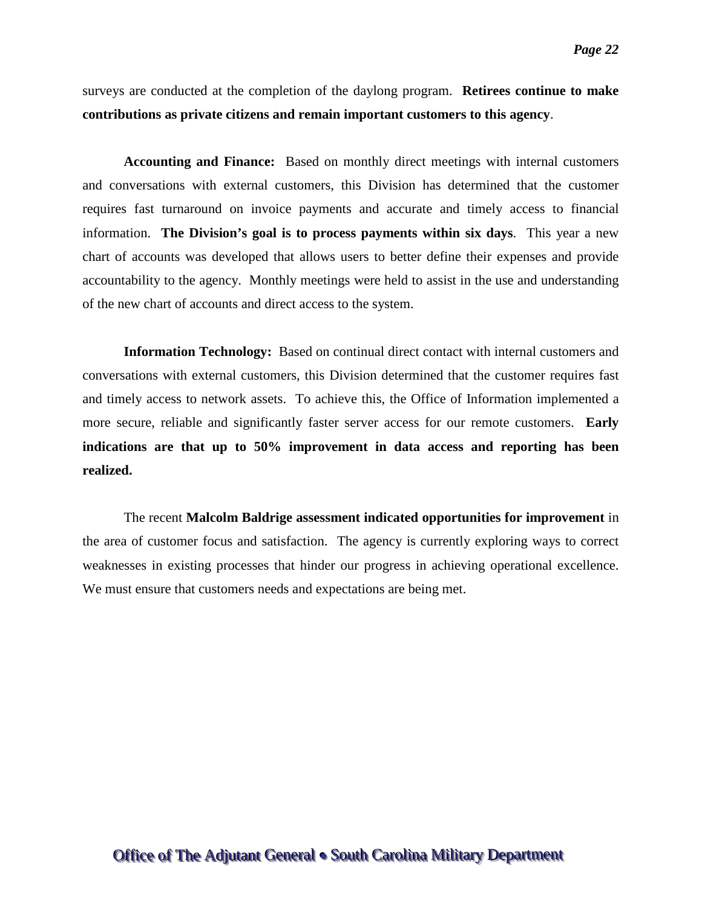surveys are conducted at the completion of the daylong program. **Retirees continue to make contributions as private citizens and remain important customers to this agency**.

**Accounting and Finance:** Based on monthly direct meetings with internal customers and conversations with external customers, this Division has determined that the customer requires fast turnaround on invoice payments and accurate and timely access to financial information. **The Division's goal is to process payments within six days**. This year a new chart of accounts was developed that allows users to better define their expenses and provide accountability to the agency. Monthly meetings were held to assist in the use and understanding of the new chart of accounts and direct access to the system.

**Information Technology:** Based on continual direct contact with internal customers and conversations with external customers, this Division determined that the customer requires fast and timely access to network assets. To achieve this, the Office of Information implemented a more secure, reliable and significantly faster server access for our remote customers. **Early indications are that up to 50% improvement in data access and reporting has been realized.**

The recent **Malcolm Baldrige assessment indicated opportunities for improvement** in the area of customer focus and satisfaction. The agency is currently exploring ways to correct weaknesses in existing processes that hinder our progress in achieving operational excellence. We must ensure that customers needs and expectations are being met.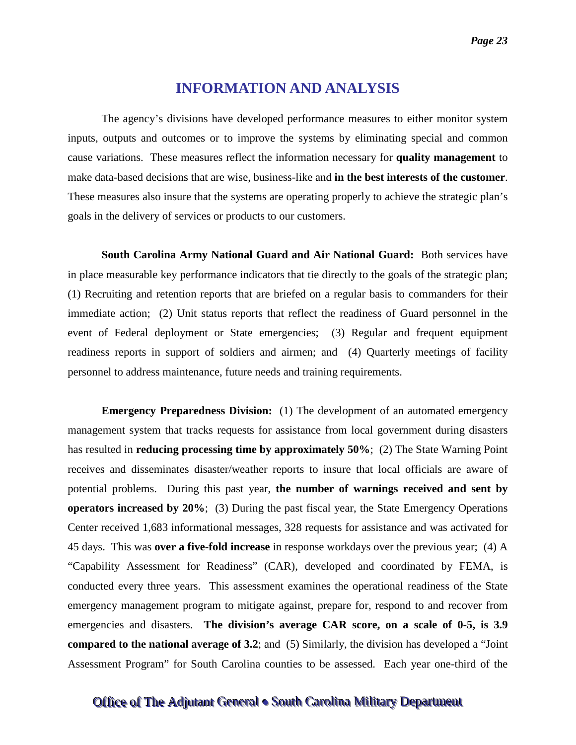# INFORMATION AND ANALYSIS

The agency's divisions have developed performance measures to either monitor system inputs, outputs and outcomes or to improve the systems by eliminating special and common cause variations. These measures reflect the information necessary for **quality management** to make data-based decisions that are wise, business-like and **in the best interests of the customer**. These measures also insure that the systems are operating properly to achieve the strategic plan's goals in the delivery of services or products to our customers.

**South Carolina Army National Guard and Air National Guard:** Both services have in place measurable key performance indicators that tie directly to the goals of the strategic plan; (1) Recruiting and retention reports that are briefed on a regular basis to commanders for their immediate action; (2) Unit status reports that reflect the readiness of Guard personnel in the event of Federal deployment or State emergencies; (3) Regular and frequent equipment readiness reports in support of soldiers and airmen; and (4) Quarterly meetings of facility personnel to address maintenance, future needs and training requirements.

**Emergency Preparedness Division:** (1) The development of an automated emergency management system that tracks requests for assistance from local government during disasters has resulted in **reducing processing time by approximately 50%**; (2) The State Warning Point receives and disseminates disaster/weather reports to insure that local officials are aware of potential problems. During this past year, **the number of warnings received and sent by operators increased by 20%**; (3) During the past fiscal year, the State Emergency Operations Center received 1,683 informational messages, 328 requests for assistance and was activated for 45 days. This was **over a five-fold increase** in response workdays over the previous year; (4) A "Capability Assessment for Readiness" (CAR), developed and coordinated by FEMA, is conducted every three years. This assessment examines the operational readiness of the State emergency management program to mitigate against, prepare for, respond to and recover from emergencies and disasters. **The division's average CAR score, on a scale of 0-5, is 3.9 compared to the national average of 3.2**; and (5) Similarly, the division has developed a "Joint Assessment Program" for South Carolina counties to be assessed. Each year one-third of the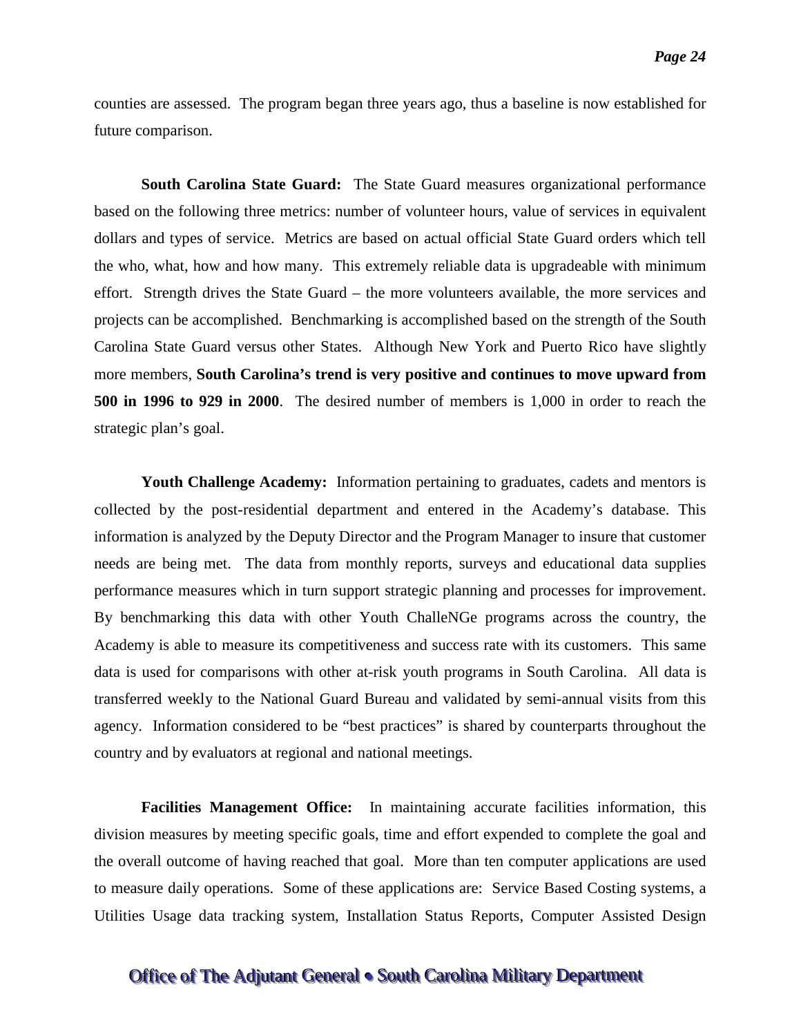counties are assessed. The program began three years ago, thus a baseline is now established for future comparison.

**South Carolina State Guard:** The State Guard measures organizational performance based on the following three metrics: number of volunteer hours, value of services in equivalent dollars and types of service. Metrics are based on actual official State Guard orders which tell the who, what, how and how many. This extremely reliable data is upgradeable with minimum effort. Strength drives the State Guard – the more volunteers available, the more services and projects can be accomplished. Benchmarking is accomplished based on the strength of the South Carolina State Guard versus other States. Although New York and Puerto Rico have slightly more members, **South Carolina's trend is very positive and continues to move upward from 500 in 1996 to 929 in 2000**. The desired number of members is 1,000 in order to reach the strategic plan's goal.

**Youth Challenge Academy:** Information pertaining to graduates, cadets and mentors is collected by the post-residential department and entered in the Academy's database. This information is analyzed by the Deputy Director and the Program Manager to insure that customer needs are being met. The data from monthly reports, surveys and educational data supplies performance measures which in turn support strategic planning and processes for improvement. By benchmarking this data with other Youth ChalleNGe programs across the country, the Academy is able to measure its competitiveness and success rate with its customers. This same data is used for comparisons with other at-risk youth programs in South Carolina. All data is transferred weekly to the National Guard Bureau and validated by semi-annual visits from this agency. Information considered to be "best practices" is shared by counterparts throughout the country and by evaluators at regional and national meetings.

**Facilities Management Office:** In maintaining accurate facilities information, this division measures by meeting specific goals, time and effort expended to complete the goal and the overall outcome of having reached that goal. More than ten computer applications are used to measure daily operations. Some of these applications are: Service Based Costing systems, a Utilities Usage data tracking system, Installation Status Reports, Computer Assisted Design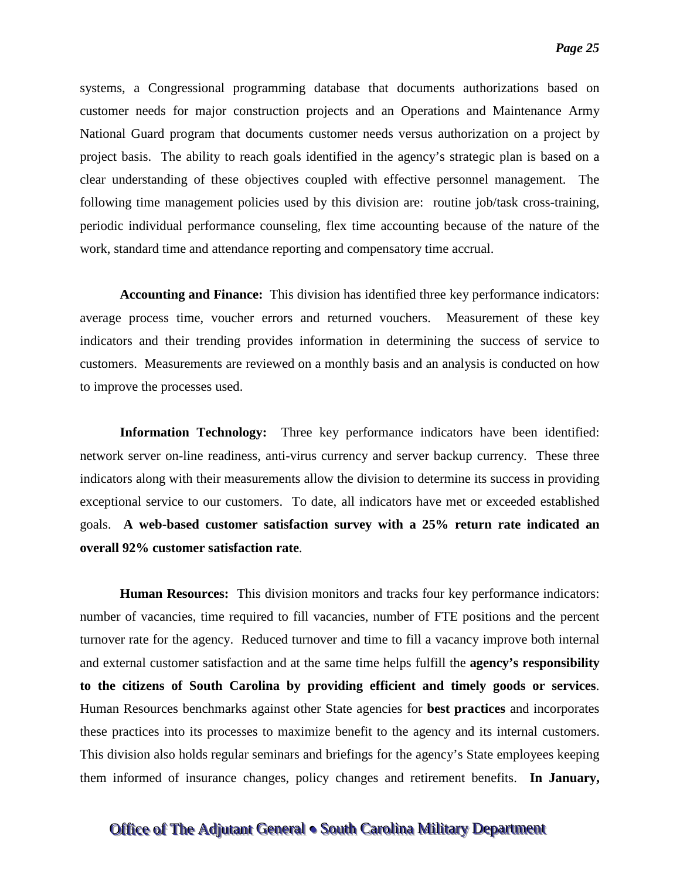systems, a Congressional programming database that documents authorizations based on customer needs for major construction projects and an Operations and Maintenance Army National Guard program that documents customer needs versus authorization on a project by project basis. The ability to reach goals identified in the agency's strategic plan is based on a clear understanding of these objectives coupled with effective personnel management. The following time management policies used by this division are: routine job/task cross-training, periodic individual performance counseling, flex time accounting because of the nature of the work, standard time and attendance reporting and compensatory time accrual.

**Accounting and Finance:** This division has identified three key performance indicators: average process time, voucher errors and returned vouchers. Measurement of these key indicators and their trending provides information in determining the success of service to customers. Measurements are reviewed on a monthly basis and an analysis is conducted on how to improve the processes used.

**Information Technology:** Three key performance indicators have been identified: network server on-line readiness, anti-virus currency and server backup currency. These three indicators along with their measurements allow the division to determine its success in providing exceptional service to our customers. To date, all indicators have met or exceeded established goals. **A web-based customer satisfaction survey with a 25% return rate indicated an overall 92% customer satisfaction rate**.

**Human Resources:** This division monitors and tracks four key performance indicators: number of vacancies, time required to fill vacancies, number of FTE positions and the percent turnover rate for the agency. Reduced turnover and time to fill a vacancy improve both internal and external customer satisfaction and at the same time helps fulfill the **agency's responsibility to the citizens of South Carolina by providing efficient and timely goods or services**. Human Resources benchmarks against other State agencies for **best practices** and incorporates these practices into its processes to maximize benefit to the agency and its internal customers. This division also holds regular seminars and briefings for the agency's State employees keeping them informed of insurance changes, policy changes and retirement benefits. **In January,**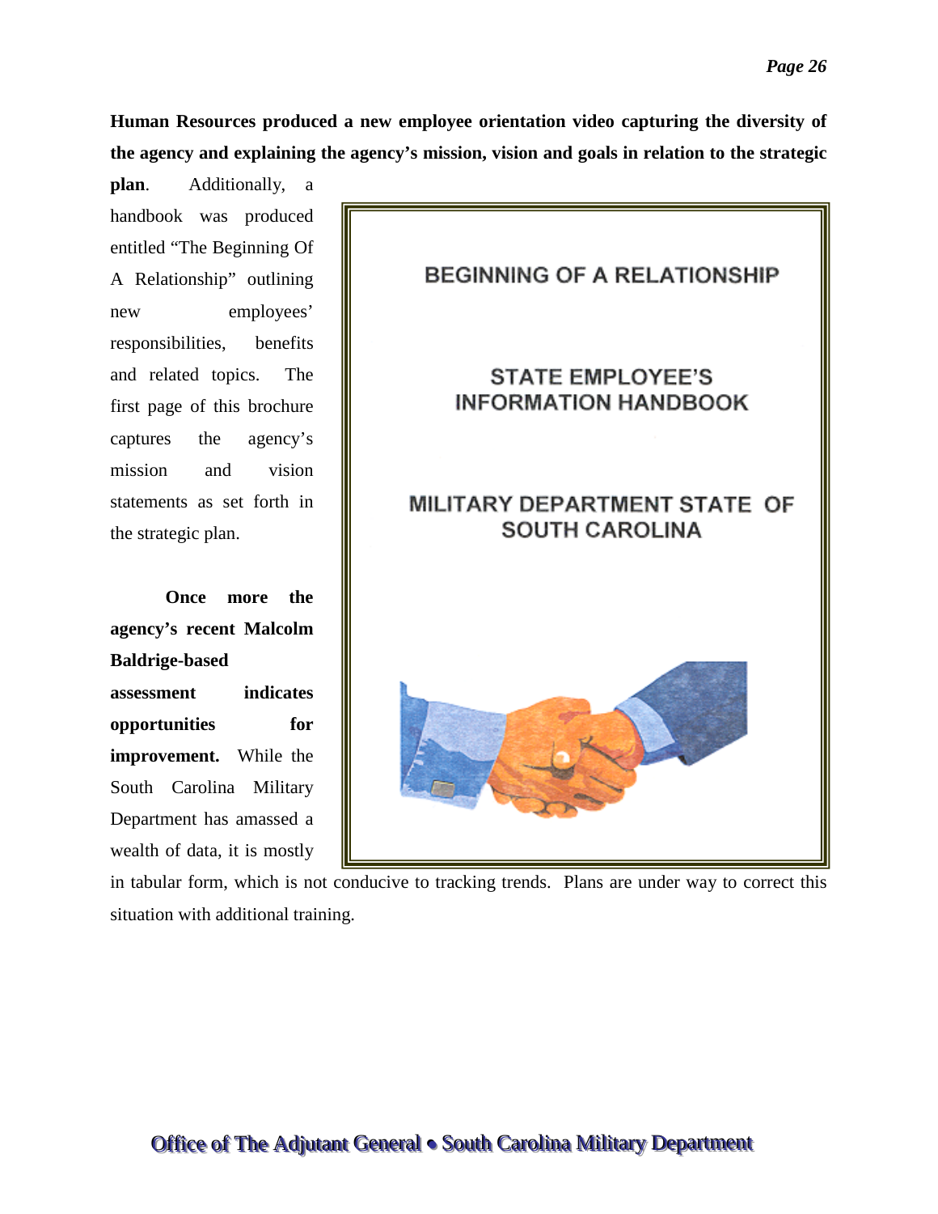**Human Resources produced a new employee orientation video capturing the diversity of the agency and explaining the agency's mission, vision and goals in relation to the strategic plan**. Additionally, a handbook was produced entitled "The Beginning Of A Relationship" outlining new employees' responsibilities, benefits and related topics. The first page of this brochure captures the agency's mission and vision statements as set forth in the strategic plan.

BEGINNING OF A RELATIONSHIP

STATE EMPLOYEE'S INFORMATION HANDBOOK

MILITARY DEPARTMENT STATE OF SOUTH CAROLINA

**Once more the agency's recent Malcolm Baldrige-based assessment indicates opportunities for improvement.** While the South Carolina Military Department has amassed a wealth of data, it is mostly in tabular form, which is not conducive to tracking trends. Plans are under way to correct this situation with additional training.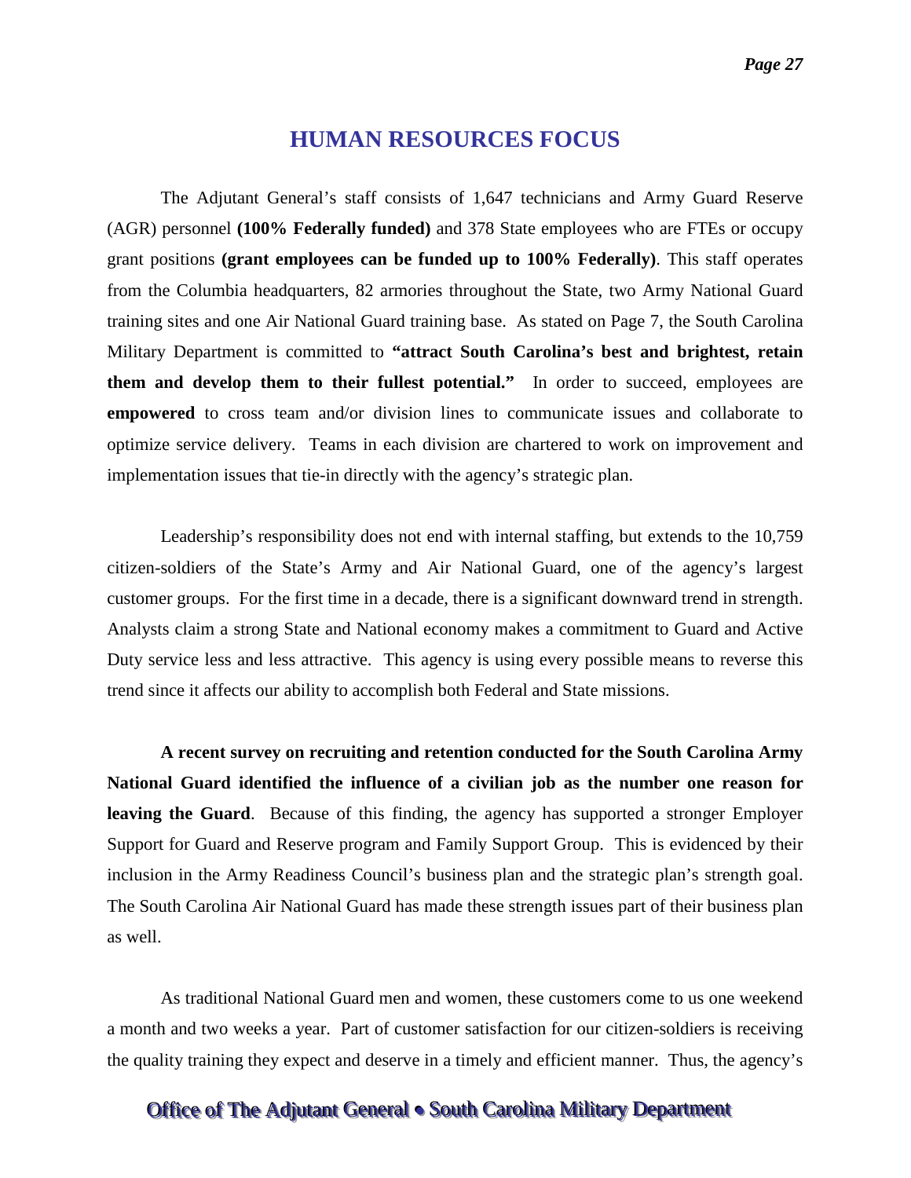# HUMAN RESOURCES FOCUS

The Adjutant General's staff consists of 1,647 technicians and Army Guard Reserve (AGR) personnel **(100% Federally funded)** and 378 State employees who are FTEs or occupy grant positions **(grant employees can be funded up to 100% Federally)**. This staff operates from the Columbia headquarters, 82 armories throughout the State, two Army National Guard training sites and one Air National Guard training base. As stated on Page 7, the South Carolina Military Department is committed to **"attract South Carolina's best and brightest, retain them and develop them to their fullest potential."** In order to succeed, employees are **empowered** to cross team and/or division lines to communicate issues and collaborate to optimize service delivery. Teams in each division are chartered to work on improvement and implementation issues that tie-in directly with the agency's strategic plan.

Leadership's responsibility does not end with internal staffing, but extends to the 10,759 citizen-soldiers of the State's Army and Air National Guard, one of the agency's largest customer groups. For the first time in a decade, there is a significant downward trend in strength. Analysts claim a strong State and National economy makes a commitment to Guard and Active Duty service less and less attractive. This agency is using every possible means to reverse this trend since it affects our ability to accomplish both Federal and State missions.

**A recent survey on recruiting and retention conducted for the South Carolina Army National Guard identified the influence of a civilian job as the number one reason for leaving the Guard**. Because of this finding, the agency has supported a stronger Employer Support for Guard and Reserve program and Family Support Group. This is evidenced by their inclusion in the Army Readiness Council's business plan and the strategic plan's strength goal. The South Carolina Air National Guard has made these strength issues part of their business plan as well.

As traditional National Guard men and women, these customers come to us one weekend a month and two weeks a year. Part of customer satisfaction for our citizen-soldiers is receiving the quality training they expect and deserve in a timely and efficient manner. Thus, the agency's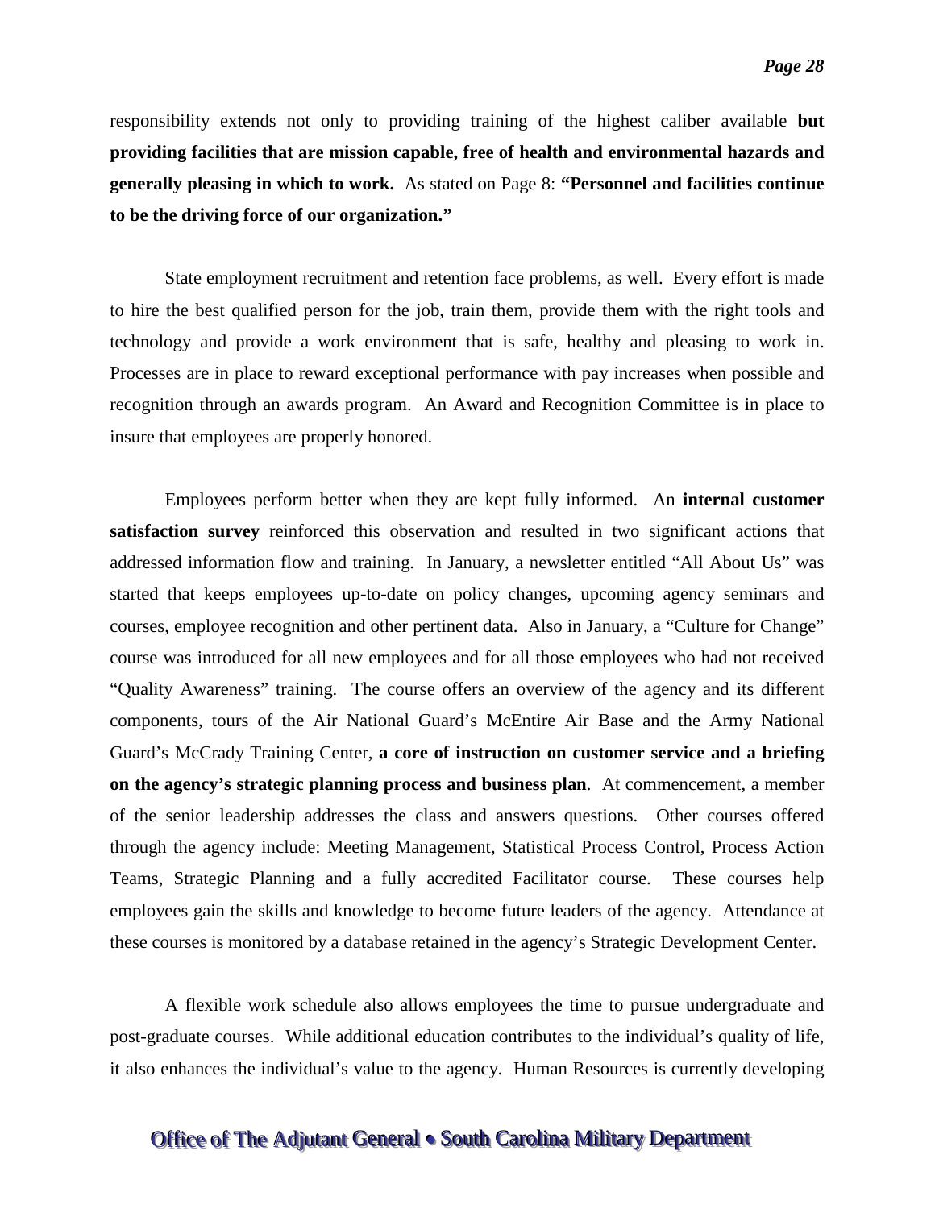responsibility extends not only to providing training of the highest caliber available **but providing facilities that are mission capable, free of health and environmental hazards and generally pleasing in which to work.** As stated on Page 8: **"Personnel and facilities continue to be the driving force of our organization."**

State employment recruitment and retention face problems, as well. Every effort is made to hire the best qualified person for the job, train them, provide them with the right tools and technology and provide a work environment that is safe, healthy and pleasing to work in. Processes are in place to reward exceptional performance with pay increases when possible and recognition through an awards program. An Award and Recognition Committee is in place to insure that employees are properly honored.

Employees perform better when they are kept fully informed. An **internal customer satisfaction survey** reinforced this observation and resulted in two significant actions that addressed information flow and training. In January, a newsletter entitled "All About Us" was started that keeps employees up-to-date on policy changes, upcoming agency seminars and courses, employee recognition and other pertinent data. Also in January, a "Culture for Change" course was introduced for all new employees and for all those employees who had not received "Quality Awareness" training. The course offers an overview of the agency and its different components, tours of the Air National Guard's McEntire Air Base and the Army National Guard's McCrady Training Center, **a core of instruction on customer service and a briefing on the agency's strategic planning process and business plan**. At commencement, a member of the senior leadership addresses the class and answers questions. Other courses offered through the agency include: Meeting Management, Statistical Process Control, Process Action Teams, Strategic Planning and a fully accredited Facilitator course. These courses help employees gain the skills and knowledge to become future leaders of the agency. Attendance at these courses is monitored by a database retained in the agency's Strategic Development Center.

A flexible work schedule also allows employees the time to pursue undergraduate and post-graduate courses. While additional education contributes to the individual's quality of life, it also enhances the individual's value to the agency. Human Resources is currently developing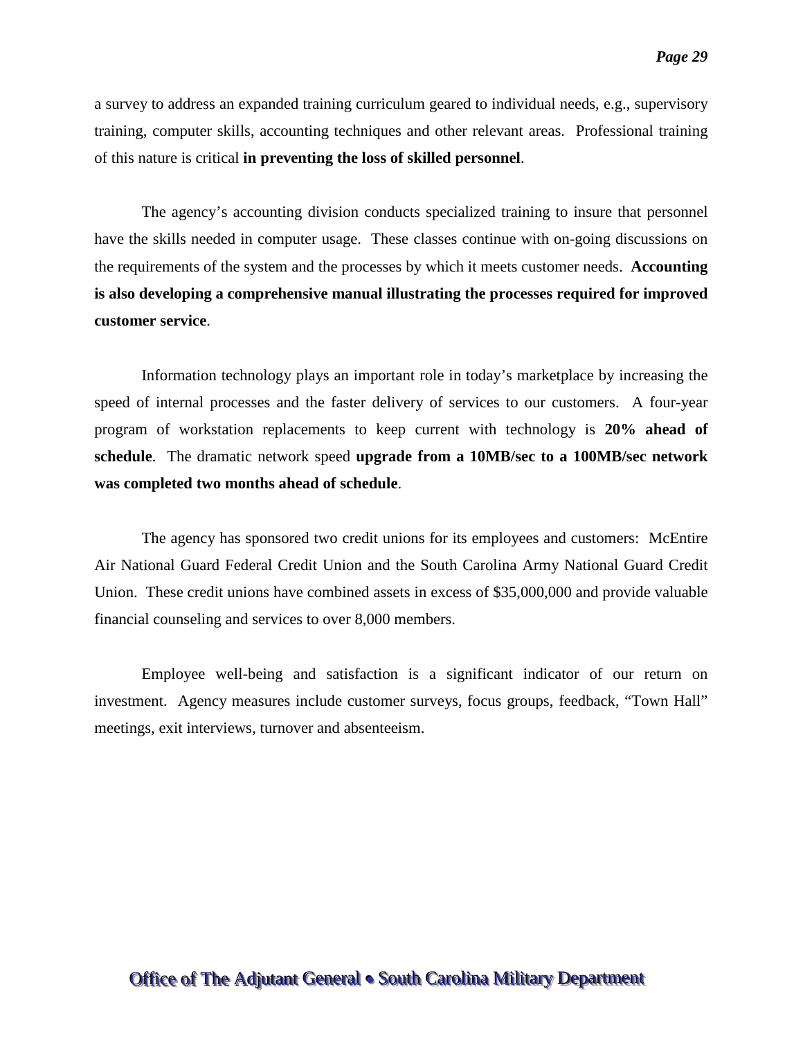a survey to address an expanded training curriculum geared to individual needs, e.g., supervisory training, computer skills, accounting techniques and other relevant areas. Professional training of this nature is critical **in preventing the loss of skilled personnel**.

The agency's accounting division conducts specialized training to insure that personnel have the skills needed in computer usage. These classes continue with on-going discussions on the requirements of the system and the processes by which it meets customer needs. **Accounting is also developing a comprehensive manual illustrating the processes required for improved customer service**.

Information technology plays an important role in today's marketplace by increasing the speed of internal processes and the faster delivery of services to our customers. A four-year program of workstation replacements to keep current with technology is **20% ahead of schedule**. The dramatic network speed **upgrade from a 10MB/sec to a 100MB/sec network was completed two months ahead of schedule**.

The agency has sponsored two credit unions for its employees and customers: McEntire Air National Guard Federal Credit Union and the South Carolina Army National Guard Credit Union. These credit unions have combined assets in excess of $35,000,000 and provide valuable financial counseling and services to over 8,000 members.

Employee well-being and satisfaction is a significant indicator of our return on investment. Agency measures include customer surveys, focus groups, feedback, "Town Hall" meetings, exit interviews, turnover and absenteeism.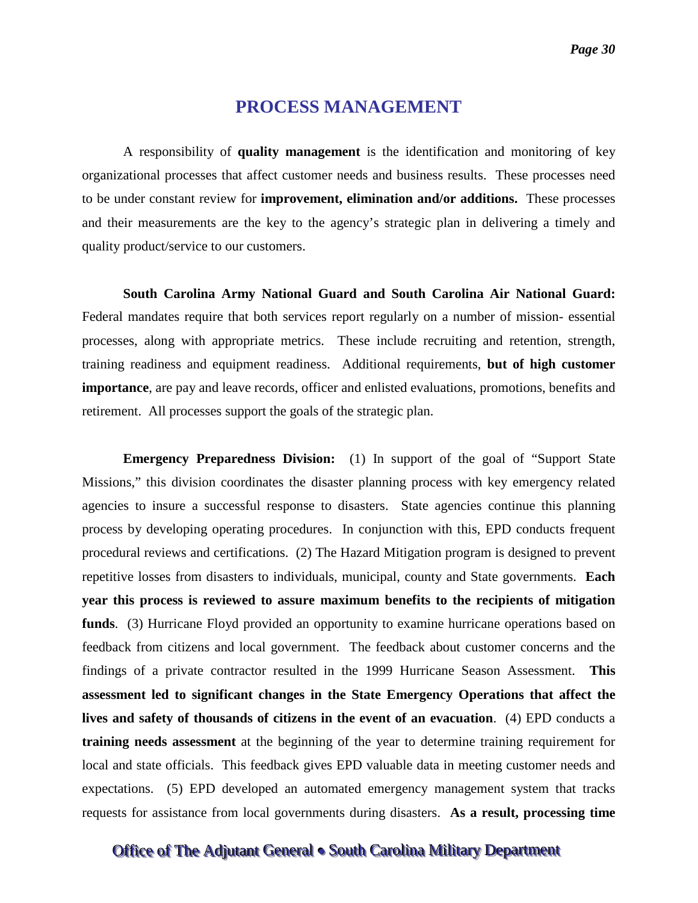# PROCESS MANAGEMENT

A responsibility of **quality management** is the identification and monitoring of key organizational processes that affect customer needs and business results. These processes need to be under constant review for **improvement, elimination and/or additions.** These processes and their measurements are the key to the agency's strategic plan in delivering a timely and quality product/service to our customers.

**South Carolina Army National Guard and South Carolina Air National Guard:** Federal mandates require that both services report regularly on a number of mission- essential processes, along with appropriate metrics. These include recruiting and retention, strength, training readiness and equipment readiness. Additional requirements, **but of high customer importance**, are pay and leave records, officer and enlisted evaluations, promotions, benefits and retirement. All processes support the goals of the strategic plan.

**Emergency Preparedness Division:** (1) In support of the goal of "Support State Missions," this division coordinates the disaster planning process with key emergency related agencies to insure a successful response to disasters. State agencies continue this planning process by developing operating procedures. In conjunction with this, EPD conducts frequent procedural reviews and certifications. (2) The Hazard Mitigation program is designed to prevent repetitive losses from disasters to individuals, municipal, county and State governments. **Each year this process is reviewed to assure maximum benefits to the recipients of mitigation funds**. (3) Hurricane Floyd provided an opportunity to examine hurricane operations based on feedback from citizens and local government. The feedback about customer concerns and the findings of a private contractor resulted in the 1999 Hurricane Season Assessment. **This assessment led to significant changes in the State Emergency Operations that affect the lives and safety of thousands of citizens in the event of an evacuation**. (4) EPD conducts a **training needs assessment** at the beginning of the year to determine training requirement for local and state officials. This feedback gives EPD valuable data in meeting customer needs and expectations. (5) EPD developed an automated emergency management system that tracks requests for assistance from local governments during disasters. **As a result, processing time**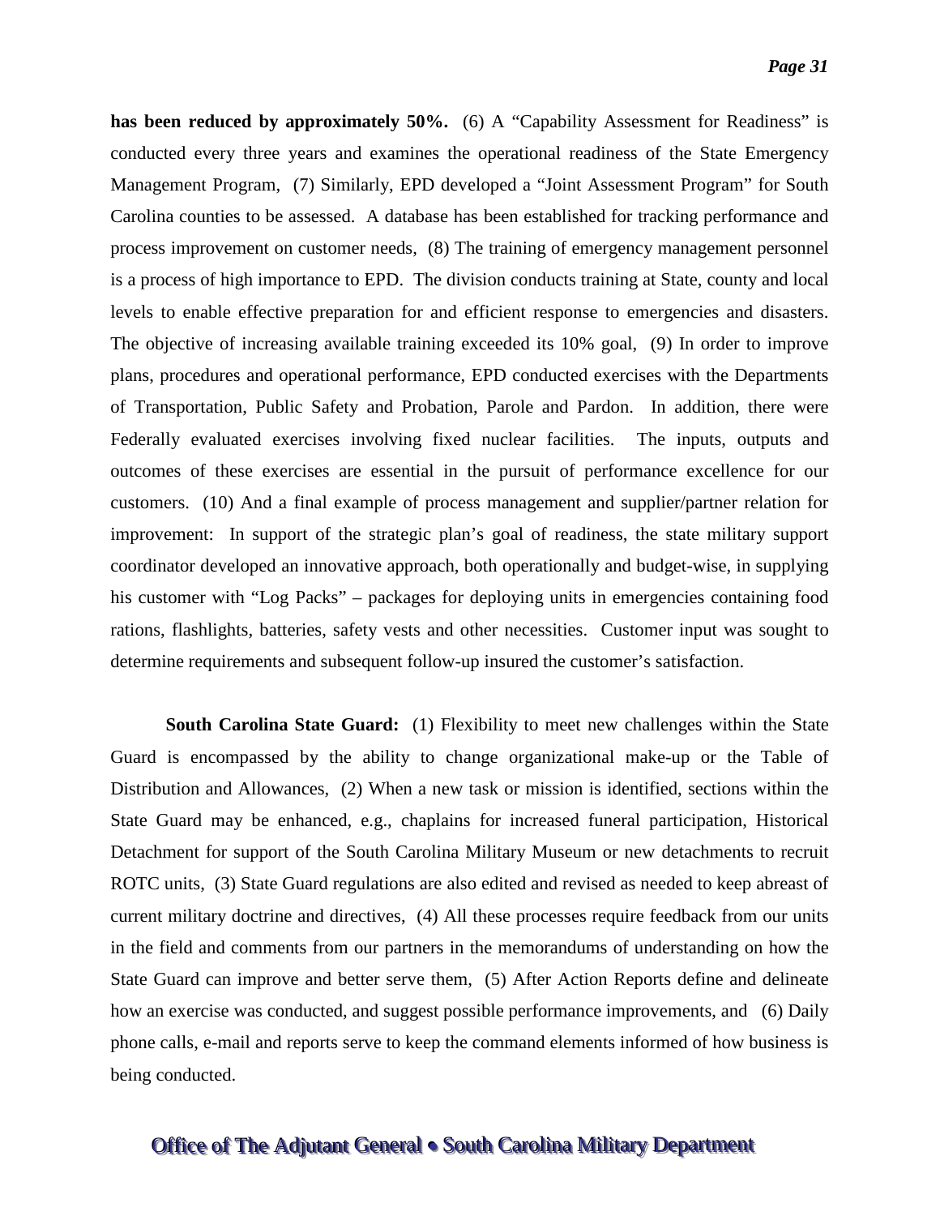**has been reduced by approximately 50%.** (6) A "Capability Assessment for Readiness" is conducted every three years and examines the operational readiness of the State Emergency Management Program, (7) Similarly, EPD developed a "Joint Assessment Program" for South Carolina counties to be assessed. A database has been established for tracking performance and process improvement on customer needs, (8) The training of emergency management personnel is a process of high importance to EPD. The division conducts training at State, county and local levels to enable effective preparation for and efficient response to emergencies and disasters. The objective of increasing available training exceeded its 10% goal, (9) In order to improve plans, procedures and operational performance, EPD conducted exercises with the Departments of Transportation, Public Safety and Probation, Parole and Pardon. In addition, there were Federally evaluated exercises involving fixed nuclear facilities. The inputs, outputs and outcomes of these exercises are essential in the pursuit of performance excellence for our customers. (10) And a final example of process management and supplier/partner relation for improvement: In support of the strategic plan's goal of readiness, the state military support coordinator developed an innovative approach, both operationally and budget-wise, in supplying his customer with "Log Packs" – packages for deploying units in emergencies containing food rations, flashlights, batteries, safety vests and other necessities. Customer input was sought to determine requirements and subsequent follow-up insured the customer's satisfaction.

**South Carolina State Guard:** (1) Flexibility to meet new challenges within the State Guard is encompassed by the ability to change organizational make-up or the Table of Distribution and Allowances, (2) When a new task or mission is identified, sections within the State Guard may be enhanced, e.g., chaplains for increased funeral participation, Historical Detachment for support of the South Carolina Military Museum or new detachments to recruit ROTC units, (3) State Guard regulations are also edited and revised as needed to keep abreast of current military doctrine and directives, (4) All these processes require feedback from our units in the field and comments from our partners in the memorandums of understanding on how the State Guard can improve and better serve them, (5) After Action Reports define and delineate how an exercise was conducted, and suggest possible performance improvements, and (6) Daily phone calls, e-mail and reports serve to keep the command elements informed of how business is being conducted.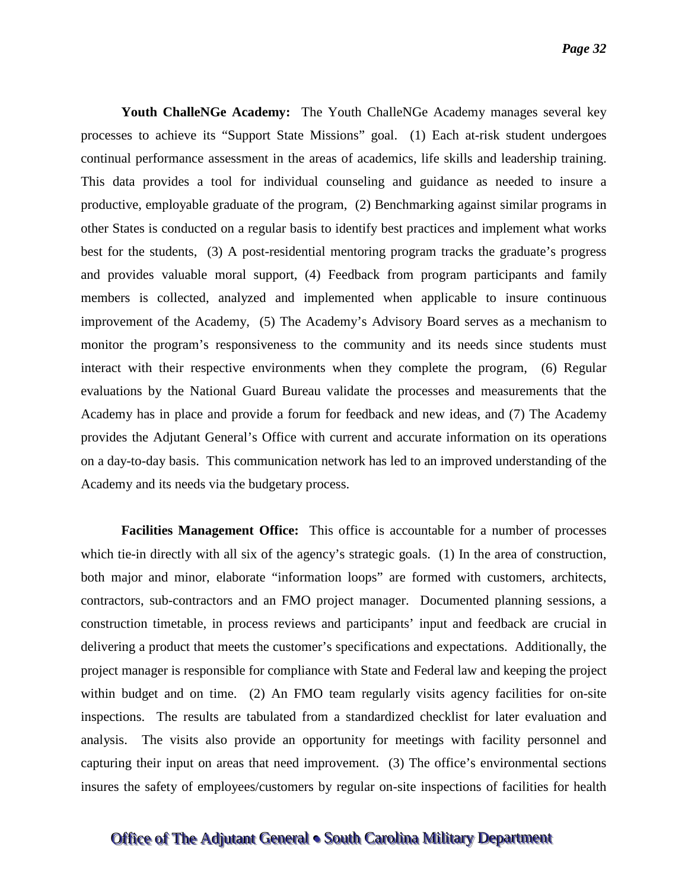**Youth ChalleNGe Academy:** The Youth ChalleNGe Academy manages several key processes to achieve its "Support State Missions" goal. (1) Each at-risk student undergoes continual performance assessment in the areas of academics, life skills and leadership training. This data provides a tool for individual counseling and guidance as needed to insure a productive, employable graduate of the program, (2) Benchmarking against similar programs in other States is conducted on a regular basis to identify best practices and implement what works best for the students, (3) A post-residential mentoring program tracks the graduate's progress and provides valuable moral support, (4) Feedback from program participants and family members is collected, analyzed and implemented when applicable to insure continuous improvement of the Academy, (5) The Academy's Advisory Board serves as a mechanism to monitor the program's responsiveness to the community and its needs since students must interact with their respective environments when they complete the program, (6) Regular evaluations by the National Guard Bureau validate the processes and measurements that the Academy has in place and provide a forum for feedback and new ideas, and (7) The Academy provides the Adjutant General's Office with current and accurate information on its operations on a day-to-day basis. This communication network has led to an improved understanding of the Academy and its needs via the budgetary process.

**Facilities Management Office:** This office is accountable for a number of processes which tie-in directly with all six of the agency's strategic goals. (1) In the area of construction, both major and minor, elaborate "information loops" are formed with customers, architects, contractors, sub-contractors and an FMO project manager. Documented planning sessions, a construction timetable, in process reviews and participants' input and feedback are crucial in delivering a product that meets the customer's specifications and expectations. Additionally, the project manager is responsible for compliance with State and Federal law and keeping the project within budget and on time. (2) An FMO team regularly visits agency facilities for on-site inspections. The results are tabulated from a standardized checklist for later evaluation and analysis. The visits also provide an opportunity for meetings with facility personnel and capturing their input on areas that need improvement. (3) The office's environmental sections insures the safety of employees/customers by regular on-site inspections of facilities for health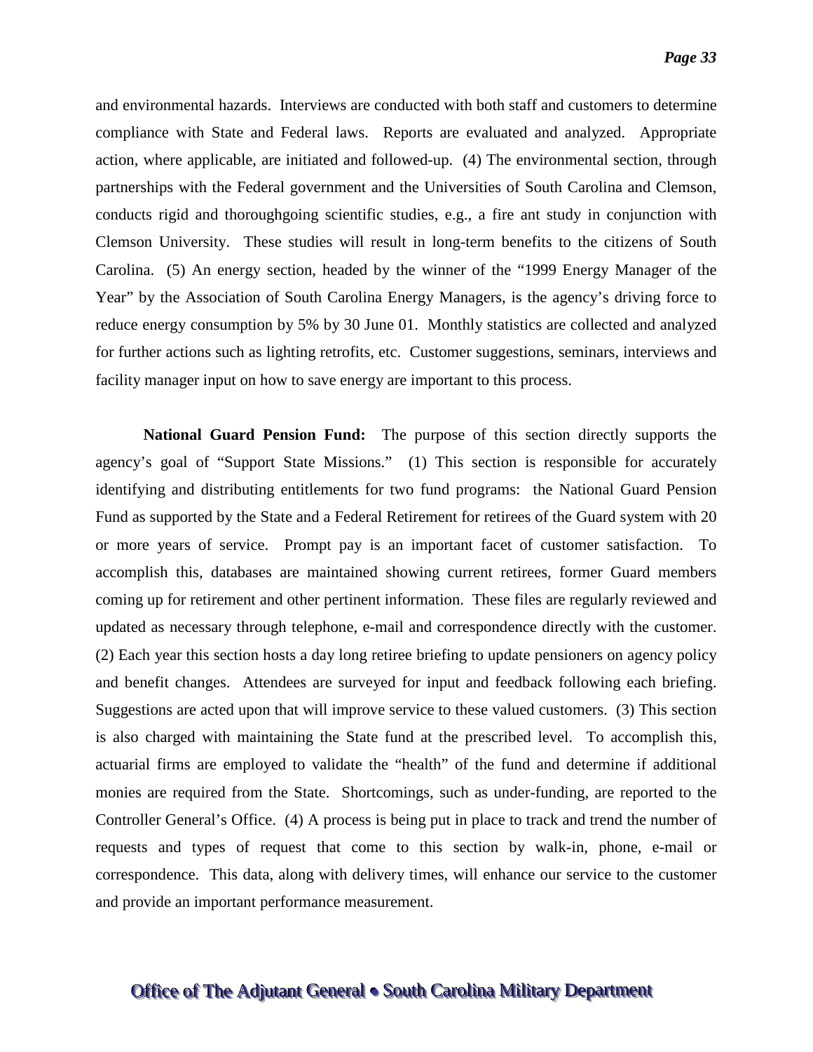and environmental hazards. Interviews are conducted with both staff and customers to determine compliance with State and Federal laws. Reports are evaluated and analyzed. Appropriate action, where applicable, are initiated and followed-up. (4) The environmental section, through partnerships with the Federal government and the Universities of South Carolina and Clemson, conducts rigid and thoroughgoing scientific studies, e.g., a fire ant study in conjunction with Clemson University. These studies will result in long-term benefits to the citizens of South Carolina. (5) An energy section, headed by the winner of the "1999 Energy Manager of the Year" by the Association of South Carolina Energy Managers, is the agency's driving force to reduce energy consumption by 5% by 30 June 01. Monthly statistics are collected and analyzed for further actions such as lighting retrofits, etc. Customer suggestions, seminars, interviews and facility manager input on how to save energy are important to this process.

**National Guard Pension Fund:** The purpose of this section directly supports the agency's goal of "Support State Missions." (1) This section is responsible for accurately identifying and distributing entitlements for two fund programs: the National Guard Pension Fund as supported by the State and a Federal Retirement for retirees of the Guard system with 20 or more years of service. Prompt pay is an important facet of customer satisfaction. To accomplish this, databases are maintained showing current retirees, former Guard members coming up for retirement and other pertinent information. These files are regularly reviewed and updated as necessary through telephone, e-mail and correspondence directly with the customer. (2) Each year this section hosts a day long retiree briefing to update pensioners on agency policy and benefit changes. Attendees are surveyed for input and feedback following each briefing. Suggestions are acted upon that will improve service to these valued customers. (3) This section is also charged with maintaining the State fund at the prescribed level. To accomplish this, actuarial firms are employed to validate the "health" of the fund and determine if additional monies are required from the State. Shortcomings, such as under-funding, are reported to the Controller General's Office. (4) A process is being put in place to track and trend the number of requests and types of request that come to this section by walk-in, phone, e-mail or correspondence. This data, along with delivery times, will enhance our service to the customer and provide an important performance measurement.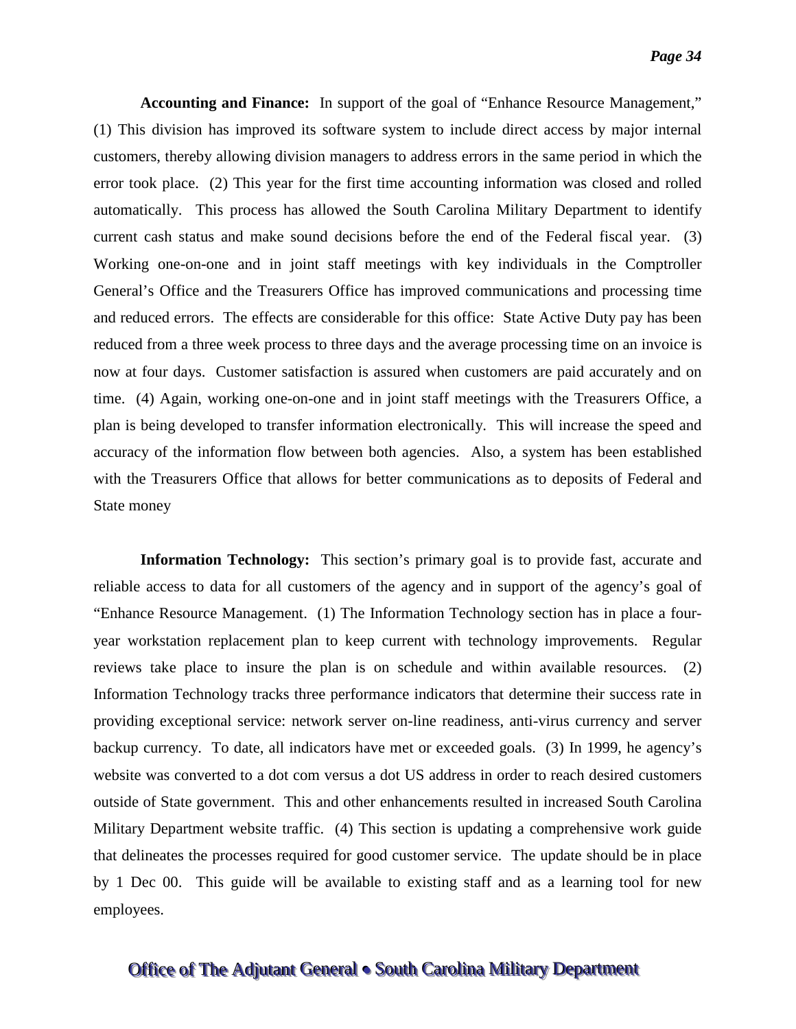**Accounting and Finance:** In support of the goal of "Enhance Resource Management," (1) This division has improved its software system to include direct access by major internal customers, thereby allowing division managers to address errors in the same period in which the error took place. (2) This year for the first time accounting information was closed and rolled automatically. This process has allowed the South Carolina Military Department to identify current cash status and make sound decisions before the end of the Federal fiscal year. (3) Working one-on-one and in joint staff meetings with key individuals in the Comptroller General's Office and the Treasurers Office has improved communications and processing time and reduced errors. The effects are considerable for this office: State Active Duty pay has been reduced from a three week process to three days and the average processing time on an invoice is now at four days. Customer satisfaction is assured when customers are paid accurately and on time. (4) Again, working one-on-one and in joint staff meetings with the Treasurers Office, a plan is being developed to transfer information electronically. This will increase the speed and accuracy of the information flow between both agencies. Also, a system has been established with the Treasurers Office that allows for better communications as to deposits of Federal and State money

**Information Technology:** This section's primary goal is to provide fast, accurate and reliable access to data for all customers of the agency and in support of the agency's goal of "Enhance Resource Management. (1) The Information Technology section has in place a four-year workstation replacement plan to keep current with technology improvements. Regular reviews take place to insure the plan is on schedule and within available resources. (2) Information Technology tracks three performance indicators that determine their success rate in providing exceptional service: network server on-line readiness, anti-virus currency and server backup currency. To date, all indicators have met or exceeded goals. (3) In 1999, he agency's website was converted to a dot com versus a dot US address in order to reach desired customers outside of State government. This and other enhancements resulted in increased South Carolina Military Department website traffic. (4) This section is updating a comprehensive work guide that delineates the processes required for good customer service. The update should be in place by 1 Dec 00. This guide will be available to existing staff and as a learning tool for new employees.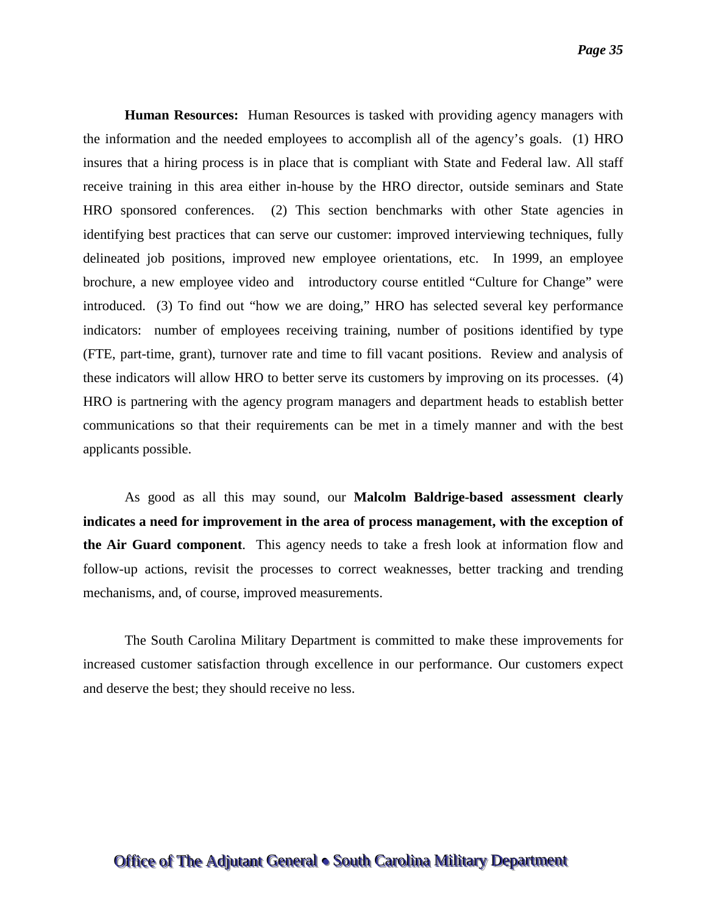**Human Resources:** Human Resources is tasked with providing agency managers with the information and the needed employees to accomplish all of the agency's goals. (1) HRO insures that a hiring process is in place that is compliant with State and Federal law. All staff receive training in this area either in-house by the HRO director, outside seminars and State HRO sponsored conferences. (2) This section benchmarks with other State agencies in identifying best practices that can serve our customer: improved interviewing techniques, fully delineated job positions, improved new employee orientations, etc. In 1999, an employee brochure, a new employee video and introductory course entitled "Culture for Change" were introduced. (3) To find out "how we are doing," HRO has selected several key performance indicators: number of employees receiving training, number of positions identified by type (FTE, part-time, grant), turnover rate and time to fill vacant positions. Review and analysis of these indicators will allow HRO to better serve its customers by improving on its processes. (4) HRO is partnering with the agency program managers and department heads to establish better communications so that their requirements can be met in a timely manner and with the best applicants possible.

As good as all this may sound, our **Malcolm Baldrige-based assessment clearly indicates a need for improvement in the area of process management, with the exception of the Air Guard component**. This agency needs to take a fresh look at information flow and follow-up actions, revisit the processes to correct weaknesses, better tracking and trending mechanisms, and, of course, improved measurements.

The South Carolina Military Department is committed to make these improvements for increased customer satisfaction through excellence in our performance. Our customers expect and deserve the best; they should receive no less.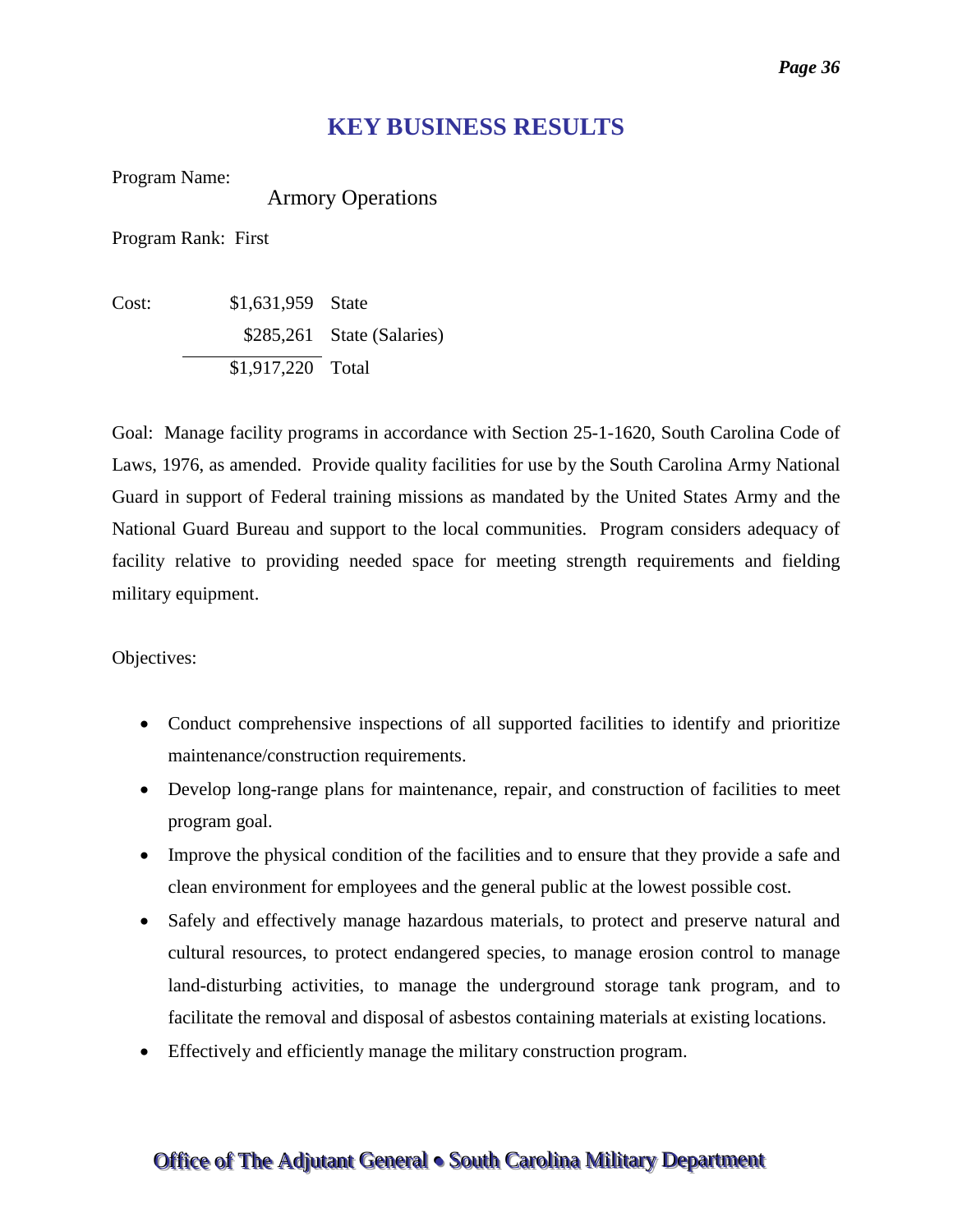## KEY BUSINESS RESULTS

Program Name:

Armory Operations

Program Rank: First

| Cost: | | |
|---|---|---|
| | $1,631,959 | State |
| | $285,261 | State (Salaries) |
| | $1,917,220 | Total |

Goal: Manage facility programs in accordance with Section 25-1-1620, South Carolina Code of Laws, 1976, as amended. Provide quality facilities for use by the South Carolina Army National Guard in support of Federal training missions as mandated by the United States Army and the National Guard Bureau and support to the local communities. Program considers adequacy of facility relative to providing needed space for meeting strength requirements and fielding military equipment.

Objectives:

- Conduct comprehensive inspections of all supported facilities to identify and prioritize maintenance/construction requirements.
- Develop long-range plans for maintenance, repair, and construction of facilities to meet program goal.
- Improve the physical condition of the facilities and to ensure that they provide a safe and clean environment for employees and the general public at the lowest possible cost.
- Safely and effectively manage hazardous materials, to protect and preserve natural and cultural resources, to protect endangered species, to manage erosion control to manage land-disturbing activities, to manage the underground storage tank program, and to facilitate the removal and disposal of asbestos containing materials at existing locations.
- Effectively and efficiently manage the military construction program.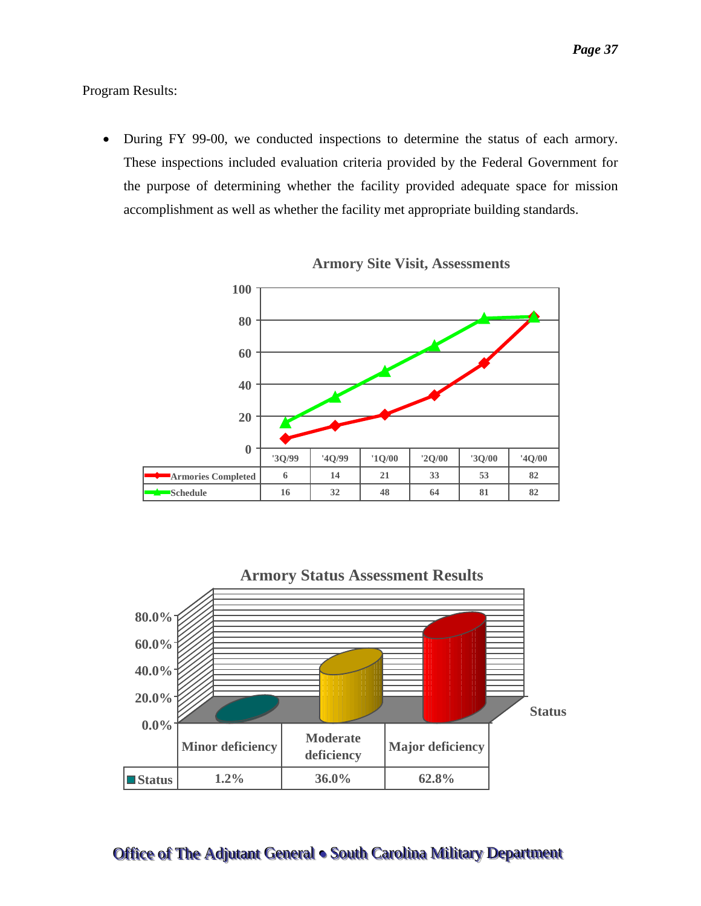Program Results:

- During FY 99-00, we conducted inspections to determine the status of each armory. These inspections included evaluation criteria provided by the Federal Government for the purpose of determining whether the facility provided adequate space for mission accomplishment as well as whether the facility met appropriate building standards.

**Armory Site Visit, Assessments**

| | '3Q/99 | '4Q/99 | '1Q/00 | '2Q/00 | '3Q/00 | '4Q/00 |
|---|---|---|---|---|---|---|
| Armories Completed | 6 | 14 | 21 | 33 | 53 | 82 |
| Schedule | 16 | 32 | 48 | 64 | 81 | 82 |

**Armory Status Assessment Results**

| | Minor deficiency | Moderate deficiency | Major deficiency |
|---|---|---|---|
| Status | 1.2% | 36.0% | 62.8% |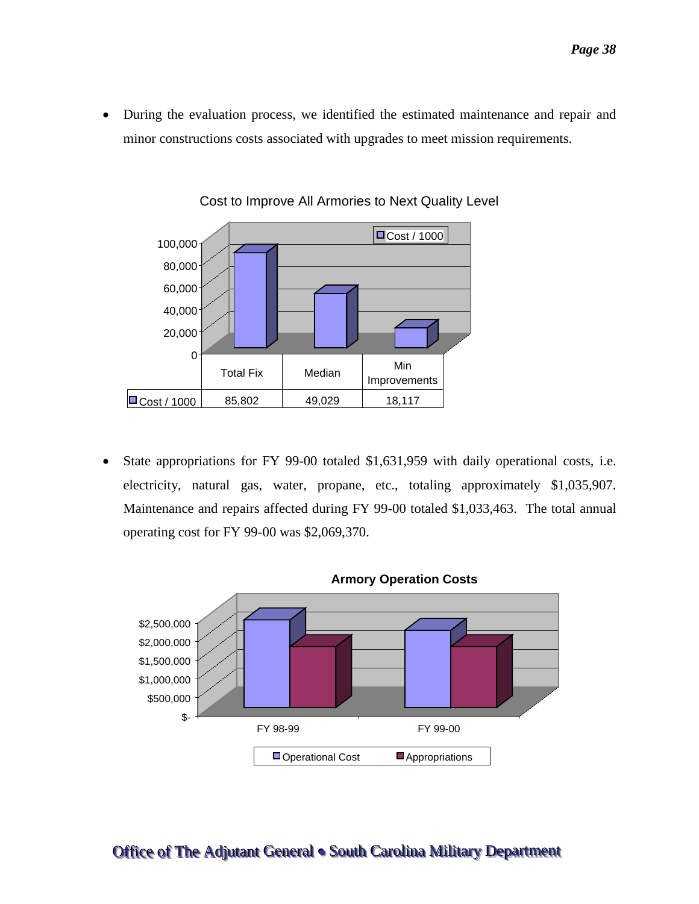- During the evaluation process, we identified the estimated maintenance and repair and minor constructions costs associated with upgrades to meet mission requirements.

**Cost to Improve All Armories to Next Quality Level**

| | Total Fix | Median | Min Improvements |
|---|---|---|---|
| Cost / 1000 | 85,802 | 49,029 | 18,117 |

- State appropriations for FY 99-00 totaled $1,631,959 with daily operational costs, i.e. electricity, natural gas, water, propane, etc., totaling approximately $1,035,907. Maintenance and repairs affected during FY 99-00 totaled $1,033,463. The total annual operating cost for FY 99-00 was $2,069,370.

**Armory Operation Costs**

(Chart: Operational Cost and Appropriations for FY 98-99 and FY 99-00; y-axis $- to $2,500,000)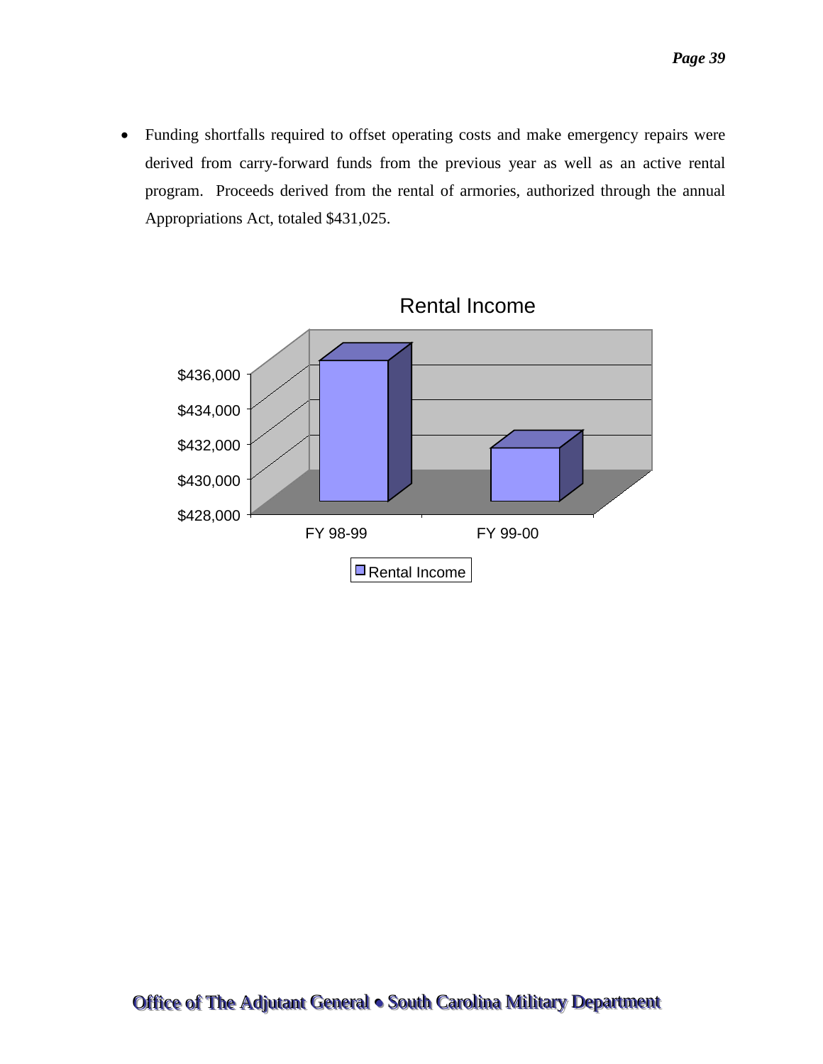- Funding shortfalls required to offset operating costs and make emergency repairs were derived from carry-forward funds from the previous year as well as an active rental program. Proceeds derived from the rental of armories, authorized through the annual Appropriations Act, totaled $431,025.

Rental Income

$436,000
$434,000
$432,000
$430,000
$428,000

FY 98-99
FY 99-00

Rental Income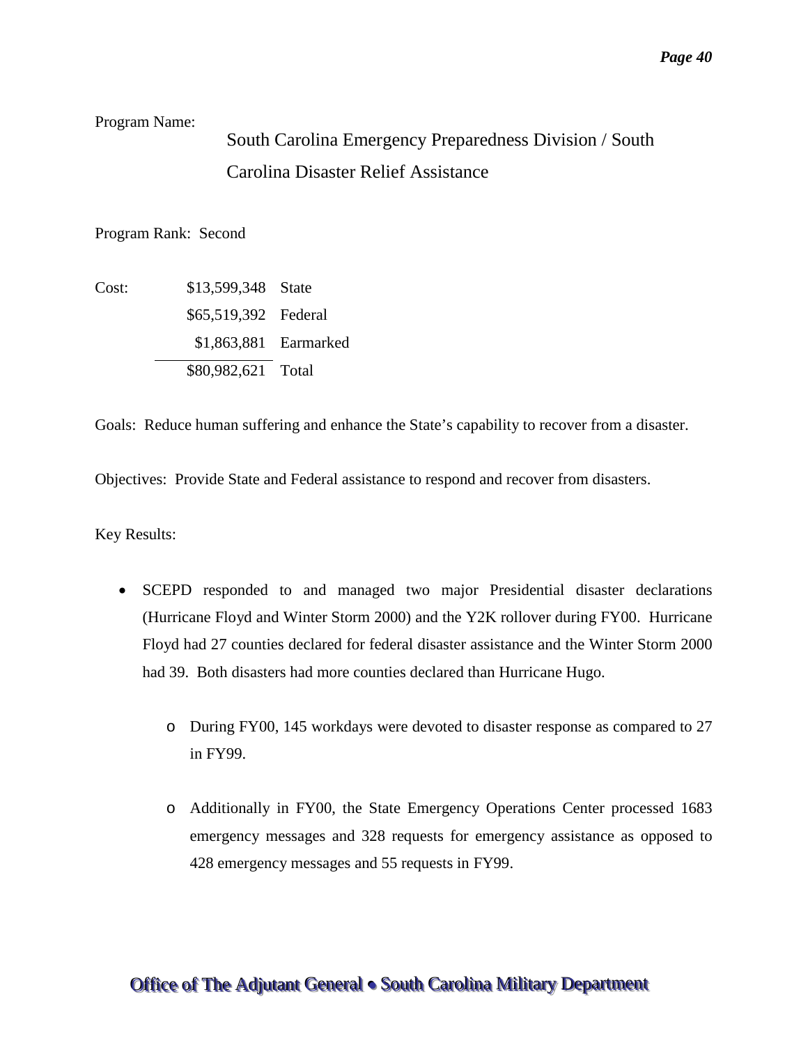Program Name: South Carolina Emergency Preparedness Division / South Carolina Disaster Relief Assistance

Program Rank: Second

| Cost: | | |
|---|---|---|
| | $13,599,348 | State |
| | $65,519,392 | Federal |
| | $1,863,881 | Earmarked |
| | $80,982,621 | Total |

Goals: Reduce human suffering and enhance the State's capability to recover from a disaster.

Objectives: Provide State and Federal assistance to respond and recover from disasters.

Key Results:

- SCEPD responded to and managed two major Presidential disaster declarations (Hurricane Floyd and Winter Storm 2000) and the Y2K rollover during FY00. Hurricane Floyd had 27 counties declared for federal disaster assistance and the Winter Storm 2000 had 39. Both disasters had more counties declared than Hurricane Hugo.
  - During FY00, 145 workdays were devoted to disaster response as compared to 27 in FY99.
  - Additionally in FY00, the State Emergency Operations Center processed 1683 emergency messages and 328 requests for emergency assistance as opposed to 428 emergency messages and 55 requests in FY99.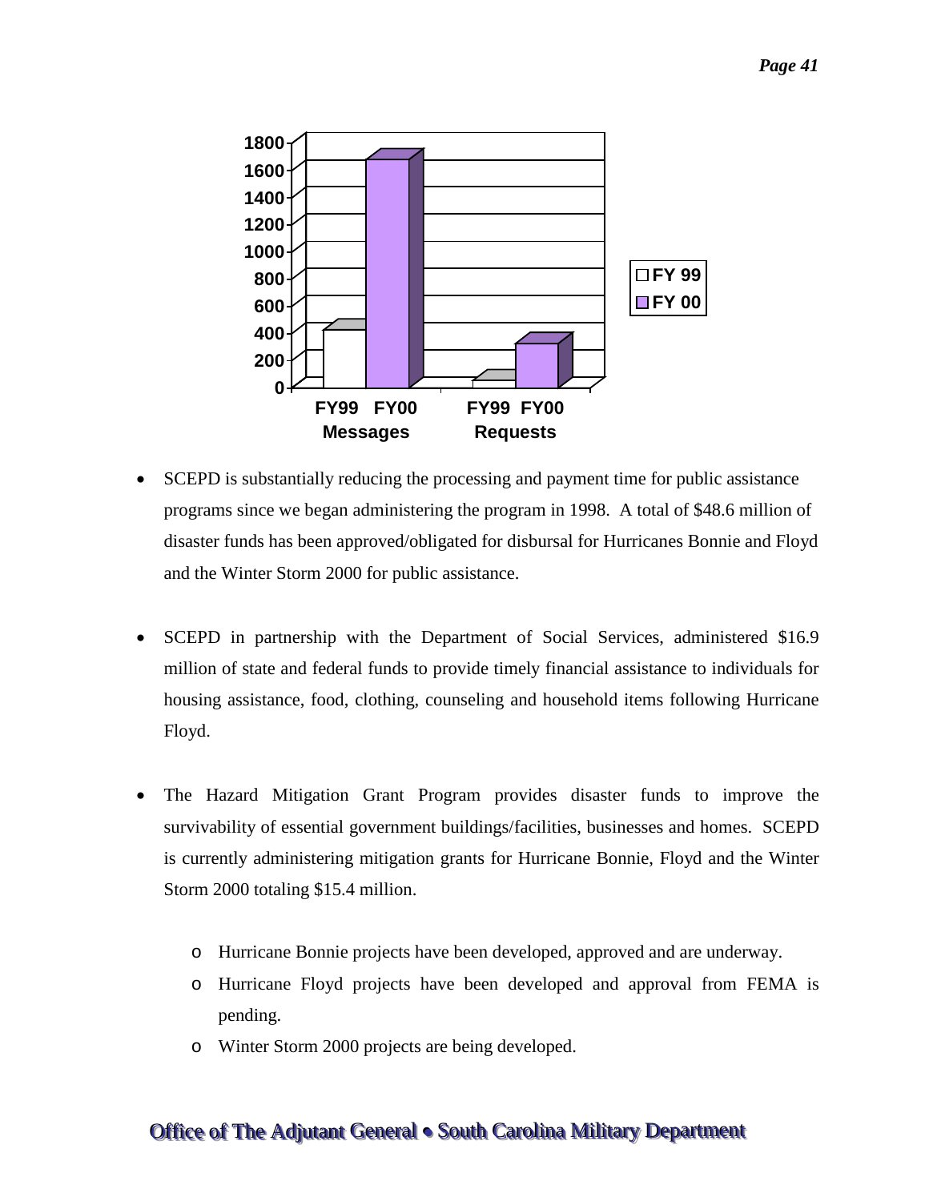- SCEPD is substantially reducing the processing and payment time for public assistance programs since we began administering the program in 1998. A total of $48.6 million of disaster funds has been approved/obligated for disbursal for Hurricanes Bonnie and Floyd and the Winter Storm 2000 for public assistance.

- SCEPD in partnership with the Department of Social Services, administered $16.9 million of state and federal funds to provide timely financial assistance to individuals for housing assistance, food, clothing, counseling and household items following Hurricane Floyd.

- The Hazard Mitigation Grant Program provides disaster funds to improve the survivability of essential government buildings/facilities, businesses and homes. SCEPD is currently administering mitigation grants for Hurricane Bonnie, Floyd and the Winter Storm 2000 totaling $15.4 million.
  - Hurricane Bonnie projects have been developed, approved and are underway.
  - Hurricane Floyd projects have been developed and approval from FEMA is pending.
  - Winter Storm 2000 projects are being developed.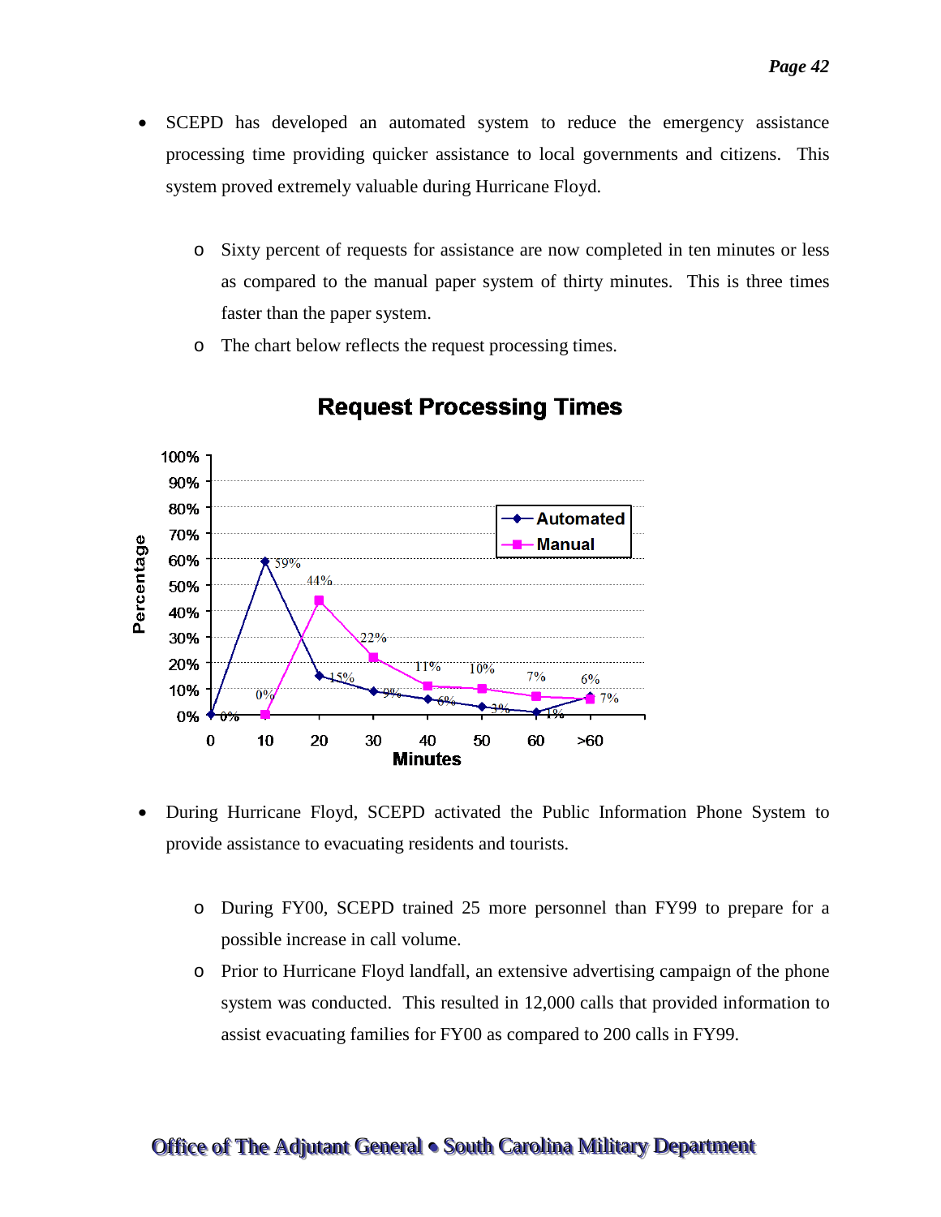- SCEPD has developed an automated system to reduce the emergency assistance processing time providing quicker assistance to local governments and citizens. This system proved extremely valuable during Hurricane Floyd.

  - Sixty percent of requests for assistance are now completed in ten minutes or less as compared to the manual paper system of thirty minutes. This is three times faster than the paper system.
  - The chart below reflects the request processing times.

**Request Processing Times**

| Minutes | Automated | Manual |
|---|---|---|
| 0 | 0% | |
| 10 | 59% | 0% |
| 20 | 15% | 44% |
| 30 | 9% | 22% |
| 40 | 6% | 11% |
| 50 | 3% | 10% |
| 60 | 1% | 7% |
| >60 | 7% | 6% |

- During Hurricane Floyd, SCEPD activated the Public Information Phone System to provide assistance to evacuating residents and tourists.

  - During FY00, SCEPD trained 25 more personnel than FY99 to prepare for a possible increase in call volume.
  - Prior to Hurricane Floyd landfall, an extensive advertising campaign of the phone system was conducted. This resulted in 12,000 calls that provided information to assist evacuating families for FY00 as compared to 200 calls in FY99.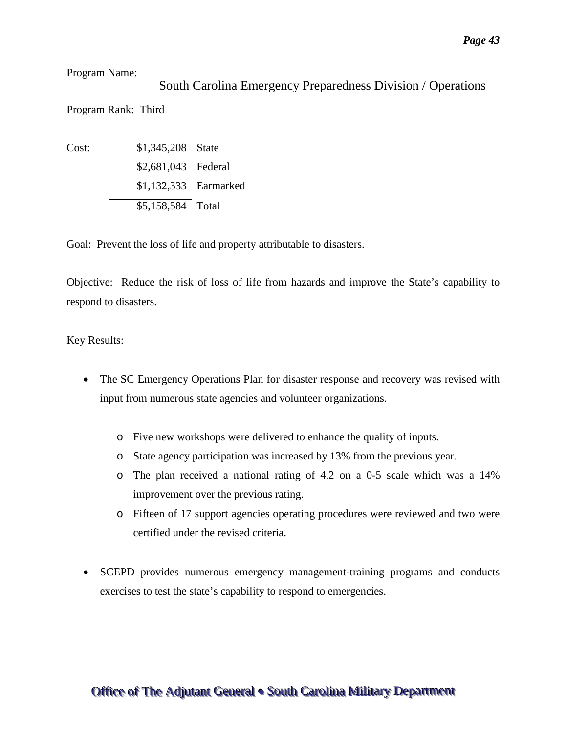Program Name:

South Carolina Emergency Preparedness Division / Operations

Program Rank: Third

| Cost: | | |
|---|---|---|
| | $1,345,208 | State |
| | $2,681,043 | Federal |
| | $1,132,333 | Earmarked |
| | $5,158,584 | Total |

Goal: Prevent the loss of life and property attributable to disasters.

Objective: Reduce the risk of loss of life from hazards and improve the State's capability to respond to disasters.

Key Results:

- The SC Emergency Operations Plan for disaster response and recovery was revised with input from numerous state agencies and volunteer organizations.
    - Five new workshops were delivered to enhance the quality of inputs.
    - State agency participation was increased by 13% from the previous year.
    - The plan received a national rating of 4.2 on a 0-5 scale which was a 14% improvement over the previous rating.
    - Fifteen of 17 support agencies operating procedures were reviewed and two were certified under the revised criteria.

- SCEPD provides numerous emergency management-training programs and conducts exercises to test the state's capability to respond to emergencies.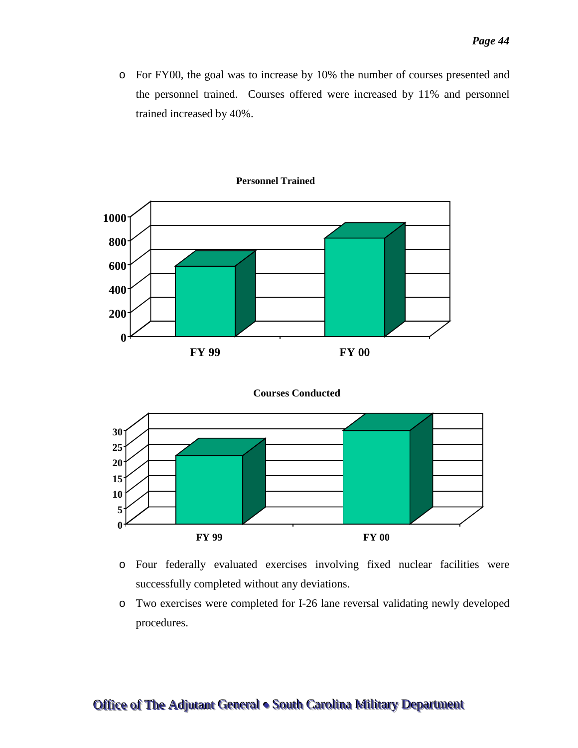- For FY00, the goal was to increase by 10% the number of courses presented and the personnel trained. Courses offered were increased by 11% and personnel trained increased by 40%.

**Personnel Trained**

**Courses Conducted**

- Four federally evaluated exercises involving fixed nuclear facilities were successfully completed without any deviations.
- Two exercises were completed for I-26 lane reversal validating newly developed procedures.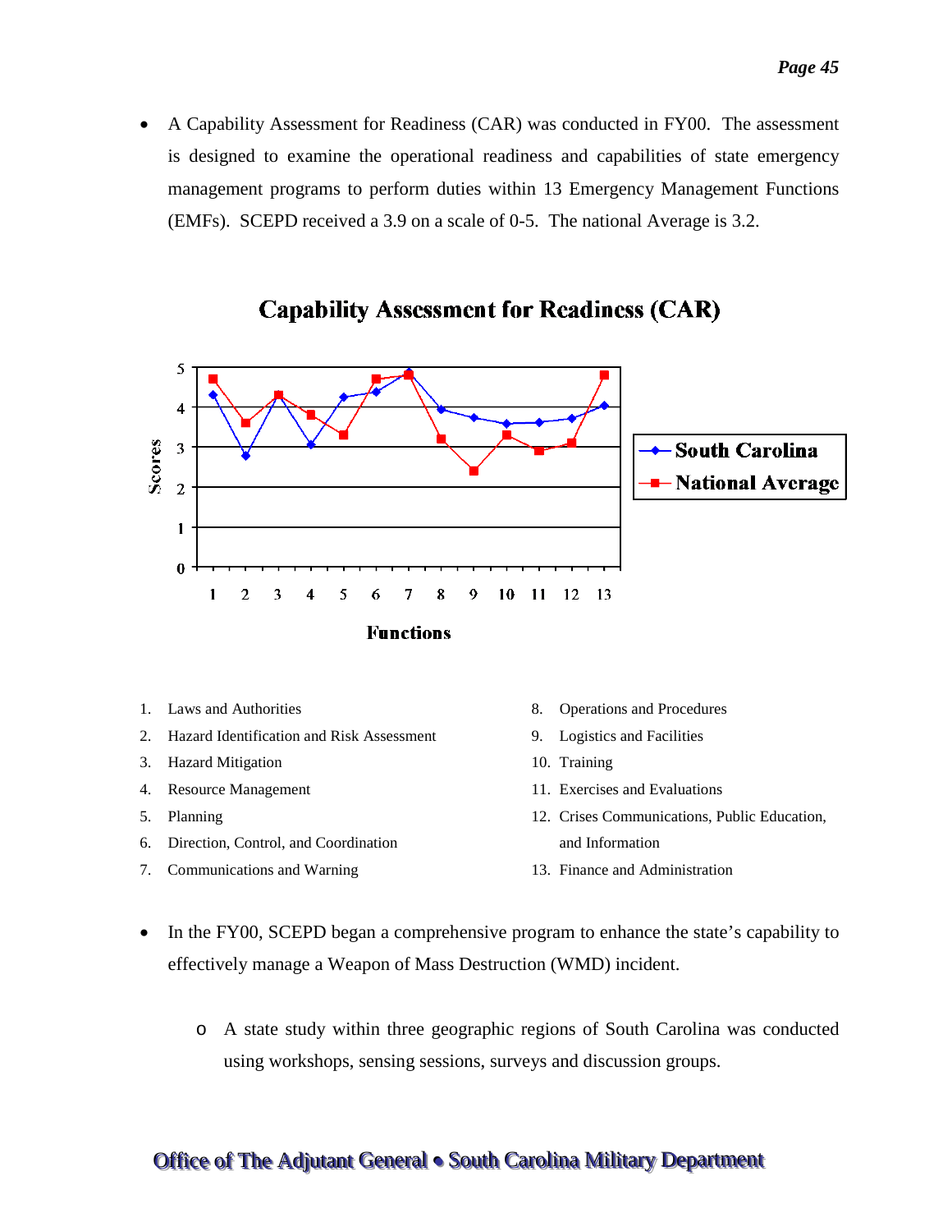- A Capability Assessment for Readiness (CAR) was conducted in FY00. The assessment is designed to examine the operational readiness and capabilities of state emergency management programs to perform duties within 13 Emergency Management Functions (EMFs). SCEPD received a 3.9 on a scale of 0-5. The national Average is 3.2.

**Capability Assessment for Readiness (CAR)**

1. Laws and Authorities
2. Hazard Identification and Risk Assessment
3. Hazard Mitigation
4. Resource Management
5. Planning
6. Direction, Control, and Coordination
7. Communications and Warning
8. Operations and Procedures
9. Logistics and Facilities
10. Training
11. Exercises and Evaluations
12. Crises Communications, Public Education, and Information
13. Finance and Administration

- In the FY00, SCEPD began a comprehensive program to enhance the state's capability to effectively manage a Weapon of Mass Destruction (WMD) incident.
  - A state study within three geographic regions of South Carolina was conducted using workshops, sensing sessions, surveys and discussion groups.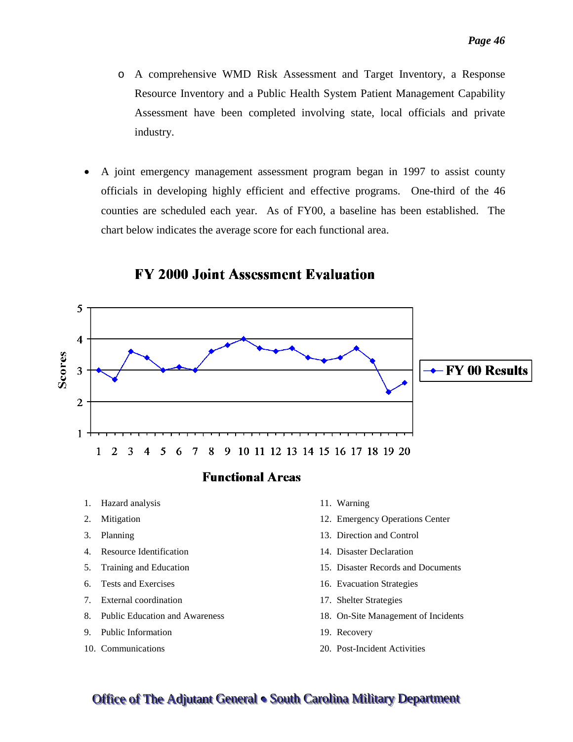- A comprehensive WMD Risk Assessment and Target Inventory, a Response Resource Inventory and a Public Health System Patient Management Capability Assessment have been completed involving state, local officials and private industry.

- A joint emergency management assessment program began in 1997 to assist county officials in developing highly efficient and effective programs. One-third of the 46 counties are scheduled each year. As of FY00, a baseline has been established. The chart below indicates the average score for each functional area.

**FY 2000 Joint Assessment Evaluation**

1. Hazard analysis
2. Mitigation
3. Planning
4. Resource Identification
5. Training and Education
6. Tests and Exercises
7. External coordination
8. Public Education and Awareness
9. Public Information
10. Communications
11. Warning
12. Emergency Operations Center
13. Direction and Control
14. Disaster Declaration
15. Disaster Records and Documents
16. Evacuation Strategies
17. Shelter Strategies
18. On-Site Management of Incidents
19. Recovery
20. Post-Incident Activities

**Office of The Adjutant General • South Carolina Military Department**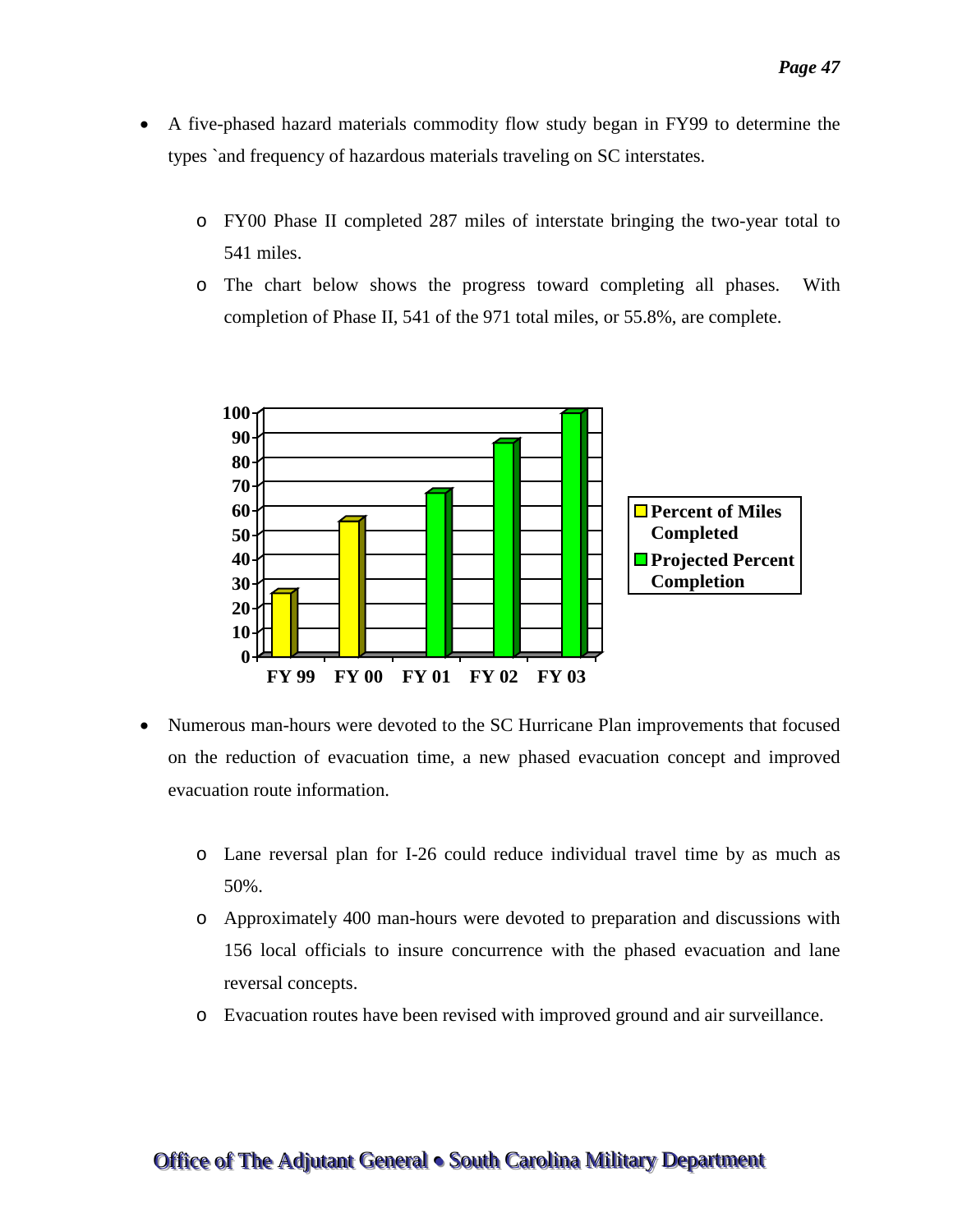- A five-phased hazard materials commodity flow study began in FY99 to determine the types `and frequency of hazardous materials traveling on SC interstates.
    - FY00 Phase II completed 287 miles of interstate bringing the two-year total to 541 miles.
    - The chart below shows the progress toward completing all phases. With completion of Phase II, 541 of the 971 total miles, or 55.8%, are complete.

| | FY 99 | FY 00 | FY 01 | FY 02 | FY 03 |
|---|---|---|---|---|---|
| Percent of Miles Completed | 26 | 55 | | | |
| Projected Percent Completion | | | 67 | 87 | 100 |

- Numerous man-hours were devoted to the SC Hurricane Plan improvements that focused on the reduction of evacuation time, a new phased evacuation concept and improved evacuation route information.
    - Lane reversal plan for I-26 could reduce individual travel time by as much as 50%.
    - Approximately 400 man-hours were devoted to preparation and discussions with 156 local officials to insure concurrence with the phased evacuation and lane reversal concepts.
    - Evacuation routes have been revised with improved ground and air surveillance.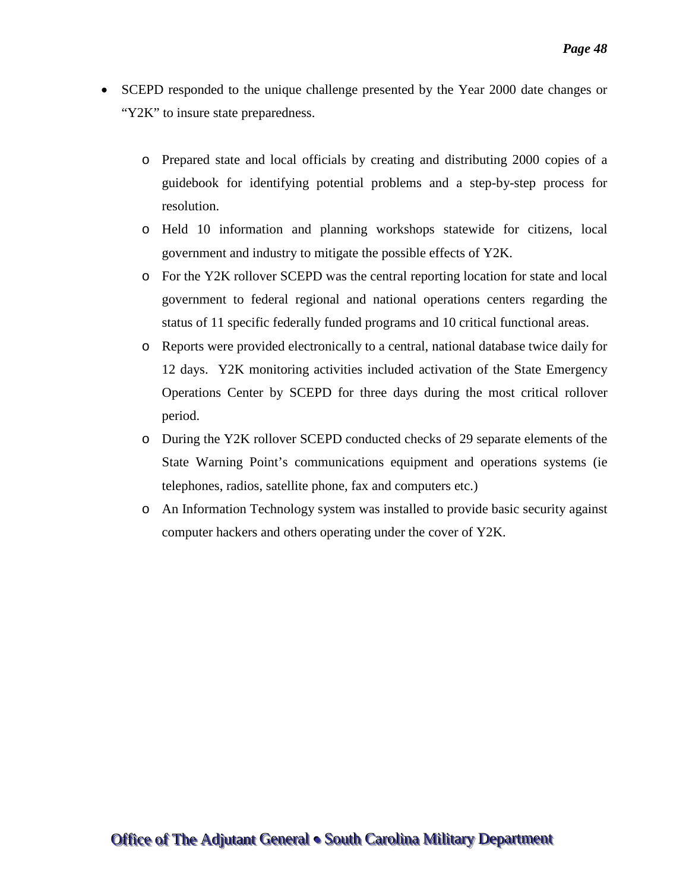- SCEPD responded to the unique challenge presented by the Year 2000 date changes or "Y2K" to insure state preparedness.

  - Prepared state and local officials by creating and distributing 2000 copies of a guidebook for identifying potential problems and a step-by-step process for resolution.
  - Held 10 information and planning workshops statewide for citizens, local government and industry to mitigate the possible effects of Y2K.
  - For the Y2K rollover SCEPD was the central reporting location for state and local government to federal regional and national operations centers regarding the status of 11 specific federally funded programs and 10 critical functional areas.
  - Reports were provided electronically to a central, national database twice daily for 12 days. Y2K monitoring activities included activation of the State Emergency Operations Center by SCEPD for three days during the most critical rollover period.
  - During the Y2K rollover SCEPD conducted checks of 29 separate elements of the State Warning Point's communications equipment and operations systems (ie telephones, radios, satellite phone, fax and computers etc.)
  - An Information Technology system was installed to provide basic security against computer hackers and others operating under the cover of Y2K.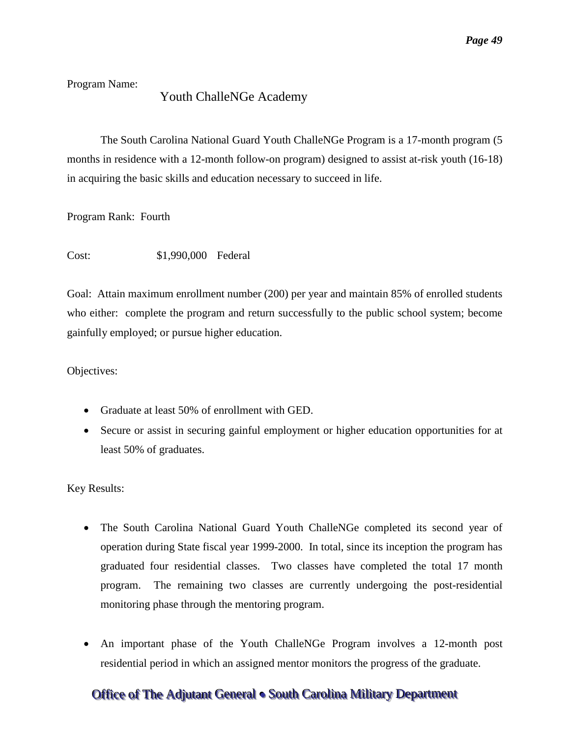Program Name:

Youth ChalleNGe Academy

The South Carolina National Guard Youth ChalleNGe Program is a 17-month program (5 months in residence with a 12-month follow-on program) designed to assist at-risk youth (16-18) in acquiring the basic skills and education necessary to succeed in life.

Program Rank: Fourth

Cost: $1,990,000 Federal

Goal: Attain maximum enrollment number (200) per year and maintain 85% of enrolled students who either: complete the program and return successfully to the public school system; become gainfully employed; or pursue higher education.

Objectives:

- Graduate at least 50% of enrollment with GED.
- Secure or assist in securing gainful employment or higher education opportunities for at least 50% of graduates.

Key Results:

- The South Carolina National Guard Youth ChalleNGe completed its second year of operation during State fiscal year 1999-2000. In total, since its inception the program has graduated four residential classes. Two classes have completed the total 17 month program. The remaining two classes are currently undergoing the post-residential monitoring phase through the mentoring program.

- An important phase of the Youth ChalleNGe Program involves a 12-month post residential period in which an assigned mentor monitors the progress of the graduate.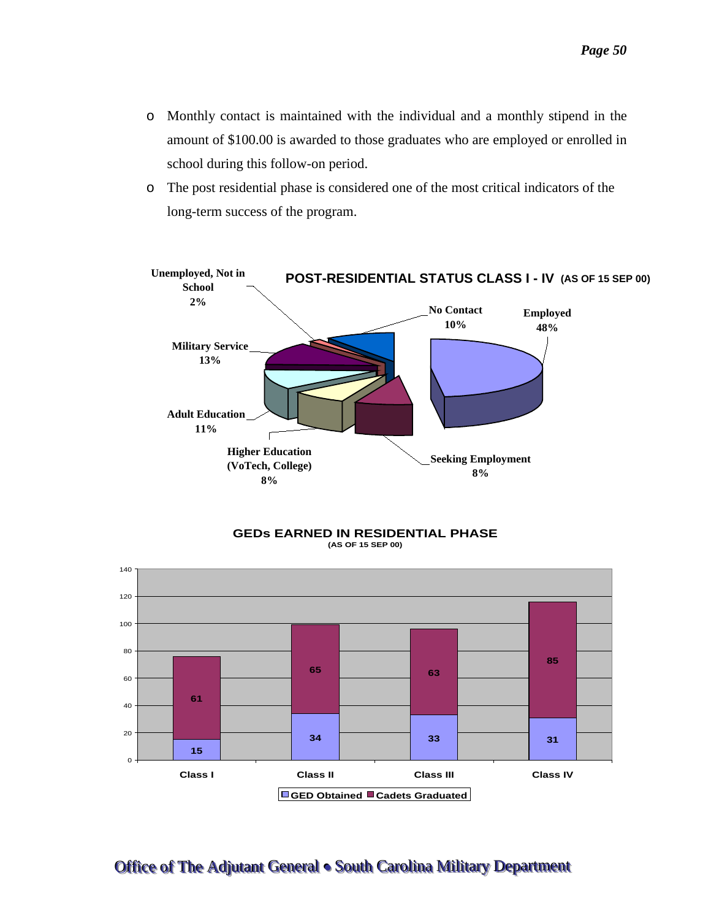- Monthly contact is maintained with the individual and a monthly stipend in the amount of $100.00 is awarded to those graduates who are employed or enrolled in school during this follow-on period.
- The post residential phase is considered one of the most critical indicators of the long-term success of the program.

**POST-RESIDENTIAL STATUS CLASS I - IV (AS OF 15 SEP 00)**

| Status | Percent |
|---|---|
| Employed | 48% |
| Seeking Employment | 8% |
| Higher Education (VoTech, College) | 8% |
| Adult Education | 11% |
| Military Service | 13% |
| Unemployed, Not in School | 2% |
| No Contact | 10% |

**GEDs EARNED IN RESIDENTIAL PHASE**
**(AS OF 15 SEP 00)**

| | Class I | Class II | Class III | Class IV |
|---|---|---|---|---|
| GED Obtained | 15 | 34 | 33 | 31 |
| Cadets Graduated | 61 | 65 | 63 | 85 |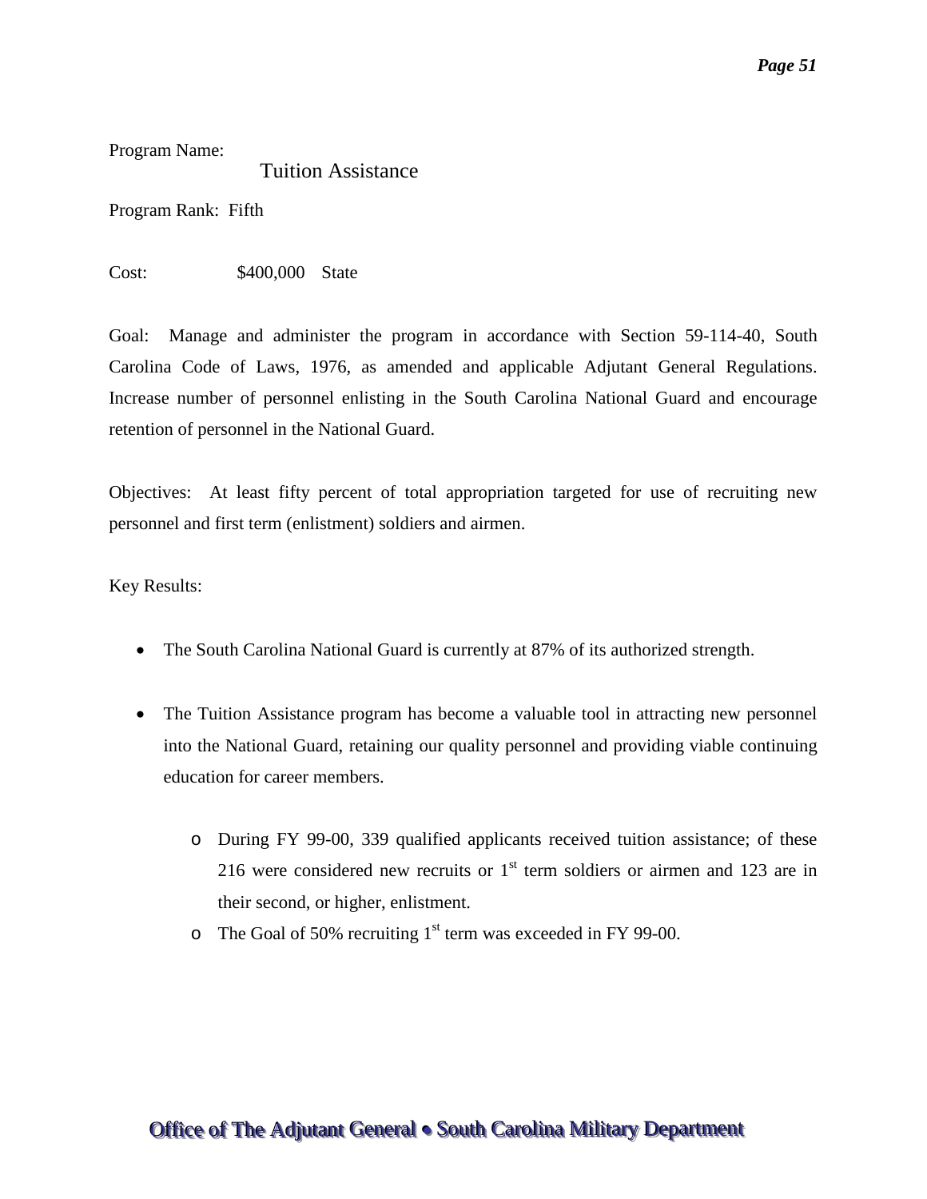Program Name:

Tuition Assistance

Program Rank: Fifth

Cost: $400,000 State

Goal: Manage and administer the program in accordance with Section 59-114-40, South Carolina Code of Laws, 1976, as amended and applicable Adjutant General Regulations. Increase number of personnel enlisting in the South Carolina National Guard and encourage retention of personnel in the National Guard.

Objectives: At least fifty percent of total appropriation targeted for use of recruiting new personnel and first term (enlistment) soldiers and airmen.

Key Results:

- The South Carolina National Guard is currently at 87% of its authorized strength.
- The Tuition Assistance program has become a valuable tool in attracting new personnel into the National Guard, retaining our quality personnel and providing viable continuing education for career members.
  - During FY 99-00, 339 qualified applicants received tuition assistance; of these 216 were considered new recruits or 1st term soldiers or airmen and 123 are in their second, or higher, enlistment.
  - The Goal of 50% recruiting 1st term was exceeded in FY 99-00.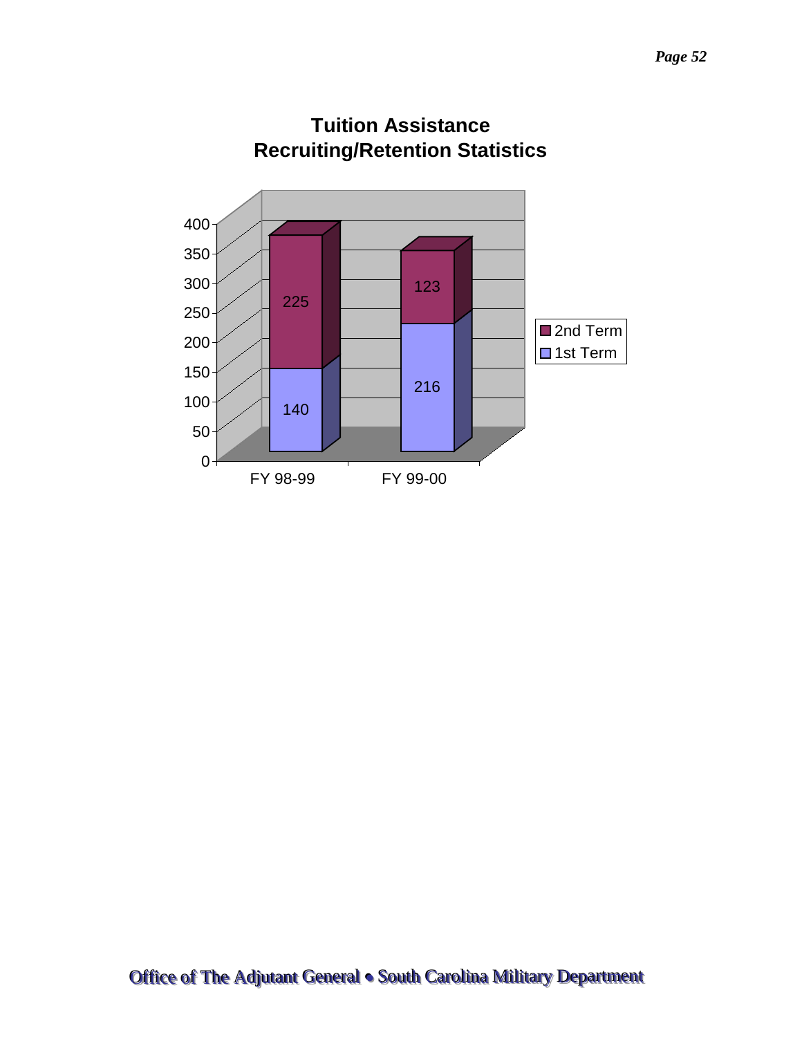## Tuition Assistance Recruiting/Retention Statistics

| | FY 98-99 | FY 99-00 |
|---|---|---|
| 2nd Term | 225 | 123 |
| 1st Term | 140 | 216 |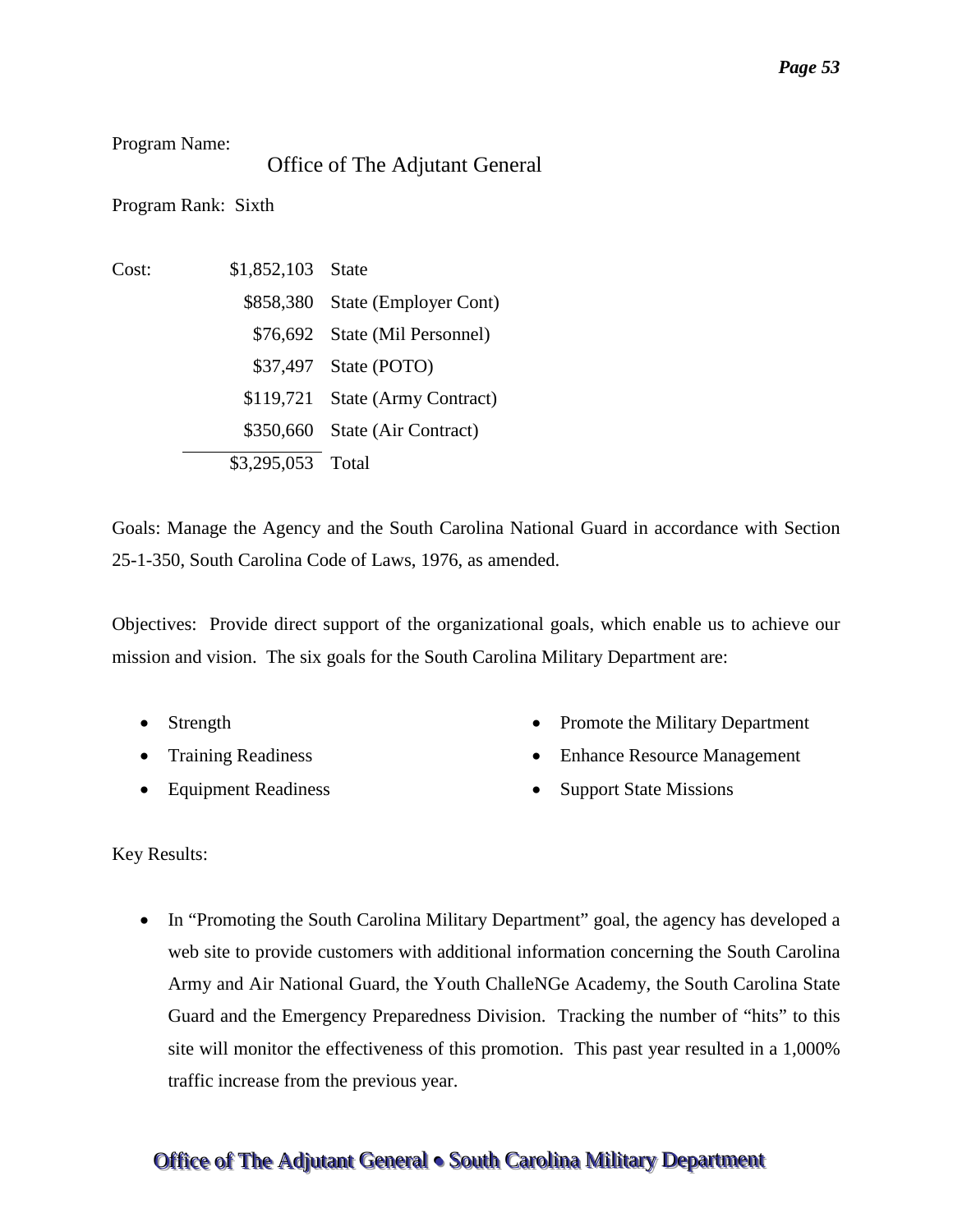Program Name:

Office of The Adjutant General

Program Rank: Sixth

| Cost: | | |
|---|---|---|
| | \$1,852,103 | State |
| | \$858,380 | State (Employer Cont) |
| | \$76,692 | State (Mil Personnel) |
| | \$37,497 | State (POTO) |
| | \$119,721 | State (Army Contract) |
| | \$350,660 | State (Air Contract) |
| | \$3,295,053 | Total |

Goals: Manage the Agency and the South Carolina National Guard in accordance with Section 25-1-350, South Carolina Code of Laws, 1976, as amended.

Objectives: Provide direct support of the organizational goals, which enable us to achieve our mission and vision. The six goals for the South Carolina Military Department are:

- Strength
- Training Readiness
- Equipment Readiness
- Promote the Military Department
- Enhance Resource Management
- Support State Missions

Key Results:

- In "Promoting the South Carolina Military Department" goal, the agency has developed a web site to provide customers with additional information concerning the South Carolina Army and Air National Guard, the Youth ChalleNGe Academy, the South Carolina State Guard and the Emergency Preparedness Division. Tracking the number of "hits" to this site will monitor the effectiveness of this promotion. This past year resulted in a 1,000% traffic increase from the previous year.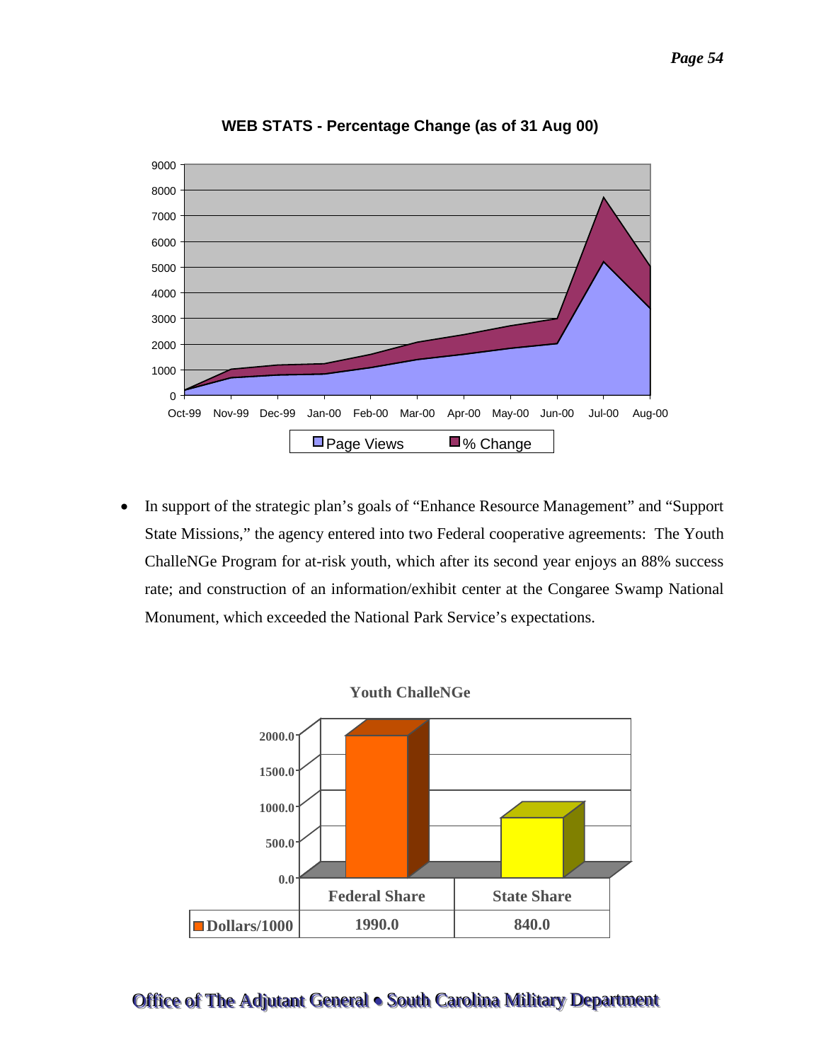**WEB STATS - Percentage Change (as of 31 Aug 00)**

- In support of the strategic plan's goals of "Enhance Resource Management" and "Support State Missions," the agency entered into two Federal cooperative agreements: The Youth ChalleNGe Program for at-risk youth, which after its second year enjoys an 88% success rate; and construction of an information/exhibit center at the Congaree Swamp National Monument, which exceeded the National Park Service's expectations.

**Youth ChalleNGe**

| | Federal Share | State Share |
|---|---|---|
| Dollars/1000 | 1990.0 | 840.0 |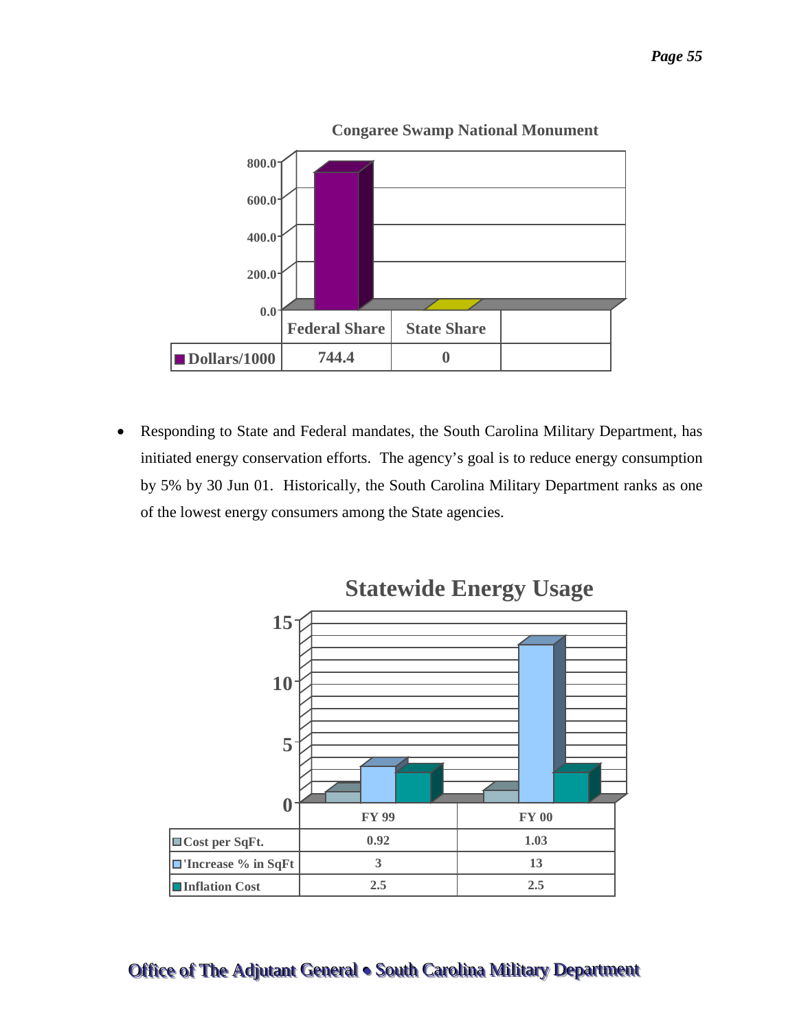**Congaree Swamp National Monument**

| | Federal Share | State Share |
|---|---|---|
| Dollars/1000 | 744.4 | 0 |

- Responding to State and Federal mandates, the South Carolina Military Department, has initiated energy conservation efforts. The agency's goal is to reduce energy consumption by 5% by 30 Jun 01. Historically, the South Carolina Military Department ranks as one of the lowest energy consumers among the State agencies.

**Statewide Energy Usage**

| | FY 99 | FY 00 |
|---|---|---|
| Cost per SqFt. | 0.92 | 1.03 |
| 'Increase % in SqFt | 3 | 13 |
| Inflation Cost | 2.5 | 2.5 |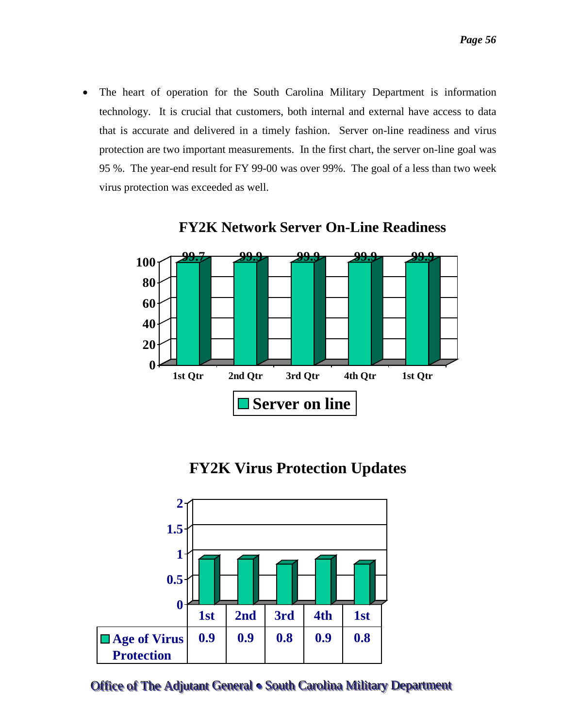- The heart of operation for the South Carolina Military Department is information technology. It is crucial that customers, both internal and external have access to data that is accurate and delivered in a timely fashion. Server on-line readiness and virus protection are two important measurements. In the first chart, the server on-line goal was 95 %. The year-end result for FY 99-00 was over 99%. The goal of a less than two week virus protection was exceeded as well.

## FY2K Network Server On-Line Readiness

| | 1st Qtr | 2nd Qtr | 3rd Qtr | 4th Qtr | 1st Qtr |
|---|---|---|---|---|---|
| Server on line | 99.7 | 99.9 | 99.9 | 99.9 | 99.9 |

## FY2K Virus Protection Updates

| | 1st | 2nd | 3rd | 4th | 1st |
|---|---|---|---|---|---|
| Age of Virus Protection | 0.9 | 0.9 | 0.8 | 0.9 | 0.8 |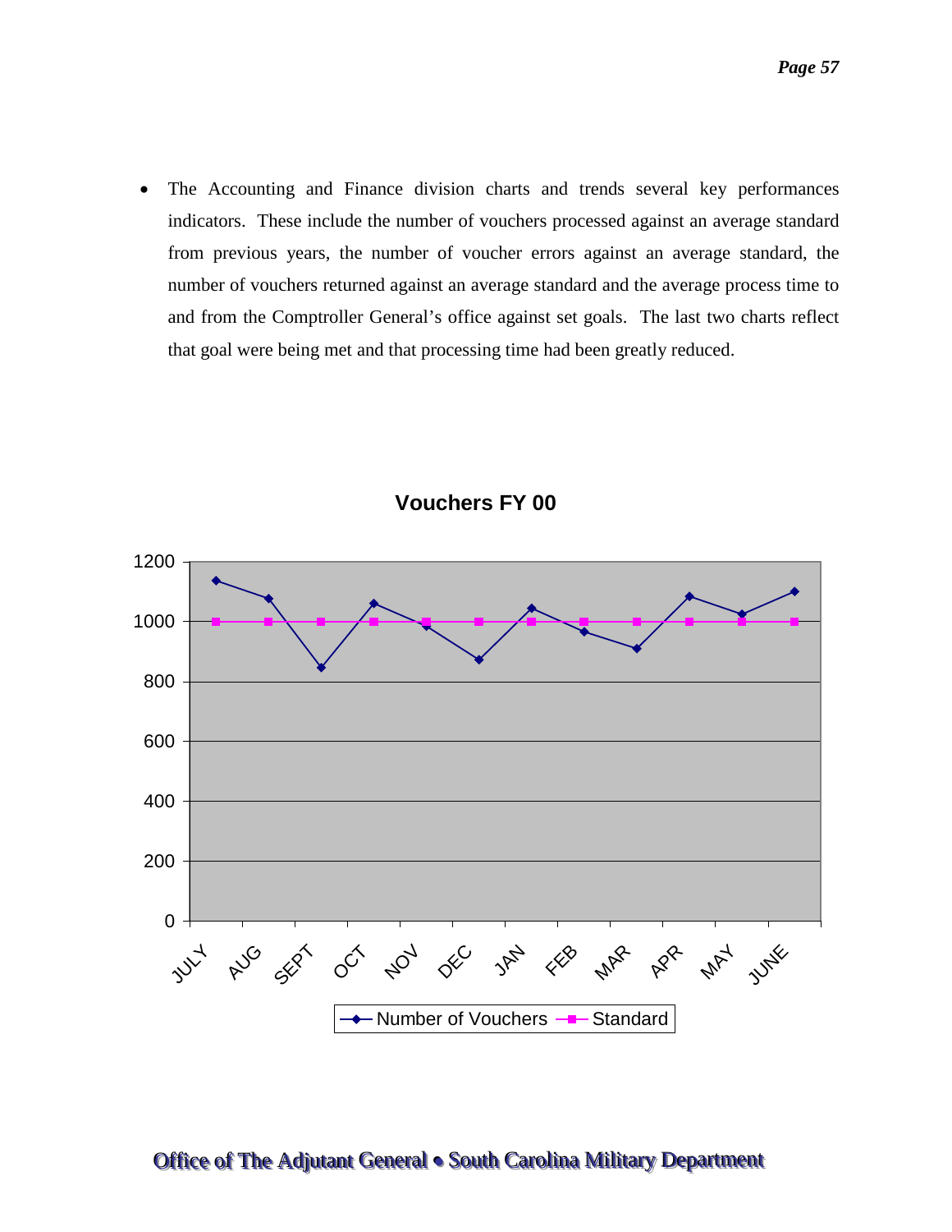- The Accounting and Finance division charts and trends several key performances indicators. These include the number of vouchers processed against an average standard from previous years, the number of voucher errors against an average standard, the number of vouchers returned against an average standard and the average process time to and from the Comptroller General's office against set goals. The last two charts reflect that goal were being met and that processing time had been greatly reduced.

**Vouchers FY 00**

| Month | Number of Vouchers (approx.) | Standard |
|---|---|---|
| JULY | 1135 | 1000 |
| AUG | 1075 | 1000 |
| SEPT | 845 | 1000 |
| OCT | 1060 | 1000 |
| NOV | 985 | 1000 |
| DEC | 870 | 1000 |
| JAN | 1045 | 1000 |
| FEB | 965 | 1000 |
| MAR | 910 | 1000 |
| APR | 1085 | 1000 |
| MAY | 1025 | 1000 |
| JUNE | 1100 | 1000 |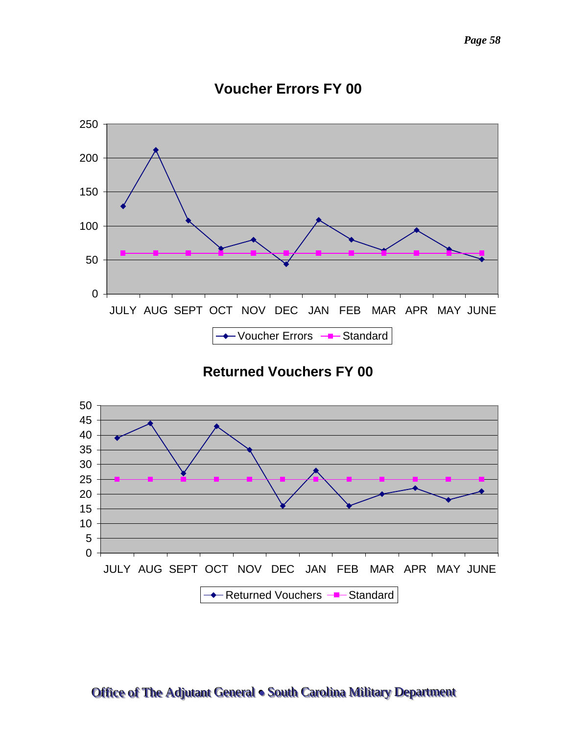## Voucher Errors FY 00

| | JULY | AUG | SEPT | OCT | NOV | DEC | JAN | FEB | MAR | APR | MAY | JUNE |
|---|---|---|---|---|---|---|---|---|---|---|---|---|
| Voucher Errors | 129 | 212 | 108 | 67 | 80 | 44 | 109 | 80 | 64 | 94 | 66 | 51 |
| Standard | 60 | 60 | 60 | 60 | 60 | 60 | 60 | 60 | 60 | 60 | 60 | 60 |

## Returned Vouchers FY 00

| | JULY | AUG | SEPT | OCT | NOV | DEC | JAN | FEB | MAR | APR | MAY | JUNE |
|---|---|---|---|---|---|---|---|---|---|---|---|---|
| Returned Vouchers | 39 | 44 | 27 | 43 | 35 | 16 | 28 | 16 | 20 | 22 | 18 | 21 |
| Standard | 25 | 25 | 25 | 25 | 25 | 25 | 25 | 25 | 25 | 25 | 25 | 25 |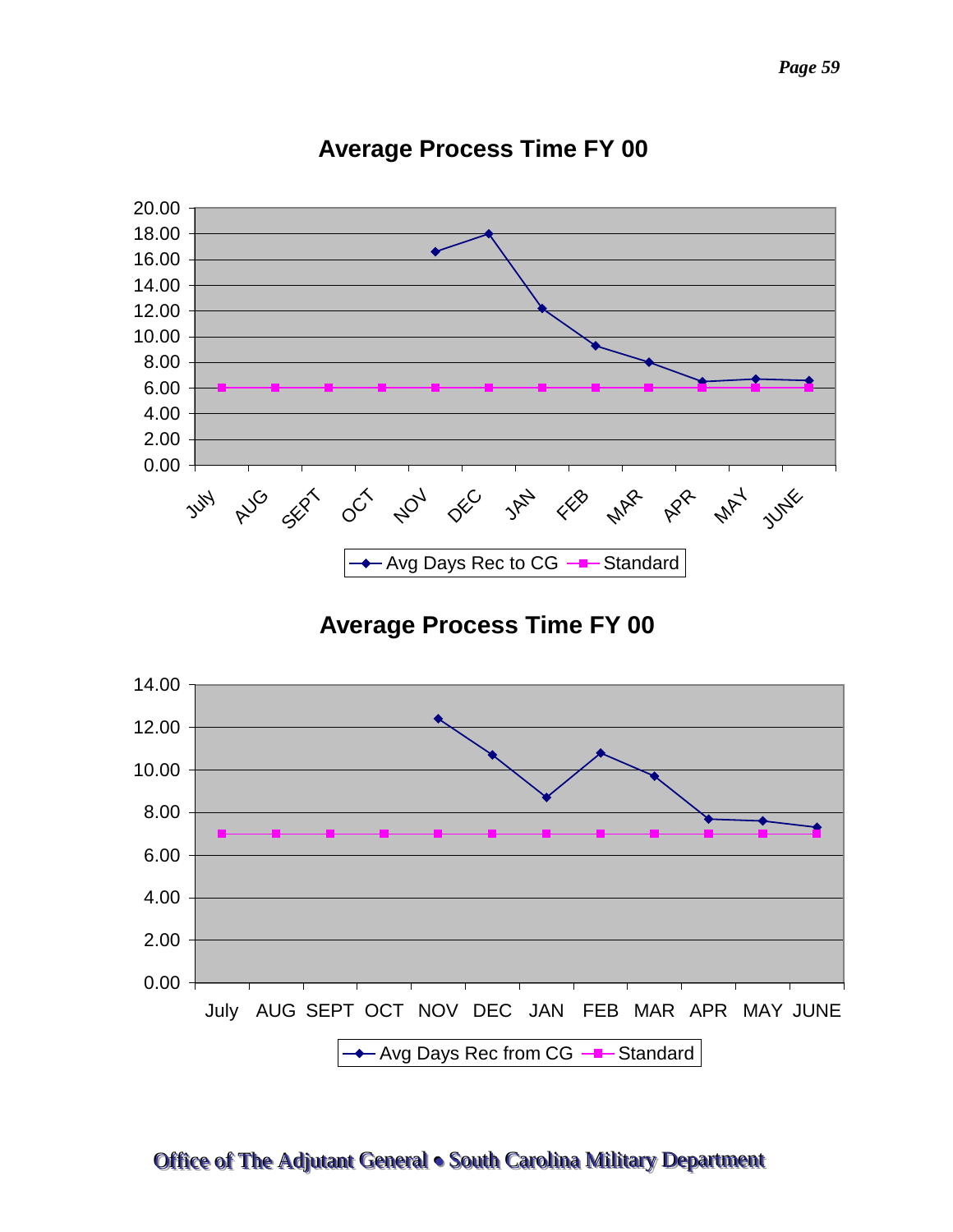## Average Process Time FY 00

| Month | Avg Days Rec to CG | Standard |
|---|---|---|
| July | | 6.00 |
| AUG | | 6.00 |
| SEPT | | 6.00 |
| OCT | | 6.00 |
| NOV | 16.6 | 6.00 |
| DEC | 18.0 | 6.00 |
| JAN | 12.2 | 6.00 |
| FEB | 9.3 | 6.00 |
| MAR | 8.0 | 6.00 |
| APR | 6.5 | 6.00 |
| MAY | 6.7 | 6.00 |
| JUNE | 6.6 | 6.00 |

## Average Process Time FY 00

| Month | Avg Days Rec from CG | Standard |
|---|---|---|
| July | | 7.00 |
| AUG | | 7.00 |
| SEPT | | 7.00 |
| OCT | | 7.00 |
| NOV | 12.4 | 7.00 |
| DEC | 10.7 | 7.00 |
| JAN | 8.7 | 7.00 |
| FEB | 10.8 | 7.00 |
| MAR | 9.7 | 7.00 |
| APR | 7.7 | 7.00 |
| MAY | 7.6 | 7.00 |
| JUNE | 7.3 | 7.00 |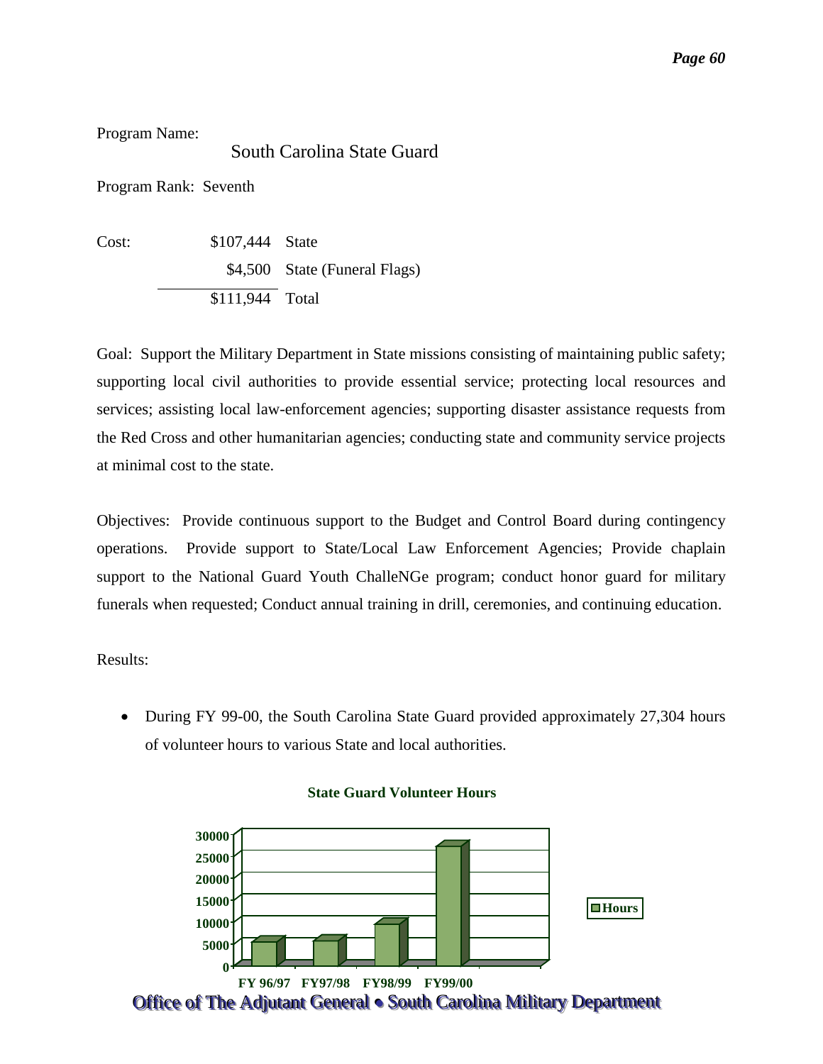Program Name:

South Carolina State Guard

Program Rank: Seventh

| Cost: | | |
|---|---|---|
| | $107,444 | State |
| | $4,500 | State (Funeral Flags) |
| | $111,944 | Total |

Goal: Support the Military Department in State missions consisting of maintaining public safety; supporting local civil authorities to provide essential service; protecting local resources and services; assisting local law-enforcement agencies; supporting disaster assistance requests from the Red Cross and other humanitarian agencies; conducting state and community service projects at minimal cost to the state.

Objectives: Provide continuous support to the Budget and Control Board during contingency operations. Provide support to State/Local Law Enforcement Agencies; Provide chaplain support to the National Guard Youth ChalleNGe program; conduct honor guard for military funerals when requested; Conduct annual training in drill, ceremonies, and continuing education.

Results:

- During FY 99-00, the South Carolina State Guard provided approximately 27,304 hours of volunteer hours to various State and local authorities.

**State Guard Volunteer Hours**

Legend: Hours

Y-axis: 0, 5000, 10000, 15000, 20000, 25000, 30000

X-axis: FY 96/97, FY97/98, FY98/99, FY99/00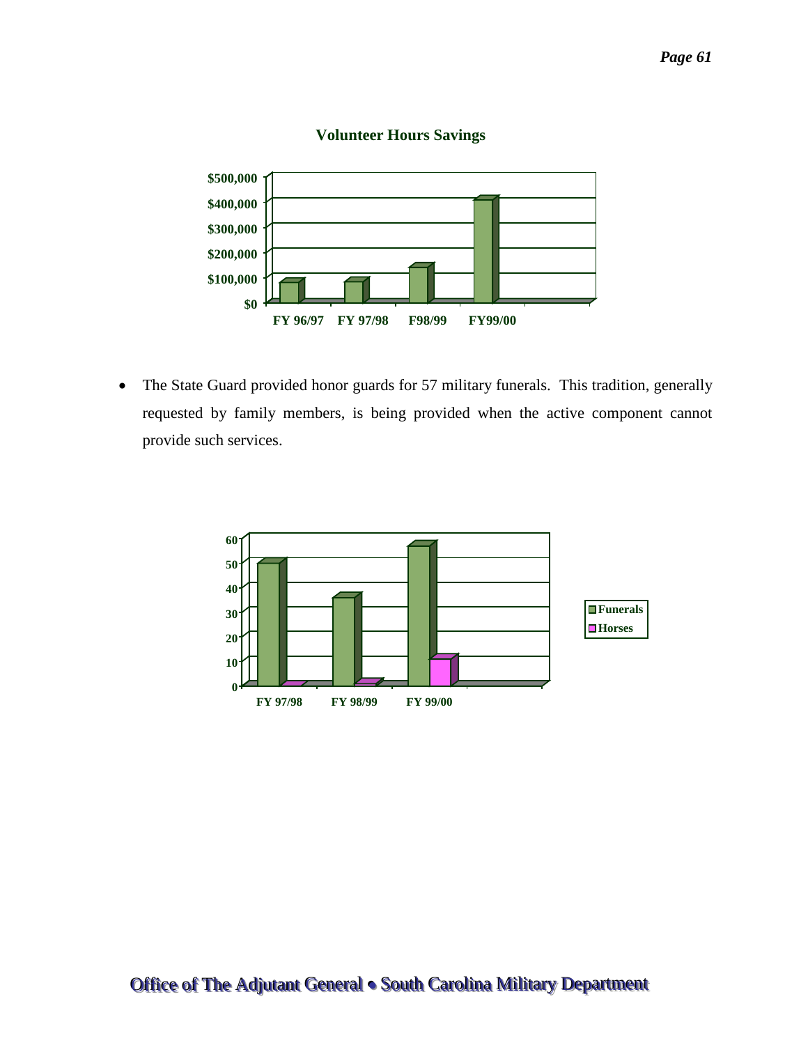**Volunteer Hours Savings**

- The State Guard provided honor guards for 57 military funerals. This tradition, generally requested by family members, is being provided when the active component cannot provide such services.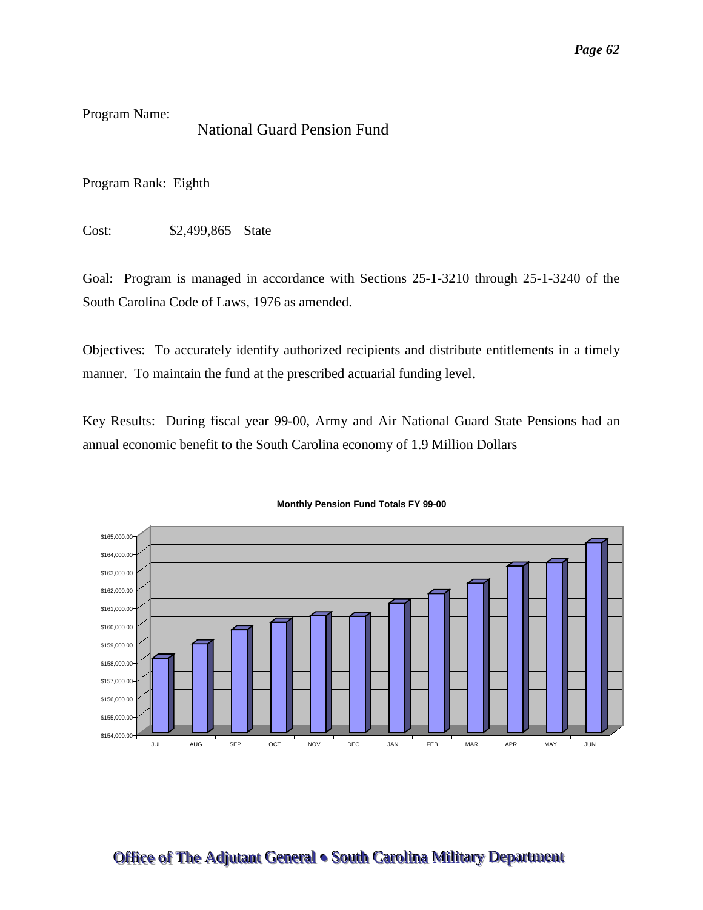Program Name:

National Guard Pension Fund

Program Rank: Eighth

Cost: $2,499,865 State

Goal: Program is managed in accordance with Sections 25-1-3210 through 25-1-3240 of the South Carolina Code of Laws, 1976 as amended.

Objectives: To accurately identify authorized recipients and distribute entitlements in a timely manner. To maintain the fund at the prescribed actuarial funding level.

Key Results: During fiscal year 99-00, Army and Air National Guard State Pensions had an annual economic benefit to the South Carolina economy of 1.9 Million Dollars

**Monthly Pension Fund Totals FY 99-00**

| Month | Approximate Total |
|---|---|
| JUL | ~$158,100 |
| AUG | ~$158,900 |
| SEP | ~$159,700 |
| OCT | ~$160,100 |
| NOV | ~$160,500 |
| DEC | ~$160,500 |
| JAN | ~$161,200 |
| FEB | ~$161,700 |
| MAR | ~$162,300 |
| APR | ~$163,200 |
| MAY | ~$163,400 |
| JUN | ~$164,600 |

*Values are approximate readings from the bar chart; exact figures are not printed on the page.*

**Office of The Adjutant General • South Carolina Military Department**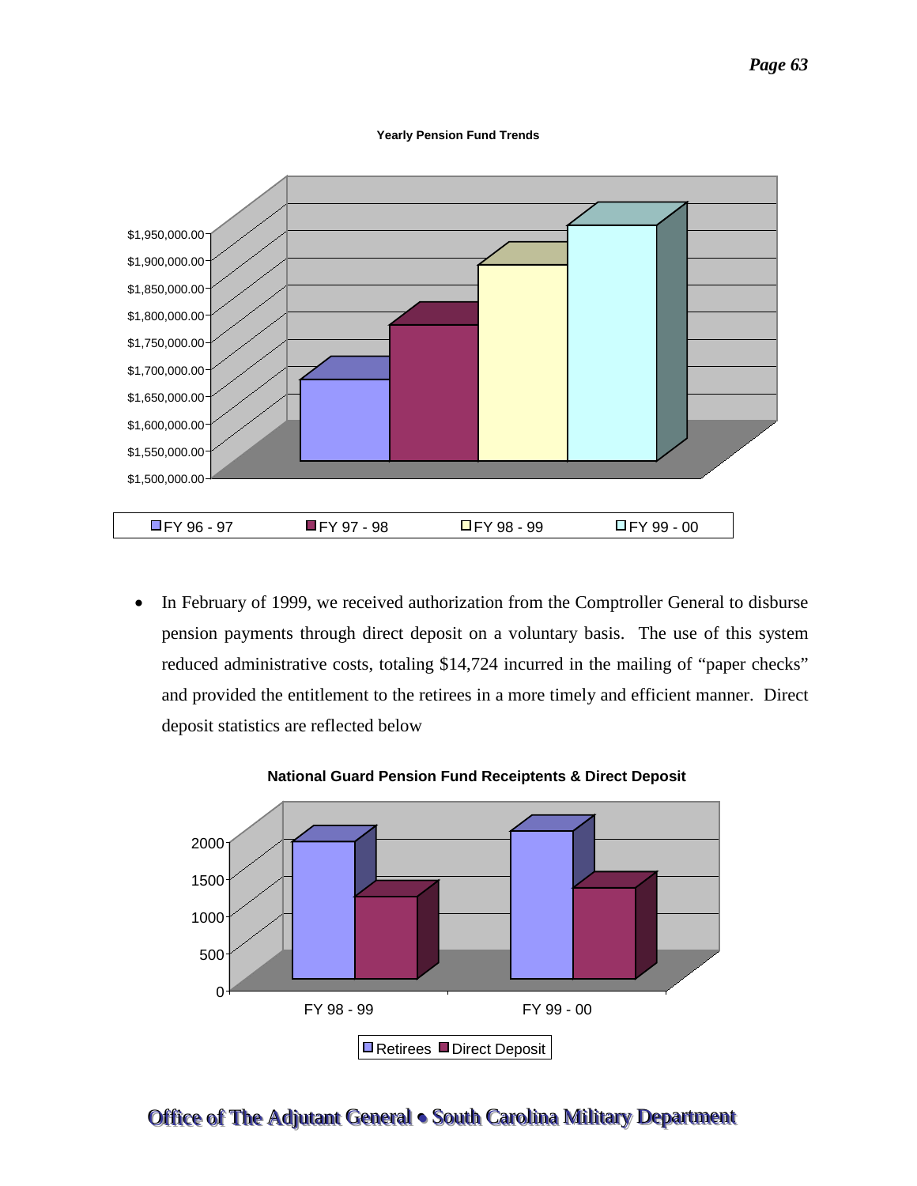**Yearly Pension Fund Trends**

- FY 96 - 97
- FY 97 - 98
- FY 98 - 99
- FY 99 - 00

- In February of 1999, we received authorization from the Comptroller General to disburse pension payments through direct deposit on a voluntary basis. The use of this system reduced administrative costs, totaling $14,724 incurred in the mailing of "paper checks" and provided the entitlement to the retirees in a more timely and efficient manner. Direct deposit statistics are reflected below

**National Guard Pension Fund Receiptents & Direct Deposit**

- Retirees
- Direct Deposit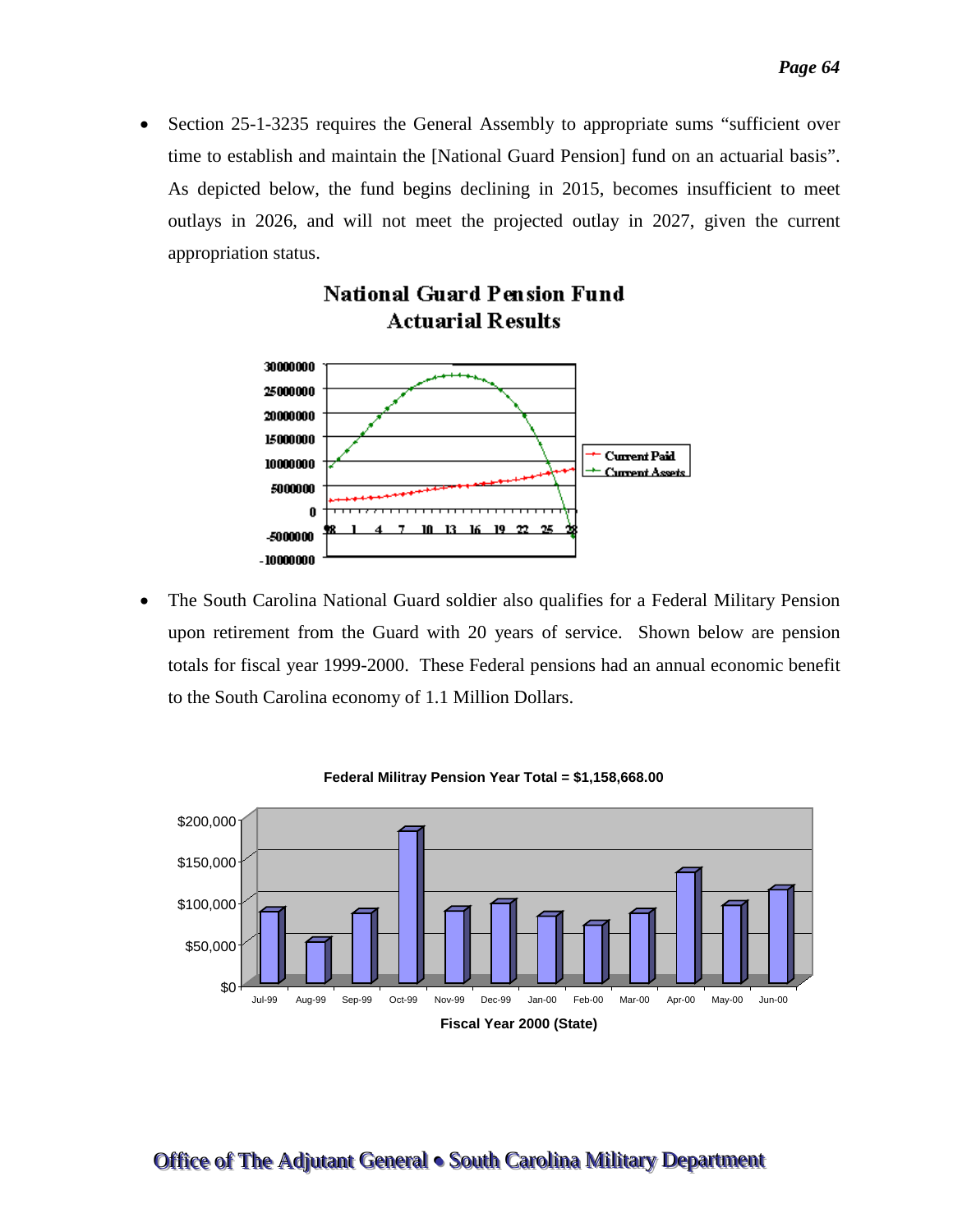- Section 25-1-3235 requires the General Assembly to appropriate sums "sufficient over time to establish and maintain the [National Guard Pension] fund on an actuarial basis". As depicted below, the fund begins declining in 2015, becomes insufficient to meet outlays in 2026, and will not meet the projected outlay in 2027, given the current appropriation status.

**National Guard Pension Fund**
**Actuarial Results**

30000000
25000000
20000000
15000000
10000000
5000000
0
-5000000
-10000000

98 1 4 7 10 13 16 19 22 25 28

Current Paid
Current Assets

- The South Carolina National Guard soldier also qualifies for a Federal Military Pension upon retirement from the Guard with 20 years of service. Shown below are pension totals for fiscal year 1999-2000. These Federal pensions had an annual economic benefit to the South Carolina economy of 1.1 Million Dollars.

**Federal Militray Pension Year Total = $1,158,668.00**

$200,000
$150,000
$100,000
$50,000
$0

Jul-99 Aug-99 Sep-99 Oct-99 Nov-99 Dec-99 Jan-00 Feb-00 Mar-00 Apr-00 May-00 Jun-00

**Fiscal Year 2000 (State)**